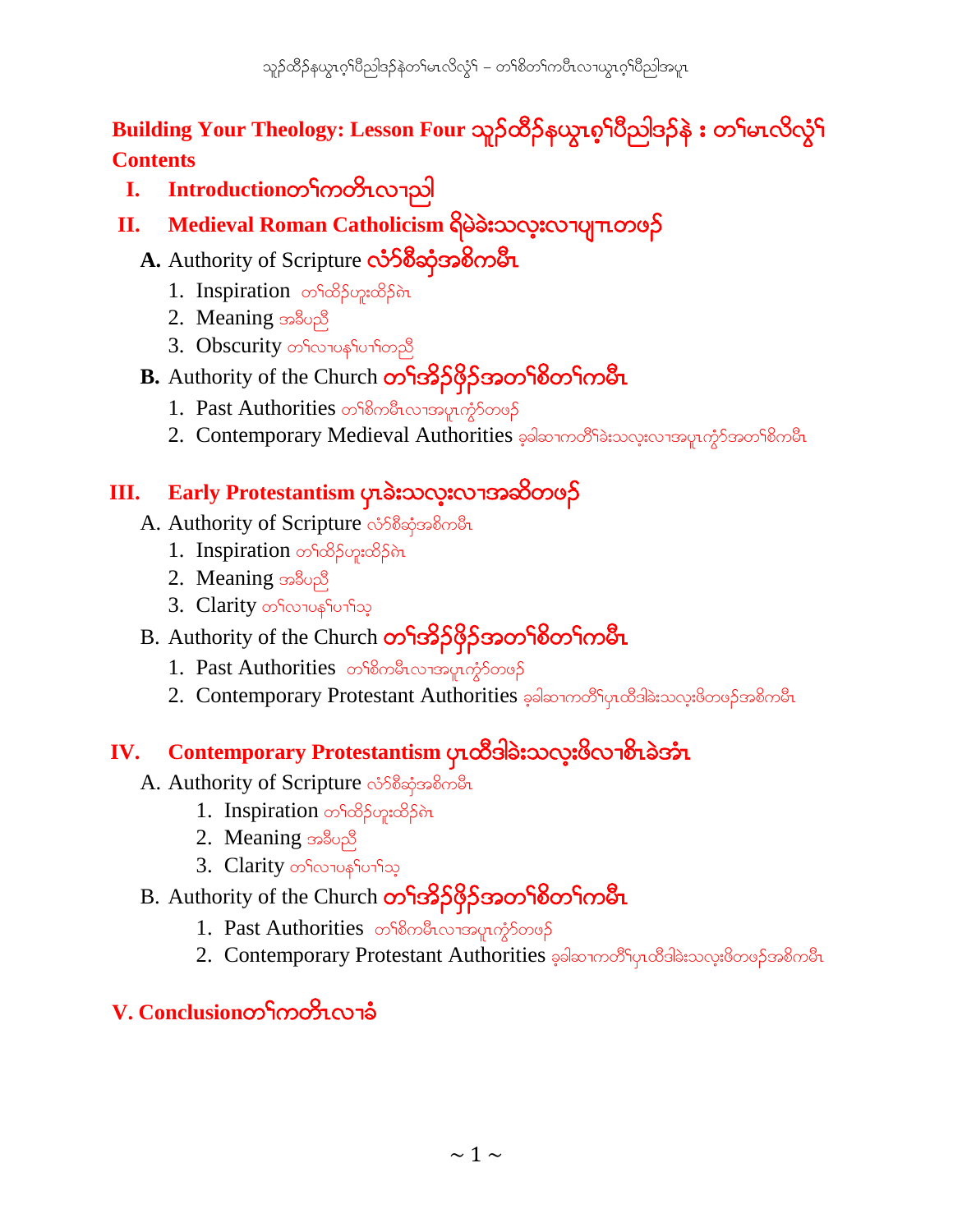# Building Your Theology: Lesson Four သူဉ်ထိဉ်နယွၤစ့ၢ်ပီညါဒ်နဲ : တၢ်မၤလိလွံၢ်

## Contents

**I. Introductionတၢ်ကတိၤလၢညါ**

**II. Medieval Roman Catholicism ရိမ့ခဲးသလုးလၢပျ့ၤတဖဉ်**

**A.** Authority of Scripture **လံာ်စီဆှံအစိကမီၤ**

1. Inspiration တၢ်ထိဉ်ဟူးထိဉ်ဂဲၤ
2. Meaning အခီပညီ
3. Obscurity တၢ်လၢပနၢ်ပၢၢ်တညီ

**B.** Authority of the Church **တၢ်အိဉ်ဖှိဉ်အတၢ်စိတၢ်ကမီၤ**

1. Past Authorities တၢ်စိကမီၤလၢအပူၤကွံာ်တဖဉ်
2. Contemporary Medieval Authorities ခ့ခါဆၢကတီၢ်ခဲးသလုးလၢအပူၤကွံာ်အတၢ်စိကမီၤ

**III. Early Protestantism ပှၤခဲးသလုးလၢအဆိတဖဉ်**

A. Authority of Scripture လံာ်စီဆှံအစိကမီၤ

1. Inspiration တၢ်ထိဉ်ဟူးထိဉ်ဂဲၤ
2. Meaning အခီပညီ
3. Clarity တၢ်လၢပနၢ်ပၢၢ်သ့

B. Authority of the Church **တၢ်အိဉ်ဖှိဉ်အတၢ်စိတၢ်ကမီၤ**

1. Past Authorities တၢ်စိကမီၤလၢအပူၤကွံာ်တဖဉ်
2. Contemporary Protestant Authorities ခ့ခါဆၢကတီၢ်ပှၤထီဒါခဲးသလုးဖိတဖဉ်အစိကမီၤ

**IV. Contemporary Protestantism ပှၤထီဒါခဲးသလုးဖိလၢစီၤခဲအံၤ**

A. Authority of Scripture လံာ်စီဆှံအစိကမီၤ

1. Inspiration တၢ်ထိဉ်ဟူးထိဉ်ဂဲၤ
2. Meaning အခီပညီ
3. Clarity တၢ်လၢပနၢ်ပၢၢ်သ့

B. Authority of the Church **တၢ်အိဉ်ဖှိဉ်အတၢ်စိတၢ်ကမီၤ**

1. Past Authorities တၢ်စိကမီၤလၢအပူၤကွံာ်တဖဉ်
2. Contemporary Protestant Authorities ခ့ခါဆၢကတီၢ်ပှၤထီဒါခဲးသလုးဖိတဖဉ်အစိကမီၤ

**V. Conclusionတၢ်ကတိၤလၢခံ**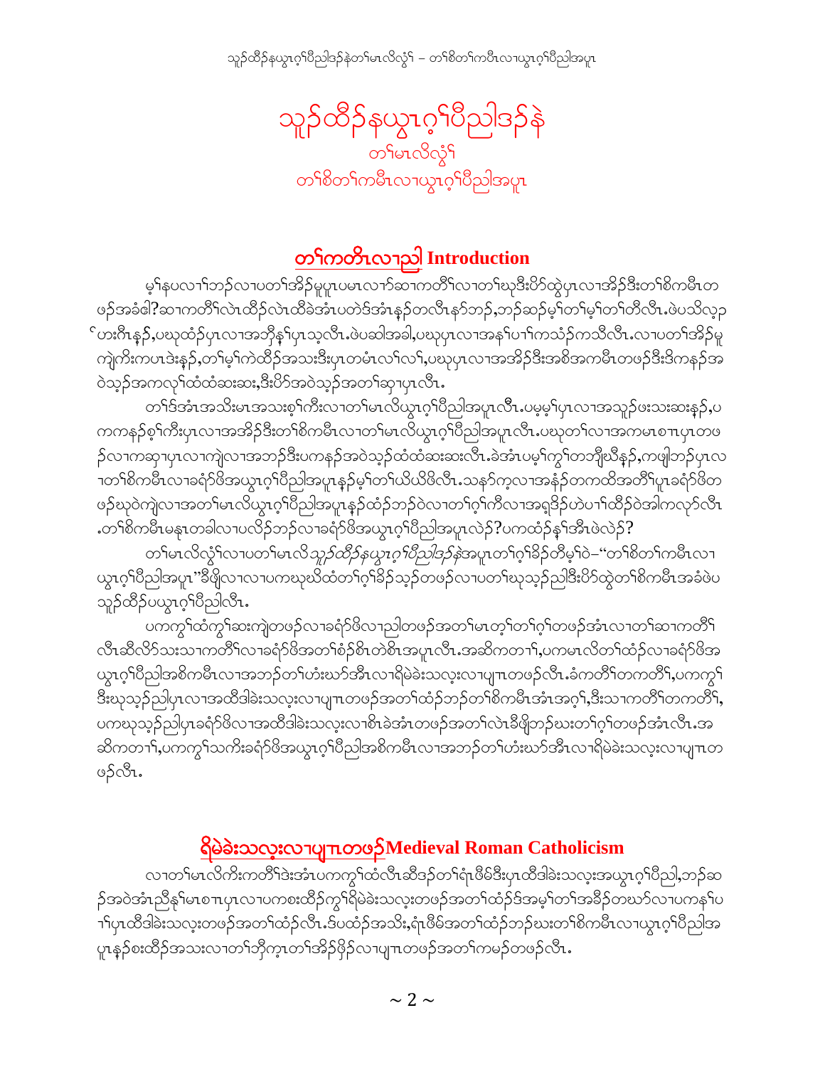# သူၣ်ထီၣ်နယွၤဂ့ၢ်ပီညါဒၣ်နဲ

### တၢ်မၤလိလွံၢ်

### တၢ်စိတၢ်ကမီၤလၢယွၤဂ့ၢ်ပီညါအပူၤ

## တၢ်ကတိၤလၢညါ Introduction

မ့ၢ်နပလၢၢ်ဘၣ်လၢပတၢ်အိၣ်မူပူၤပမၤလၢာ်ဆၢကတီၢ်လၢတၢ်ဃုဒီးပိာ်ထွဲပှၤလၢအိၣ်ဒီးတၢ်စိကမီၤတဖၣ်အခံဧါ?ဆၢကတီၢ်လဲၤထီၣ်လဲၤထီခဲအံၤပတဲဒ်အံၤနၣ်တလီၤနှာ်ဘၣ်,ဘၣ်ဆၣ်မ့ၢ်တၢ်မ့ၢ်တၢ်တီလီၤ.ဖဲပသိလ့ၣ်ဟးဂီၤနၣ်,ပဃုထံၣ်ပှၤလၢအဘှီနှၢ်ပှၤသ့လီၤ.ဖဲပဆါအခါ,ပဃုပှၤလၢအနၢ်ပၢၢ်ကသံၣ်ကသီလီၤ.လၢပတၢ်အိၣ်မူကျဲကိးကပၤဒဲးနၣ်,တၢ်မ့ၢ်ကဲထီၣ်အသးဒီးပှၤတမံၤလၢ်လၢ်,ပဃုပှၤလၢအအိၣ်ဒီးအစိအကမီၤတဖၣ်ဒီးဒိကနၣ်အဝဲသ့ၣ်အကလုၢ်ထံထံဆးဆး,ဒီးပိာ်အဝဲသ့ၣ်အတၢ်ဆှၢပှၤလီၤ.

တၢ်ဒ်အံၤအသိးမၤအသးစ့ၢ်ကီးလၢတၢ်မၤလိယွၤဂ့ၢ်ပီညါအပူၤလီၤ.ပမ့မ့ၢ်ပှၤလၢအသူၣ်ဖးသးဆးနၣ်,ပကကနၣ်စ့ၢ်ကီးပှၤလၢအအိၣ်ဒီးတၢ်စိကမီၤလၢတၢ်မၤလိယွၤဂ့ၢ်ပီညါအပူၤလီၤ.ပဃုတၢ်လၢအကမၤစၢၤပှၤတဖၣ်လၢကဆှၢပှၤလၢကျဲလၢအဘၣ်ဒီးပကနၣ်အဝဲသ့ၣ်ထံထံဆးဆးလီၤ.ခဲအံၤပမ့ၢ်ကွၢ်တဘျီဃီနၣ်,ကဖျါဘၣ်ပှၤလၢတၢ်စိကမီၤလၢခရံာ်ဖိအယွၤဂ့ၢ်ပီညါအပူၤနၣ်မ့ၢ်တၢ်ယိယိဖိလီၤ.သနာ်က့လၢအနံၣ်တကထိအတီၢ်ပူၤခရံာ်ဖိတဖၣ်ဃုဝဲကျဲလၢအတၢ်မၤလိယွၤဂ့ၢ်ပီညါအပူၤနၣ်ထံၣ်ဘၣ်ဝဲလၢတၢ်ဂ့ၢ်ကီလၢအရှုဒိၣ်ဟဲပၢၢ်ထီၣ်ဝဲအါကလာ်လီၤ.တၢ်စိကမီၤမနုၤတခါလၢပလိၣ်ဘၣ်လၢခရံာ်ဖိအယွၤဂ့ၢ်ပီညါအပူၤလဲၣ်?ပကထံၣ်နှၢ်အီၤဖဲလဲၣ်?

တၢ်မၤလိလွံၢ်လၢပတၢ်မၤလိ*သူၣ်ထီၣ်နယွၤဂ့ၢ်ပီညါဒၣ်နဲ*အပူၤတၢ်ဂ့ၢ်ခိၣ်တီမ့ၢ်ဝဲ–"တၢ်စိတၢ်ကမီၤလၢယွၤဂ့ၢ်ပီညါအပူၤ"ဒီဖျိလၢလၢပကဃုဃိထံတၢ်ဂ့ၢ်ခိၣ်သ့ၣ်တဖၣ်လၢပတၢ်ဃုသ့ၣ်ညါဒီးပိာ်ထွဲတၢ်စိကမီၤအခံဖဲပသူၣ်ထီၣ်ပယွၤဂ့ၢ်ပီညါလီၤ.

ပကကွၢ်ထံကွၢ်ဆးကျဲတဖၣ်လၢခရံာ်ဖိလၢညါတဖၣ်အတၢ်မၤတ့ၢ်တၢ်ဂ့ၢ်တဖၣ်အံၤလၢတၢ်ဆၢကတီၢ်လီၤဆီလိာ်သးသၢကတီၢ်လၢခရံာ်ဖိအတၢ်စံၣ်စိၤတဲစိၤအပူၤလီၤ.အဆိကတၢၢ်,ပကမၤလိတၢ်ထံၣ်လၢခရံာ်ဖိအယွၤဂ့ၢ်ပီညါအစိကမီၤလၢအဘၣ်တၢ်ဟံးဃာ်အီၤလၢရိမ့ခဲးသလ့းလၢပျၢၤတဖၣ်လီၤ.ခံကတီၢ်တကတီၢ်,ပကကွၢ်ဒီးဃုသ့ၣ်ညါပှၤလၢအထီဒါခဲးသလ့းလၢပျၢၤတဖၣ်အတၢ်ထံၣ်ဘၣ်တၢ်စိကမီၤအံၤအဂ့ၢ်,ဒီးသၢကတီၢ်တကတီၢ်,ပကဃုသ့ၣ်ညါပှၤခရံာ်ဖိလၢအထီဒါခဲးသလ့းလၢစိၤခဲအံၤတဖၣ်အတၢ်လဲၤခီဖျိဘၣ်ဃးတၢ်ဂ့ၢ်တဖၣ်အံၤလီၤ.အဆိကတၢၢ်,ပကကွၢ်သကိးခရံာ်ဖိအယွၤဂ့ၢ်ပီညါအစိကမီၤလၢအဘၣ်တၢ်ဟံးဃာ်အီၤလၢရိမ့ခဲးသလ့းလၢပျၢၤတဖၣ်လီၤ.

## ရိမ့ခဲးသလ့းလၢပျၢၤတဖၣ် Medieval Roman Catholicism

လၢတၢ်မၤလိကိးကတီၢ်ဒဲးအံၤပကကွၢ်ထံလီၤဆီဒၣ်တၢ်ရံၤဖိမ်ဒီးပှၤထီဒါခဲးသလ့းအယွၤဂ့ၢ်ပီညါ,ဘၣ်ဆၣ်အဝဲအံၤညီနုၢ်မၤစၢၤပှၤလၢပကစးထီၣ်ကွၢ်ရိမ့ခဲးသလ့းတဖၣ်အတၢ်ထံၣ်ဒ်အမ့ၢ်တၢ်အခီၣ်တဃာ်လၢပကနၢ်ပၢၢ်ပှၤထီဒါခဲးသလ့းတဖၣ်အတၢ်ထံၣ်လီၤ.ဒ်ပထံၣ်အသိး,ရံၤဖိမ်အတၢ်ထံၣ်ဘၣ်ဃးတၢ်စိကမီၤလၢယွၤဂ့ၢ်ပီညါအပူၤနၣ်စးထီၣ်အသးလၢတၢ်ဘှီက့ၤတၢ်အိၣ်ဖှိၣ်လၢပျၢၤတဖၣ်အတၢ်ကမၣ်တဖၣ်လီၤ.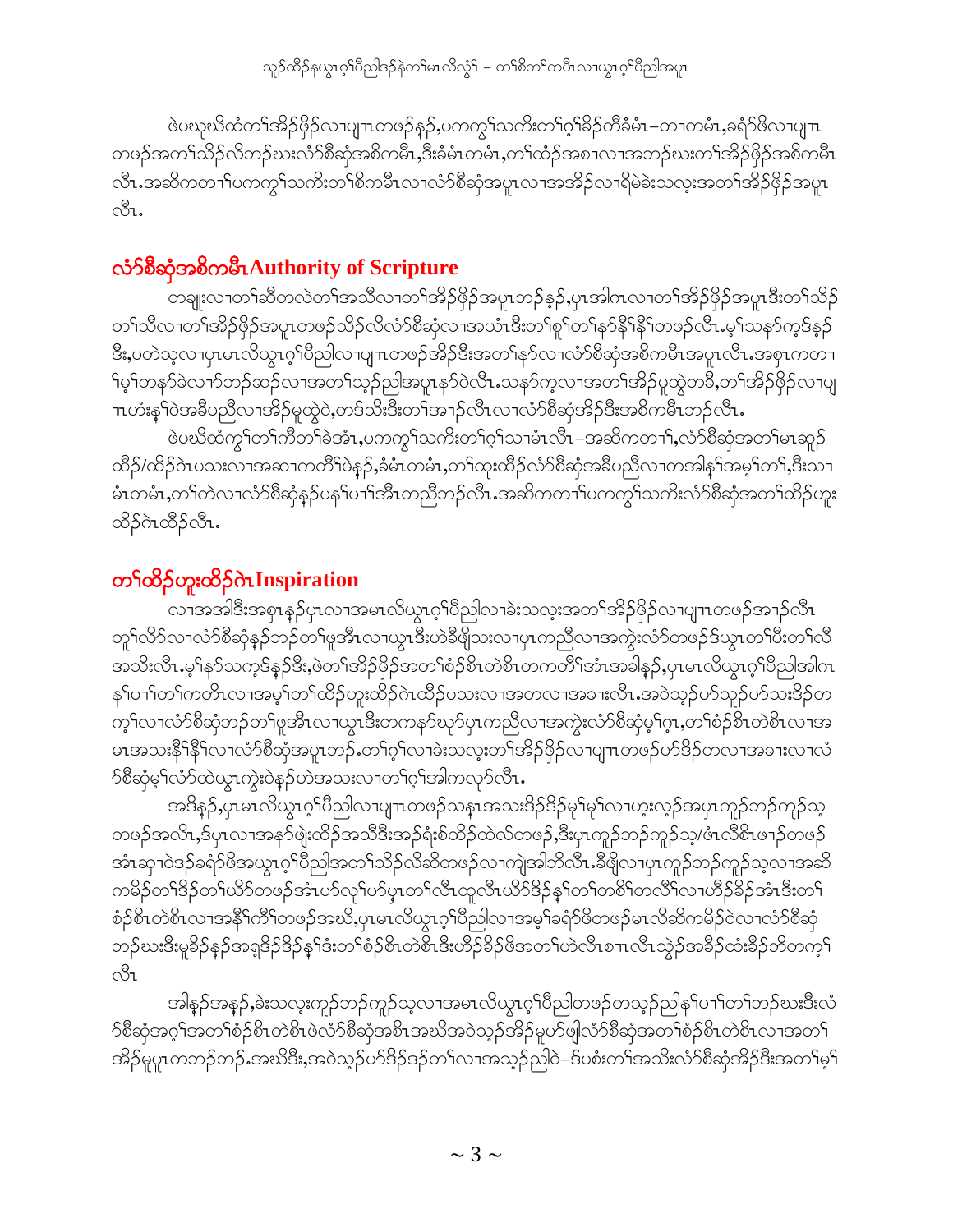ဖဲပဃုဃိထံတၢ်အိၣ်ဖှိၣ်လၢပျၢၤတဖၣ်နှၣ်,ပကကွၢ်သကိးတၢ်ဂ့ၢ်ခံခီတီခံမံၤ–တၢတမံၤ,ခရံာ်ဖိလၢပျၢၤတဖၣ်အတၢ်သိၣ်လိဘၣ်ဃးလံာ်စီဆှံအစိကမီၤ,ဒီးခံမံၤတမံၤ,တၢ်ထံၣ်အစၢလၢအဘၣ်ဃးတၢ်အိၣ်ဖှိၣ်အစိကမီၤလီၤ.အဆိကတၢၢ်ပကကွၢ်သကိးတၢ်စိကမီၤလၢလံာ်စီဆှံအပူၤလၢအအိၣ်လၢရိမဲခဲးသလ့းအတၢ်အိၣ်ဖှိၣ်အပူၤလီၤ.

## လံာ်စီဆှံအစိကမီၤ Authority of Scripture

တချုးလၢတၢ်ဆီတလဲတၢ်အသီလၢတၢ်အိၣ်ဖှိၣ်အပူၤဘၣ်နှၣ်,ပှၤအါဂၤလၢတၢ်အိၣ်ဖှိၣ်အပူၤဒီးတၢ်သိၣ်တၢ်သီလၢတၢ်အိၣ်ဖှိၣ်အပူၤတဖၣ်သိၣ်လိလံာ်စီဆှံလၢအယံၤဒီးတၢ်စူၢ်တၢ်နာ်နီၢ်နီၢ်တဖၣ်လီၤ.မ့ၢ်သနာ်က့ဒ်နှၣ်ဒီး,ပတဲသ့လၢပှၤမၤလိယွၤဂ့ၢ်ပီညါလၢပျၢၤတဖၣ်အိၣ်ဒီးအတၢ်နာ်လၢလံာ်စီဆှံအစိကမီၤအပူၤလီၤ.အစှၤကတၢၢ်မ့ၢ်တနာ်ခဲလၢာ်ဘၣ်ဆၣ်လၢအတၢ်သ့ၣ်ညါအပူၤနာ်ဝဲလီၤ.သနာ်က့လၢအတၢ်အိၣ်မူထွဲတခီ,တၢ်အိၣ်ဖှိၣ်လၢပျၢၤဟံးန့ၢ်ဝဲအခီပညီလၢအိၣ်မူထွဲဝဲ,တဒ်သိးဒီးတၢ်အၢၣ်လီၤလၢလံာ်စီဆှံအိၣ်ဒီးအစိကမီၤဘၣ်လီၤ.

ဖဲပဃိထံကွၢ်တၢ်ကီတၢ်ခဲအံၤ,ပကကွၢ်သကိးတၢ်ဂ့ၢ်သၢမံၤလီၤ–အဆိကတၢၢ်,လံာ်စီဆှံအတၢ်မၤဆူၣ်ထိၣ်/ထိၣ်ဂဲၤပသးလၢအဆၢကတီၢ်ဖဲနှၣ်,ခံမံၤတမံၤ,တၢ်ထုးထိၣ်လံာ်စီဆှံအခီပညီလၢတအါန့ၢ်အမ့ၢ်တၢ်,ဒီးသၢမံၤတမံၤ,တၢ်တဲလၢလံာ်စီဆှံနှၣ်ပနၢ်ပၢၢ်အီၤတညီဘၣ်လီၤ.အဆိကတၢၢ်ပကကွၢ်သကိးလံာ်စီဆှံအတၢ်ထိၣ်ဟူးထိၣ်ဂဲၤထီၣ်လီၤ.

## တၢ်ထိၣ်ဟူးထိၣ်ဂဲၤ Inspiration

လၢအအါဒီးအစှၤနှၣ်ပှၤလၢအမၤလိယွၤဂ့ၢ်ပီညါလၢခဲးသလ့းအတၢ်အိၣ်ဖှိၣ်လၢပျၢၤတဖၣ်အၢၣ်လီၤတူၢ်လိာ်လၢလံာ်စီဆှံနှၣ်ဘၣ်တၢ်ဖုအီၤလၢယွၤဒီးဟဲခီဖျိသးလၢပှၤကညီလၢအကွဲးလံာ်တဖၣ်ဒ်ယွၤတၢ်ပီးတၢ်လီအသိးလီၤ.မ့ၢ်နာ်သက့ဒ်နှၣ်ဒီး,ဖဲတၢ်အိၣ်ဖှိၣ်အတၢ်စံၣ်စိၤတဲစိၤတကတီၢ်အံၤအခါနှၣ်,ပှၤမၤလိယွၤဂ့ၢ်ပီညါအါဂၤနၢ်ပၢၢ်တၢ်ကတိၤလၢအမ့ၢ်တၢ်ထိၣ်ဟူးထိၣ်ဂဲၤထိၣ်ပသးလၢအတလၢအခၢးလီၤ.အဝဲသ့ၣ်ဟ်သူၣ်ဟ်သးဒိၣ်တက့ၢ်လၢလံာ်စီဆှံဘၣ်တၢ်ဖုအီၤလၢယွၤဒီးတကနာ်ဃုာ်ပှၤကညီလၢအကွဲးလံာ်စီဆှံမ့ၢ်ဂ့ၤ,တၢ်စံၣ်စိၤတဲစိၤလၢအမၤအသးနီၢ်နီၢ်လၢလံာ်စီဆှံအပူၤဘၣ်.တၢ်ဂ့ၢ်လၢခဲးသလ့းတၢ်အိၣ်ဖှိၣ်လၢပျၢၤတဖၣ်ဟ်ဒိၣ်တလၢအခၢးလၢလံာ်စီဆှံမ့ၢ်လံာ်ထဲယွၤကွဲးဝဲနှၣ်ဟဲအသးလၢတၢ်ဂ့ၢ်အါကလုာ်လီၤ.

အဒိနှၣ်,ပှၤမၤလိယွၤဂ့ၢ်ပီညါလၢပျၢၤတဖၣ်သနၤအသးဒိၣ်ဒိၣ်မ့ၢ်မ့ၢ်လၢဟူးလ့ၣ်အပှၤကူၣ်ဘၣ်ကူၣ်သ့တဖၣ်အလီၤ,ဒ်ပှၤလၢအနာ်ဖျံးထိၣ်အသီဒီးအၣ်ရံးစ်ထိၣ်ထဲလ်တဖၣ်,ဒီးပှၤကူၣ်ဘၣ်ကူၣ်သ့/ဖံၤလီစိၤဖၢၣ်တဖၣ်အံၤဆှၢဝဲဒၣ်ခရံာ်ဖိအယွၤဂ့ၢ်ပီညါအတၢ်သိၣ်လိဆိတဖၣ်လၢကျဲအါဘိလီၤ.ခီဖျိလၢပှၤကူၣ်ဘၣ်ကူၣ်သ့လၢအဆိကမိၣ်တၢ်ဒိၣ်တၢ်ယိာ်တဖၣ်အံၤဟ်လုၢ်ဟ်ပှ့တၢ်လီၤထူလီၤယိာ်ဒိၣ်နှၤ်တၢ်တစိၢ်တလီၢ်လၢဟိၣ်ခိၣ်အံၤဒီးတၢ်စံၣ်စိၤတဲစိၤလၢအနီၢ်ကီၢ်တဖၣ်အဃိ,ပှၤမၤလိယွၤဂ့ၢ်ပီညါလၢအမ့ၢ်ခရံာ်ဖိတဖၣ်မၤလိဆိကမိၣ်ဝဲလၢလံာ်စီဆှံဘၣ်ဃးဒီးမူခိၣ်နှၣ်အရှဒိၣ်ဒိၣ်နှၤ်ဒံးတၢ်စံၣ်စိၤတဲစိၤဒီးဟိၣ်ခိၣ်ဖိအတၢ်ဟဲလီၤစၢၤလီၤသွဲၣ်အခီၣ်ထံးခီၣ်ဘိတက့ၢ်လီၤ

အါနှၣ်အနှၣ်,ခဲးသလ့းကူၣ်ဘၣ်ကူၣ်သ့လၢအမၤလိယွၤဂ့ၢ်ပီညါတဖၣ်တသ့ၣ်ညါနၢ်ပၢၢ်တၢ်ဘၣ်ဃးဒီးလံာ်စီဆှံအဂ့ၢ်အတၢ်စံၣ်စိၤတဲစိၤဖဲလံာ်စီဆှံအစိၤအဃိအဝဲသ့ၣ်အိၣ်မူဟ်ဖျါလံာ်စီဆှံအတၢ်စံၣ်စိၤတဲစိၤလၢအတၢ်အိၣ်မူပူၤတဘၣ်ဘၣ်.အဃိဒီး,အဝဲသ့ၣ်ဟ်ဒိၣ်ဒၣ်တၢ်လၢအသ့ၣ်ညါဝဲ–ဒ်ပစံးတၢ်အသိးလံာ်စီဆှံအိၣ်ဒီးအတၢ်မ့ၢ်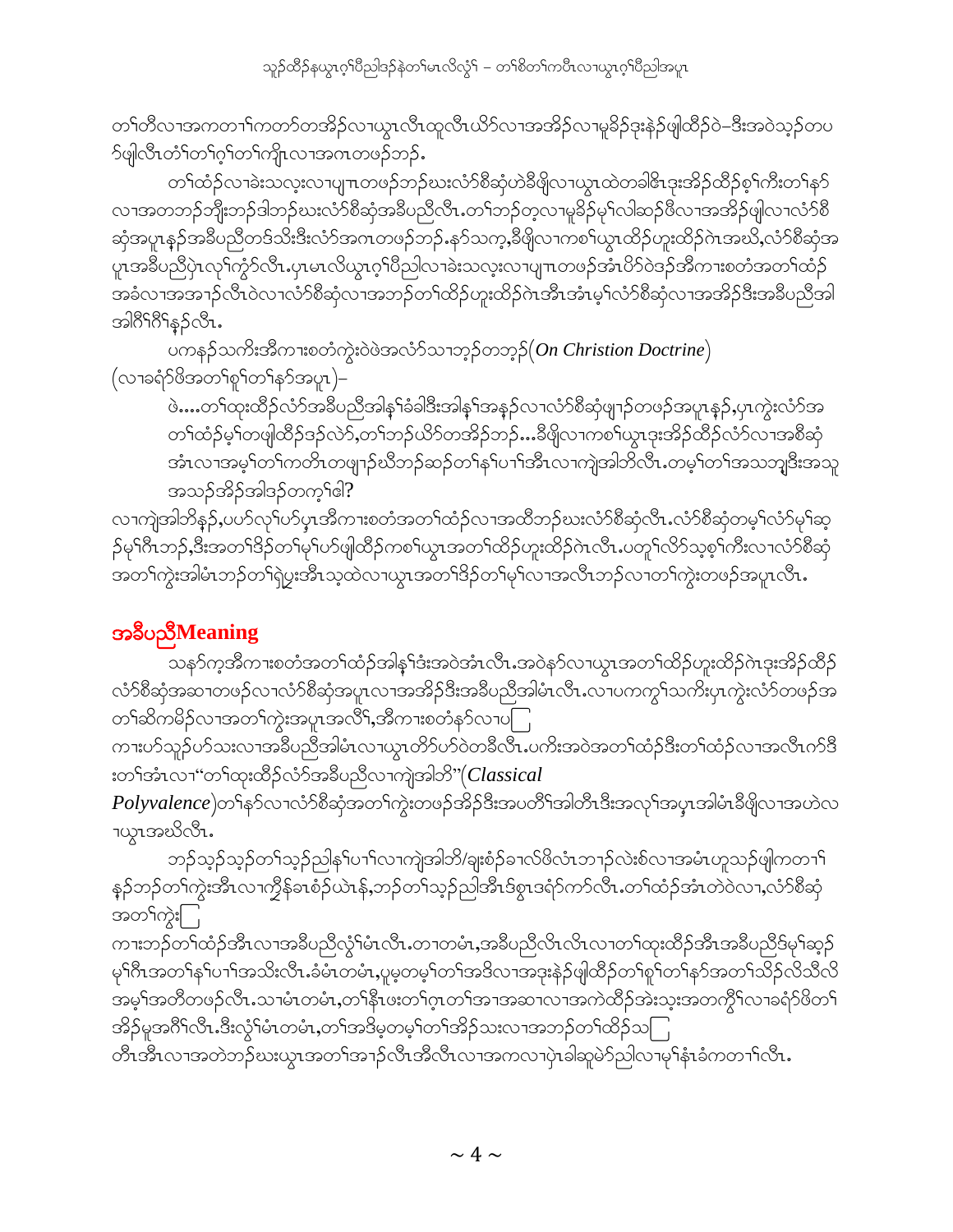တၢ်တီလၢအကတၢၢ်ကတၢ်တအိၣ်လၢယွၤလီၤထူလီၤယိာ်လၢအအိၣ်လၢမူခိၣ်ဒုးနဲၣ်ဖျါထိၣ်ဝဲ–ဒီးအဝဲသ့ၣ်တပ ာ်ဖျါလီၤတံၢ်တၢ်ဂ့ၢ်တၢ်ကျိၤလၢအကၤတဖၣ်ဘၣ်.

တၢ်ထံၣ်လၢခဲးသလ့းလၢပျπတဖၣ်ဘၣ်ဃးလံာ်စီဆှံဟဲခီဖျိလၢယွၤထဲတခါဧိၤဒုးအိၣ်ထိၣ်စ့ၢ်ကီးတၢ်နာ် လၢအတဘၣ်ဘှီးဘၣ်ဒါဘၣ်ဃးလံာ်စီဆှံအခီပညီလီၤ.တၢ်ဘၣ်တဲ့လၢမူခိၣ်မု္ၢ်လါဆၣ်ဖီလၢအအိၣ်ဖျါလၢလံာ်စီ ဆှံအပူၤန့ၣ်အခီပညီတဒ်သိးဒီးလံာ်အကၤတဖၣ်ဘၣ်.နာ်သက့,ခီဖျိလၢကစၢ်ယွၤထိၣ်ဟူးထိၣ်ဂဲၤအဃိ,လံာ်စီဆှံအ ပူၤအခီပညီပှဲၤလုၢ်ကွံာ်လီၤ.ပှၤမၤလိယွၤဂ့ၢ်ပီညါလၢခဲးသလ့းလၢပျπတဖၣ်အံၤပိာ်ဝဲဒၣ်အီကားစတံအတၢ်ထံၣ် အခံလၢအအၢၣ်လီၤဝဲလၢလံာ်စီဆှံလၢအဘၣ်တၢ်ထိၣ်ဟူးထိၣ်ဂဲၤအီၤအံၤမ့ၢ်လံာ်စီဆှံလၢအအိၣ်ဒီးအခီပညီအါ အါဂီၢ်ဂီၢ်န့ၣ်လီၤ.

ပကနၣ်သကိးအီကားစတံကွဲးဝဲဖဲအလံာ်သၢဘ့ၣ်တဘ့ၣ်(*On Christion Doctrine*) (လၢခရံာ်ဖိအတၢ်စူၢ်တၢ်နာ်အပူၤ)–

ဖဲ....တၢ်ထုးထိၣ်လံာ်အခီပညီအါန့ၢ်ခံခါဒီးအါန့ၢ်အန့ၣ်လၢလံာ်စီဆှံဖျၢၣ်တဖၣ်အပူၤန့ၣ်,ပှၤကွဲးလံာ်အ တၢ်ထံၣ်မ့ၢ်တဖျါထိၣ်ဒၣ်လဲာ်,တၢ်ဘၣ်ယိာ်တအိၣ်ဘၣ်...ခီဖျိလၢကစၢ်ယွၤဒုးအိၣ်ထိၣ်လံာ်လၢအစီဆှံ အံၤလၢအမ့ၢ်တၢ်ကတိၤတဖျၢၣ်ဃီဘၣ်ဆၣ်တၢ်နၢ်ပၢ်အီၤလၢကျဲအါဘိလီၤ.တမ့ၢ်တၢ်အသဘျဒီးအသု အသၣ်အိၣ်အါဒၣ်တက့ၢ်ဓါ?

လၢကျဲအါဘိန့ၣ်,ပပာ်လုၢ်ပာ်ပှၤအီကားစတံအတၢ်ထံၣ်လၢအထီဘၣ်ဃးလံာ်စီဆှံလီၤ.လံာ်စီဆှံတမ့ၢ်လံာ်မုၢ်ဆ့ ၣ်မုၢ်ဂီၤဘၣ်,ဒီးအတၢ်ဒိၣ်တၢ်မုၢ်ပာ်ဖျါထိၣ်ကစၢ်ယွၤအတၢ်ထိၣ်ဟူးထိၣ်ဂဲၤလီၤ.ပတူၢ်လိာ်သ့စ့ၢ်ကီးလၢလံာ်စီဆှံ အတၢ်ကွဲးအါမံၤဘၣ်တၢ်ရဲပွးအီၤသ့ထဲလၢယွၤအတၢ်ဒိၣ်တၢ်မုၢ်လၢအလီၤဘၣ်လၢတၢ်ကွဲးတဖၣ်အပူၤလီၤ.

## **အခီပညီMeaning**

သနာ်က့အီကားစတံအတၢ်ထံၣ်အါန့ၢ်ဒံးအဝဲအံၤလီၤ.အဝဲနာ်လၢယွၤအတၢ်ထိၣ်ဟူးထိၣ်ဂဲၤဒုးအိၣ်ထိၣ် လံာ်စီဆှံအဆၢတဖၣ်လၢလံာ်စီဆှံအပူၤလၢအအိၣ်ဒီးအခီပညီအါမံၤလီၤ.လၢပကကွၢ်သကိးပှၤကွဲးလံာ်တဖၣ်အ တၢ်ဆိကမိၣ်လၢအတၢ်ကွဲးအပူၤအလိၢ်,အီကားစတံနာ်လၢပ ကၤးဟ်သူၣ်ဟ်သးလၢအခီပညီအါမံၤလၢယွၤတိာ်ဟ်ဝဲတခီလီၤ.ပကိးအဝဲအတၢ်ထံၣ်ဒီးတၢ်ထံၣ်လၢအလီၤက်ဒီ းတၢ်အံၤလၢ"တၢ်ထုးထိၣ်လံာ်အခီပညီလၢကျဲအါဘိ"(*Classical Polyvalence*)တၢ်နာ်လၢလံာ်စီဆှံအတၢ်ကွဲးတဖၣ်အိၣ်ဒီးအပတိၢ်အါတီၤဒီးအလုၢ်အပှၤအါမံၤခီဖျိလၢအဟဲလ ၢယွၤအဃိလီၤ.

ဘၣ်သ့ၣ်သ့ၣ်တၢ်သ့ၣ်ညါနၢ်ပၢၢ်လၢကျဲအါဘိ/ချံးစံၣ်ခၢလ်ဖိလံၤဘၢၣ်လဲးစ်လၢအမံၤဟူသၣ်ဖျါကတၢၢ် န့ၣ်ဘၣ်တၢ်ကွဲးအီၤလၢကျိၣ်ခၢစံၣ်ယဲၤန်,ဘၣ်တၢ်သ့ၣ်ညါအီၤဒ်စွၤဒရံာ်ကာ်လီၤ.တၢ်ထံၣ်အံၤတဲဝဲလၢ,လံာ်စီဆှံ အတၢ်ကွဲး ကၤးဘၣ်တၢ်ထံၣ်အီၤလၢအခီပညီလွံၢ်မံၤလီၤ.တၢတမံၤ,အခီပညီလီၤလီၤလၢတၢ်ထုးထိၣ်အီၤအခီပညီဒ်မုၢ်ဆ့ၣ် မုၢ်ဂီၤအတၢ်နၢ်ပၢၢ်အသိးလီၤ.ခံမံၤတမံၤ,ပူမ့တမ့ၢ်တၢ်အဒိလၢအဒုးနဲၣ်ဖျါထိၣ်တၢ်စူၢ်တၢ်နာ်အတၢ်သိၣ်လိသိလိ အမ့ၢ်အတီတဖၣ်လီၤ.သၢမံၤတမံၤ,တၢ်နီၤဖးတၢ်ဂ့ၤတၢ်အၢအဆၢလၢအကဲထိၣ်အဲးသ့းအတက္ခိၢ်လၢခရံာ်ဖိတၢ် အိၣ်မူအဂီၢ်လီၤ.ဒီးလွံၢ်မံၤတမံၤ,တၢ်အဒိမ့တမ့ၢ်တၢ်အိၣ်သးလၢအဘၣ်တၢ်ထိၣ်သ တီၤအီၤလၢအတဲဘၣ်ဃးယွၤအတၢ်အၢၣ်လီၤအီလီၤလၢအကလၢပှဲၤခါဆူမဲာ်ညါလၢမုၢ်နံၤခံကတၢၢ်လီၤ.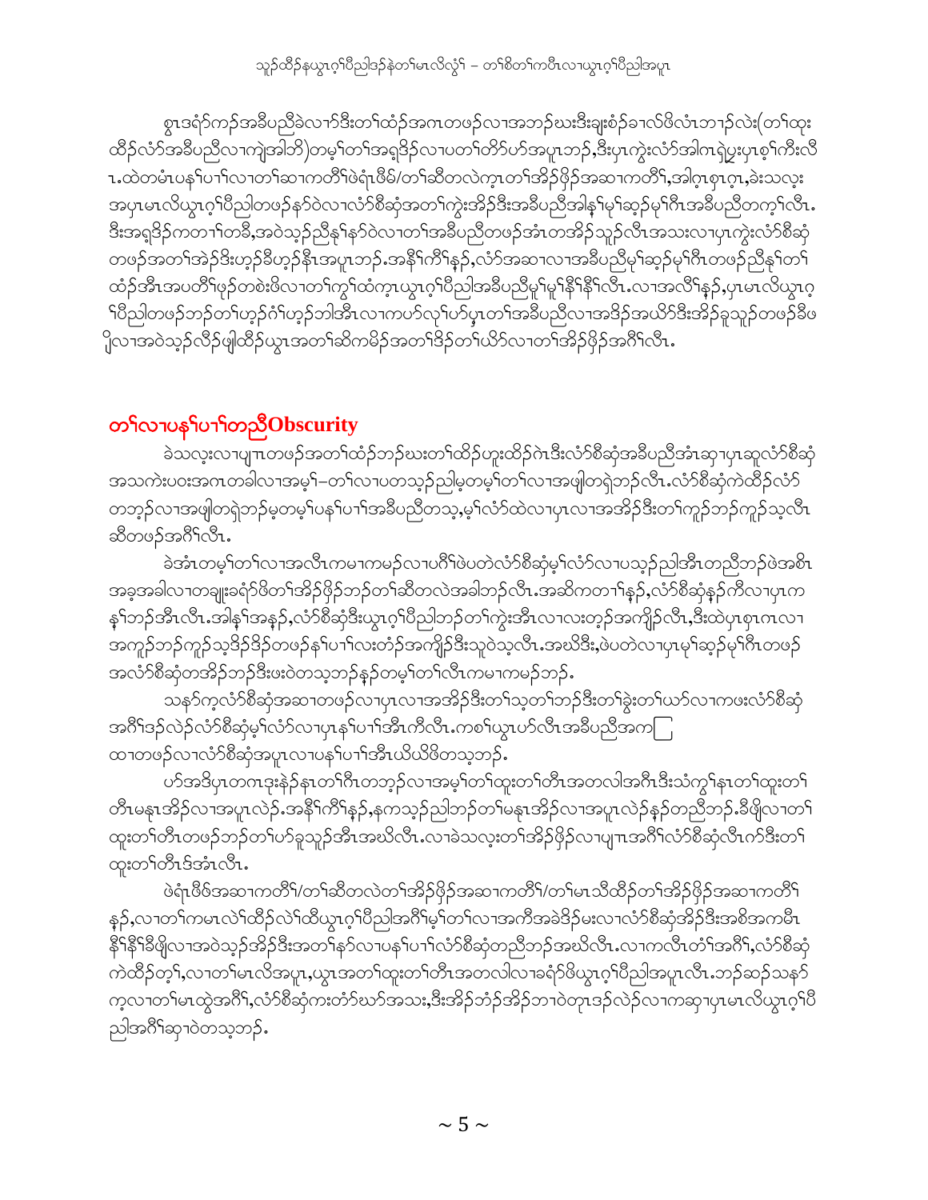စွၤဒရံၣ်ကၣ်အခီပညီခဲလၢာ်ဒီးတၢ်ထံၣ်အကၤတဖၣ်လၢအဘၣ်ဃးဒီးချံးစံၣ်ခၢလ်ဖိလံၤဘၢၣ်လဲး(တၢ်ထုး ထိၣ်လံာ်အခီပညီလၢကျဲအါဘိ)တမ့ၢ်တၢ်အရှဒိၣ်လၢပတၢ်တိာ်ဟ်အပူၤဘၣ်,ဒီးပှၤကွဲးလံာ်အါကၤရှဲပှ့းပှၤစ့ၢ်ကီးလီ ၤ.ထဲတမံၤပန်ၢ်ပၢၢ်လၢတၢ်ဆၢကတီၢ်ဖဲရံၤဖိမ်/တၢ်ဆီတလဲကူၤတၢ်အိၣ်ဖှိၣ်အဆၢကတီၢ်,အါဂ့ၤစှၤဂ့ၤ,ခဲးသလူး အပှၤမၤလိယွၤဂ့ၢ်ပီညါတဖၣ်နာ်ဝဲလၢလံာ်စီဆှံအတၢ်ကွဲးအိၣ်ဒီးအခီပညီအါန့ၢ်မ့ၢ်ဆ့ၣ်မ့ၢ်ဂီၤအခီပညီတက့ၢ်လီၤ. ဒီးအရှဒိၣ်ကတၢၢ်တခီ,အဝဲသ့ၣ်ညီနှၢ်နာ်ဝဲလၢတၢ်အခီပညီတဖၣ်အံၤတအိၣ်သူၣ်လီၤအသးလၢပှၤကွဲးလံာ်စီဆှံ တဖၣ်အတၢ်အဲၣ်ဒိးဟ့ၣ်ခီဟ့ၣ်နီၤအပူၤဘၣ်.အနီၢ်ကီၢ်နှၣ်,လံာ်အဆၢလၢအခီပညီမ့ၢ်ဆ့ၣ်မ့ၢ်ဂီၤတဖၣ်ညီနှၢ်တၢ် ထံၣ်အီၤအပတီၢ်ဖုၣ်တစဲးဖိလၢတၢ်ကွၢ်ထံကူၤယွၤဂ့ၢ်ပီညါအခီပညီမူၢ်မူၢ်နိၢ်နိၢ်လီၤ.လၢအလီၢ်နှၣ်,ပှၤမၤလိယွၤဂ့ ၢ်ပီညါတဖၣ်ဘၣ်တၢ်ဟ့ၣ်ဂံၢ်ဟ့ၣ်ဘါအီၤလၢကဟ်လုၢ်ဟ်ပှၤတၢ်အခီပညီလၢအဒိၣ်အယိာ်ဒီးအိၣ်ခူသူၣ်တဖၣ်ခီဖ ျိလၢအဝဲသ့ၣ်လီၣ်ဖျါထိၣ်ယွၤအတၢ်ဆိကမိၣ်အတၢ်ဒိၣ်တၢ်ယိာ်လၢတၢ်အိၣ်ဖှိၣ်အဂီၢ်လီၤ.

## တၢ်လၢပန်ၢ်ပၢၢ်တညီObscurity

ခဲသလူးလၢပျπတဖၣ်အတၢ်ထံၣ်ဘၣ်ဃးတၢ်ထိၣ်ဟူးထိၣ်ဂဲၤဒီးလံာ်စီဆှံအခီပညီအံၤဆုၢပှၤဆူလံာ်စီဆှံ အသကဲးပ၀းအကၤတခါလၢအမ့ၢ်–တၢ်လၢပတသ့ၣ်ညါမ့တမ့ၢ်တၢ်လၢအဖျါတရှဲဘၣ်လီၤ.လံာ်စီဆှံကဲထိၣ်လံာ် တဘ့ၣ်လၢအဖျါတရှဲဘၣ်မ့တမ့ၢ်ပန်ၢ်ပၢၢ်အခီပညီတသ့,မ့ၢ်လံာ်ထဲလၢပှၤလၢအအိၣ်ဒီးတၢ်ကူၣ်ဘၣ်ကူၣ်သ့လီၤ ဆီတဖၣ်အဂီၢ်လီၤ.

ခဲအံၤတမ့ၢ်တၢ်လၢအလီၤကမၢကမၣ်လၢပဂီၢ်ဖဲပတဲလံာ်စီဆှံမ့ၢ်လံာ်လၢပသ့ၣ်ညါအီၤတညီဘၣ်ဖဲအစိၤ အခ့အခါလၢတချူးခရံာ်ဖိတၢ်အိၣ်ဖှိၣ်ဘၣ်တၢ်ဆီတလဲအခါဘၣ်လီၤ.အဆိကတၢၢ်နှၣ်,လံာ်စီဆှံနှၣ်ကီလၢပှၤက န့ၢ်ဘၣ်အီၤလီၤ.အါန့ၢ်အနှၣ်,လံာ်စီဆှံဒီးယွၤဂ့ၢ်ပီညါဘၣ်တၢ်ကွဲးအီၤလၢလးတ့ၣ်အကျိၣ်လီၤ,ဒီးထဲပှၤစှၤဂၤလၢ အကူၣ်ဘၣ်ကူၣ်သ့ဒိၣ်ဒိၣ်တဖၣ်နၢ်ပၢၢ်လးတံၣ်အကျိၣ်ဒီးသူဝဲသ့လီၤ.အဃိဒီး,ဖဲပတဲလၢပှၤမ့ၢ်ဆ့ၣ်မ့ၢ်ဂီၤတဖၣ် အလံာ်စီဆှံတအိၣ်ဘၣ်ဒီးဖးဝဲတသ့ဘၣ်နှၣ်တမ့ၢ်တၢ်လီၤကမၢကမၣ်ဘၣ်.

သနာ်က့လံာ်စီဆှံအဆၢတဖၣ်လၢပှၤလၢအအိၣ်ဒီးတၢ်သ့တၢ်ဘၣ်ဒီးတၢ်ခွဲးတၢ်ယာ်လၢကဖးလံာ်စီဆှံ အဂီၢ်ဒၣ်လဲၣ်လံာ်စီဆှံမ့ၢ်လံာ်လၢပှၤနာ်ပၢၢ်အီၤကီလီၤ.ကစၢ်ယွၤဟ်လီၤအခီပညီအက ထၢတဖၣ်လၢလံာ်စီဆှံအပူၤလၢပန်ၢ်ပၢၢ်အီၤယိယိဖိတသ့ဘၣ်.

ဟ်အဒိပှၤတဂၤဒုးနဲၣ်နၤတၢ်ဂီၤတဘ့ၣ်လၢအမ့ၢ်တၢ်ထုးတၢ်တီၤအတလါအဂီၤဒီးသံကွၢ်နၤတၢ်ထုးတၢ် တီၤမနုၤအိၣ်လၢအပူၤလဲၣ်.အနီၢ်ကီၢ်နှၣ်,နကသ့ၣ်ညါဘၣ်တၢ်မနုၤအိၣ်လၢအပူၤလဲၣ်နှၣ်တညီဘၣ်.ခီဖျိလၢတၢ် ထုးတၢ်တီၤတဖၣ်ဘၣ်တၢ်ဟ်ခူသူၣ်အီၤအဃိလီၤ.လၢခဲသလူးတၢ်အိၣ်ဖှိၣ်လၢပျπအဂီၢ်လံာ်စီဆှံလီၤက်ဒီးတၢ် ထုးတၢ်တီၤဒ်အံၤလီၤ.

ဖဲရံၤဖိဖဲအဆၢကတီၢ်/တၢ်ဆီတလဲတၢ်အိၣ်ဖှိၣ်အဆၢကတီၢ်/တၢ်မၤသီထိၣ်တၢ်အိၣ်ဖှိၣ်အဆၢကတီၢ် နှၣ်,လၢတၢ်ကမၤလဲၢ်ထိၣ်လဲၢ်ထီယွၤဂ့ၢ်ပီညါအဂီၢ်မ့ၢ်တၢ်လၢအကီအခဲဒိၣ်မးလၢလံာ်စီဆှံအိၣ်ဒီးအစိအကမီၤ နိၢ်နိၢ်ခီဖျိလၢအဝဲသ့ၣ်အိၣ်ဒီးအတၢ်နာ်လၢပန်ၢ်ပၢၢ်လံာ်စီဆှံတညီဘၣ်အဃိလီၤ.လၢကလီၤတံၢ်အဂီၢ်,လံာ်စီဆှံ ကဲထိၣ်တ့ၢ်,လၢတၢ်မၤလိအပူၤ,ယွၤအတၢ်ထုးတၢ်တီၤအတလါလၢခရံာ်ဖိယွၤဂ့ၢ်ပီညါအပူၤလီၤ.ဘၣ်ဆၣ်သနာ် က့လၢတၢ်မၤထွဲအဂီၢ်,လံာ်စီဆှံကးတံာ်ဃာ်အသး,ဒီးအိၣ်ဘံၣ်အိၣ်ဘၢဝဲတုၤဒၣ်လဲၣ်လၢကဆှၢပှၤမၤလိယွၤဂ့ၢ်ပီ ညါအဂီၢ်ဆှၢဝဲတသ့ဘၣ်.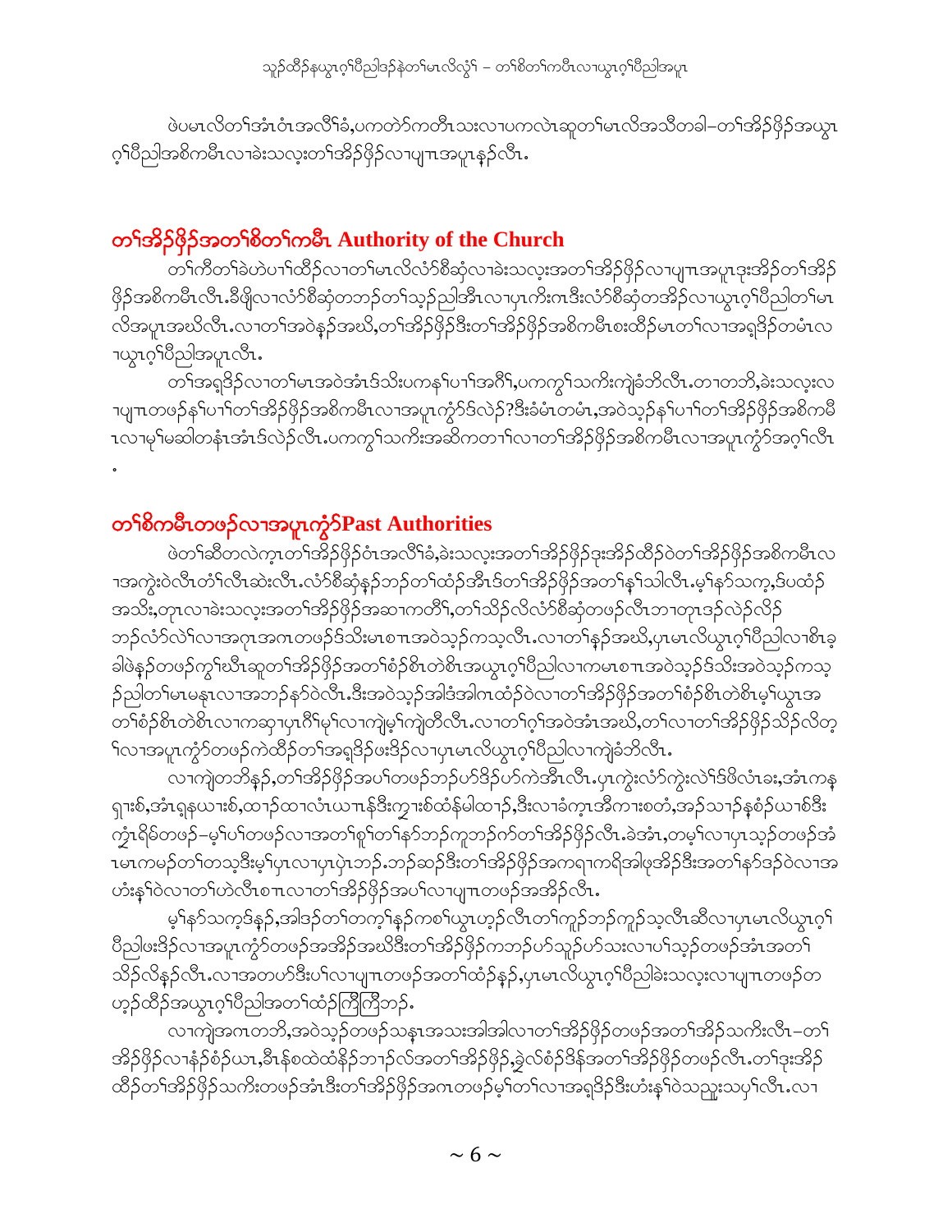ဖဲပမၤလိတၢ်အံၤဝံၤအလီၢ်ခံ,ပကတဲာ်ကတီၤသးလၢပကလဲၤဆူတၢ်မၤလိအသီတခါ–တၢ်အိၣ်ဖိုၣ်အယွၤဂ့ၢ်ပီညါအစိကမီၤလၢခဲးသလ့းတၢ်အိၣ်ဖိုၣ်လၢပျၢအပူၤန့ၣ်လီၤ.

## တၢ်အိၣ်ဖိုၣ်အတၢ်စိတၢ်ကမီၤ Authority of the Church

တၢ်ကီတၢ်ခဲဟဲပၢၢ်ထီၣ်လၢတၢ်မၤလိလံာ်စီဆှံလၢခဲးသလ့းအတၢ်အိၣ်ဖိုၣ်လၢပျၢအပူၤဒုးအိၣ်တၢ်အိၣ်ဖိုၣ်အစိကမီၤလီၤ.ခီဖျိလၢလံာ်စီဆှံတဘၣ်တၢ်သ့ၣ်ညါအီၤလၢပှၤကိးဂၤဒီးလံာ်စီဆှံတအိၣ်လၢယွၤဂ့ၢ်ပီညါတၢ်မၤလိအပူၤအဃိလီၤ.လၢတၢ်အဝဲန့ၣ်အဃိ,တၢ်အိၣ်ဖိုၣ်ဒီးတၢ်အိၣ်ဖိုၣ်အစိကမီၤစးထီၣ်မၤတၢ်လၢအရှ့ဒိၣ်တမံၤလၢယွၤဂ့ၢ်ပီညါအပူၤလီၤ.

တၢ်အရှ့ဒိၣ်လၢတၢ်မၤအဝဲအံၤဒ်သိးပကန့ၢ်ပၢၢ်အဂ့ၢ်,ပကကွၢ်သကိးကျဲခံဘိလီၤ.တၢတဘိ,ခဲးသလ့းလၢပျၢတဖၣ်န့ၢ်ပၢၢ်တၢ်အိၣ်ဖိုၣ်အစိကမီၤလၢအပူၤကွံာ်ဒ်လဲၣ်?ဒီးခံမံၤတမံၤ,အဝဲသ့ၣ်န့ၢ်ပၢၢ်တၢ်အိၣ်ဖိုၣ်အစိကမီၤလၢမ့ၢ်မဆါတနံၤအံၤဒ်လဲၣ်လီၤ.ပကကွၢ်သကိးအဆိကတၢၢ်လၢတၢ်အိၣ်ဖိုၣ်အစိကမီၤလၢအပူၤကွံာ်အဂ့ၢ်လီၤ.

## တၢ်စိကမီၤတဖၣ်လၢအပူၤကွံာ်Past Authorities

ဖဲတၢ်ဆီတလဲက့ၤတၢ်အိၣ်ဖိုၣ်ဝံၤအလီၢ်ခံ,ခဲးသလ့းအတၢ်အိၣ်ဖိုၣ်ဒုးအိၣ်ထီၣ်ဝဲတၢ်အိၣ်ဖိုၣ်အစိကမီၤလၢအကွဲးဝဲလီၤတံၢ်လီၤဆဲးလီၤ.လံာ်စီဆှံန့ၣ်ဘၣ်တၢ်ထံၣ်အီၤဒ်တၢ်အိၣ်ဖိုၣ်အတၢ်နၢ်သါလီၤ.မ့ၢ်နာ်သက့,ဒ်ပထံၣ်အသိး,တုၤလၢခဲးသလ့းအတၢ်အိၣ်ဖိုၣ်အဆၢကတိၢ်,တၢ်သိၣ်လိလံာ်စီဆှံတဖၣ်လီၤဘၢတုၤဒၣ်လဲၣ်လိၣ်ဘၣ်လံာ်လဲၢ်လၢအဂုၤအဂၤတဖၣ်ဒ်သိးမၤစπအဝဲသ့ၣ်ကသ့လီၤ.လၢတၢ်န့ၣ်အဃိ,ပှၤမၤလိယွၤဂ့ၢ်ပီညါလၢစိၤခ့ခါဖဲန့ၣ်တဖၣ်ကွၢ်ဃီၤဆူတၢ်အိၣ်ဖိုၣ်အတၢ်စံၣ်စိၤတဲစိၤအယွၤဂ့ၢ်ပီညါလၢကမၤစπအဝဲသ့ၣ်ဒ်သိးအဝဲသ့ၣ်ကသ့ၣ်ညါတၢ်မၤမနုၤလၢအဘၣ်နာ်ဝဲလီၤ.ဒီးအဝဲသ့ၣ်အါဒံအါဂၤထံၣ်ဝဲလၢတၢ်အိၣ်ဖိုၣ်အတၢ်စံၣ်စိၤတဲစိၤမ့ၢ်ယွၤအတၢ်စံၣ်စိၤတဲစိၤလၢကဆ့ၢပှၤဂီၢ်မုၢ်လၢကျဲမ့ၢ်ကျဲတီလီၤ.လၢတၢ်ဂ့ၢ်အဝဲအံၤအဃိ,တၢ်လၢတၢ်အိၣ်ဖိုၣ်သိၣ်လိတ့ၢ်လၢအပူၤကွံာ်တဖၣ်ကဲထီၣ်တၢ်အရှ့ဒိၣ်ဖးဒိၣ်လၢပှၤမၤလိယွၤဂ့ၢ်ပီညါလၢကျဲခံဘိလီၤ.

လၢကျဲတဘိန့ၣ်,တၢ်အိၣ်ဖိုၣ်အပၢ်တဖၣ်ဘၣ်ဟ်ဒိၣ်ဟ်ကဲအီၤလီၤ.ပှၤကွဲးလံာ်ကွဲးလဲၢ်ဒ်ဖိလံၤခး,အံၤကနၡၢးစ်,အံၤရှနယπးစ်,ထၢၣ်ထၢလံၤယπနၣ်ဒီးကွπးစ်ထံန်မါထၢၣ်,ဒီးလၢခံက့ၤအီကπးစတံ,အၣ်သၢၣ်နစံၣ်ယπစ်ဒီးကွံၤရိမ်တဖၣ်–မ့ၢ်ပၢ်တဖၣ်လၢအတၢ်စူၢ်တၢ်နာ်ဘၣ်ကူဘၣ်ဂ်တၢ်အိၣ်ဖိုၣ်လီၤ.ခဲအံၤ,တမ့ၢ်လၢပှၤသ့ၣ်တဖၣ်အံၤမၤကမဉ်တၢ်တသ့ဒီးမ့ၢ်ပှၤလၢပှၤပှဲၤဘၣ်.ဘၣ်ဆၣ်ဒီးတၢ်အိၣ်ဖိုၣ်အကရၢကရိအါဖုအိၣ်ဒီးအတၢ်နာ်ဒၣ်ဝဲလၢအဟံးန့ၢ်ဝဲလၢတၢ်ဟဲလီၤစπလၢတၢ်အိၣ်ဖိုၣ်အပၢ်လၢပျၢတဖၣ်အအိၣ်လီၤ.

မ့ၢ်နာ်သက့ဒ်န့ၣ်,အါဒၣ်တၢ်တက့ၢ်န့ၣ်ကစၢ်ယွၤဟ့ၣ်လီၤတၢ်ကူၣ်ဘၣ်ကူၣ်သ့လီၤဆီလၢပှၤမၤလိယွၤဂ့ၢ်ပီညါဖးဒိၣ်လၢအပူၤကွံာ်တဖၣ်အအိၣ်အဃိဒီးတၢ်အိၣ်ဖိုၣ်ကဘၣ်ဟ်သူၣ်ဟ်သးလၢပၢ်သ့ၣ်တဖၣ်အံၤအတၢ်သိၣ်လိန့ၣ်လီၤ.လၢအတဟ်ဒီးပၢ်လၢပျၢတဖၣ်အတၢ်ထံၣ်န့ၣ်,ပှၤမၤလိယွၤဂ့ၢ်ပီညါခဲးသလ့းလၢပျၢတဖၣ်တဟ့ၣ်ထီၣ်အယွၤဂ့ၢ်ပီညါအတၢ်ထံၣ်ကြိကြိဘၣ်.

လၢကျဲအဂၤတဘိ,အဝဲသ့ၣ်တဖၣ်သနၢအသးအါအါလၢတၢ်အိၣ်ဖိုၣ်တဖၣ်အတၢ်အိၣ်သကိးလီၤ–တၢ်အိၣ်ဖိုၣ်လၢနံၣ်စံၣ်ယπ,ခီၤနံစထဲထံနိၣ်ဘၢၣ်လ်အတၢ်အိၣ်ဖိုၣ်,ခွဲလ်စံၣ်ဒိန်အတၢ်အိၣ်ဖိုၣ်တဖၣ်လီၤ.တၢ်ဒုးအိၣ်ထီၣ်တၢ်အိၣ်ဖိုၣ်သကိးတဖၣ်အံၤဒီးတၢ်အိၣ်ဖိုၣ်အဂၤတဖၣ်မ့ၢ်တၢ်လၢအရှ့ဒိၣ်ဒီးဟံးန့ၢ်ဝဲသညူးသပှၢ်လီၤ.လၢ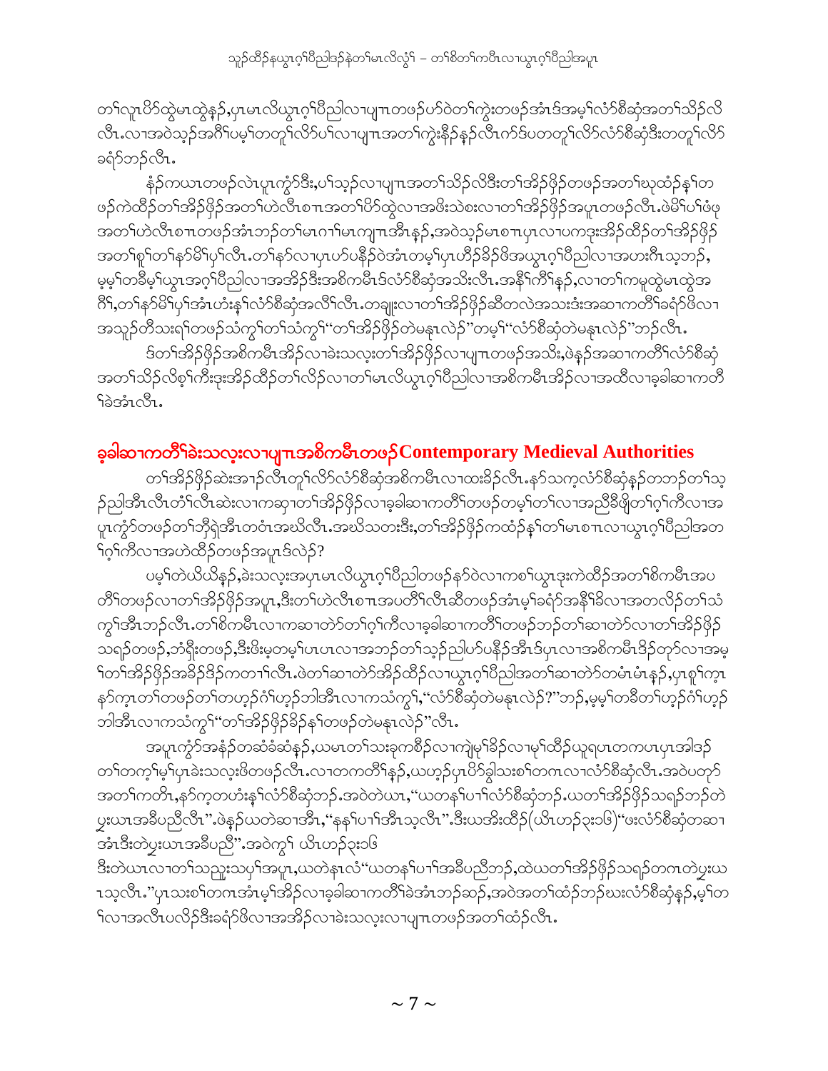တၢ်လူၤပိာ်ထွဲမၤထွဲနဉ်,ပှၤမၤလိယွၤဂ့ၢ်ပီညါလၢပျ့ၤတဖဉ်ဟ်ဝဲတၢ်ကွဲးတဖဉ်အံၤဒ်အမ့ၢ်လံာ်စီဆှံအတၢ်သိဉ်လိလီၤ.လၢအဝဲသ့ဉ်အဂီၢ်ပမ့ၢ်တတူၢ်လိာ်ပၢ်လၢပျ့ၤအတၢ်ကွဲးနီၣ်နဉ်လီၤက်ဒ်ပတတူၢ်လိာ်လံာ်စီဆှံဒီးတတူၢ်လိာ်ခရံာ်ဘဉ်လီၤ.

နံၣ်ကယၤတဖဉ်လဲၤပူၤကွံာ်ဒီး,ပၢ်သ့ဉ်လၢပျ့ၤအတၢ်သိဉ်လိဒီးတၢ်အိဉ်ဖှိဉ်တဖဉ်အတၢ်ဃုထံဉ်နၢ်တဖဉ်ကဲထီဉ်တၢ်အိဉ်ဖှိဉ်အတၢ်ဟဲလီၤစၢၤအတၢ်ပိာ်ထွဲလၢအဖိးသဲစးလၢတၢ်အိဉ်ဖှိဉ်အပူၤတဖဉ်လီၤ.ဖဲမိၢ်ပၢ်ဖံဖုအတၢ်ဟဲလီၤစၢၤတဖဉ်အံၤဘဉ်တၢ်မၤဂၢၢ်မၤကျ့ၤအီၤနဉ်,အဝဲသ့ဉ်မၤစၢၤပှၤလၢပကဒုးအိဉ်ထီဉ်တၢ်အိဉ်ဖှိဉ်အတၢ်စူၢ်တၢ်နာ်မိၢ်ပှၢ်လီၤ.တၢ်နာ်လၢပှၤဟ်ပနီၣ်ဝဲအံၤတမ့ၢ်ပှၤဟိဉ်ခိဉ်ဖိအယွၤဂ့ၢ်ပီညါလၢအဟးဂီၤသ့ဘဉ်,မ့မ့ၢ်တခီမ့ၢ်ယွၤအဂ့ၢ်ပီညါလၢအအိဉ်ဒီးအစိကမီၤဒ်လံာ်စီဆှံအသိးလီၤ.အနိၢ်ကီၢ်နဉ်,လၢတၢ်ကမူထွဲမၤထွဲအဂီၢ်,တၢ်နာ်မိၢ်ပှၢ်အံၤဟံးနၢ်လံာ်စီဆှံအလီၢ်လီၤ.တချုးလၢတၢ်အိဉ်ဖှိဉ်ဆီတလဲအသးဒံးအဆၢကတိၢ်ခရံာ်ဖိလၢအသူဉ်တီသးရၢ်တဖဉ်သံကွၢ်တၢ်သံကွၢ်"တၢ်အိဉ်ဖှိဉ်တဲမနုၤလဲဉ်"တမ့ၢ်"လံာ်စီဆှံတဲမနုၤလဲဉ်"ဘဉ်လီၤ.

ဒ်တၢ်အိဉ်ဖှိဉ်အစိကမီၤအိဉ်လၢခဲးသလ့းတၢ်အိဉ်ဖှိဉ်လၢပျ့ၤတဖဉ်အသိး,ဖဲနဉ်အဆၢကတိၢ်လံာ်စီဆှံအတၢ်သိဉ်လိစ့ၢ်ကီးဒုးအိဉ်ထီဉ်တၢ်လိဉ်လၢတၢ်မၤလိယွၤဂ့ၢ်ပီညါလၢအစိကမီၤအိဉ်လၢအထီလၢခ့ခါဆၢကတိၢ်ခဲအံၤလီၤ.

## ခ့ခါဆၢကတိၢ်ခဲးသလ့းလၢပျ့ၤအစိကမီၤတဖဉ် Contemporary Medieval Authorities

တၢ်အိဉ်ဖှိဉ်ဆဲးအၢဉ်လီၤတူၢ်လိာ်လံာ်စီဆှံအစိကမီၤလၢထးခိဉ်လီၤ.နာ်သက့လံာ်စီဆှံနဉ်တဘဉ်တၢ်သ့ဉ်ညါအီၤလီၤတံၢ်လီၤဆဲးလၢကဆ့ၢတၢ်အိဉ်ဖှိဉ်လၢခ့ခါဆၢကတိၢ်တဖဉ်တမ့ၢ်တၢ်လၢအညီနှါဖျါတၢ်ဂ့ၢ်ကီလၢအပူၤကွံာ်တဖဉ်တၢ်ဘှီရှဲအီၤတဝံၤအဃိလီၤ.အဃိသတးဒီး,တၢ်အိဉ်ဖှိဉ်ကထံဉ်နၢ်တၢ်မၤစၢၤလၢယွၤဂ့ၢ်ပီညါအတၢ်ဂ့ၢ်ကီလၢအဟဲထီဉ်တဖဉ်အပူၤဒ်လဲဉ်?

ပမ့ၢ်တဲဃိယိနဉ်,ခဲးသလ့းအပှၤမၤလိယွၤဂ့ၢ်ပီညါတဖဉ်နာ်ဝဲလၢကစၢ်ယွၤဒုးကဲထီဉ်အတၢ်စိကမီၤအပတိၢ်တဖဉ်လၢတၢ်အိဉ်ဖှိဉ်အပူၤ,ဒီးတၢ်ဟဲလီၤစၢၤအပတိၢ်လီၤဆီတဖဉ်အံၤမ့ၢ်ခရံာ်အနီၢ်ခိလၢအတလိဉ်တၢ်သံကွၢ်အီၤဘဉ်လီၤ.တၢ်စိကမီၤလၢကဆၢတဲာ်တၢ်ဂ့ၢ်ကီလၢခ့ခါဆၢကတိၢ်တဖဉ်ဘဉ်တၢ်ဆၢတဲာ်လၢတၢ်အိဉ်ဖှိဉ်သရ့ဉ်တဖဉ်,ဘံရှိးတဖဉ်,ဒီးဖိးမ့တမ့ၢ်ပၤပၤလၢအဘဉ်တၢ်သ့ဉ်ညါဟ်ပနီၣ်အီၤဒ်ပှၤလၢအစိကမီၤဒိဉ်တုာ်လၢအမ့ၢ်တၢ်အိဉ်ဖှိဉ်အခိဉ်ဒိဉ်ကတၢၢ်လီၤ.ဖဲတၢ်ဆၢတဲာ်အိဉ်ထီဉ်လၢယွၤဂ့ၢ်ပီညါအတၢ်ဆၢတဲာ်တမံၤမံၤနဉ်,ပှၤစူၢ်ကူၤနာ်ကူၤတၢ်တဖဉ်တၢ်တဟ့ဉ်ဂံၢ်ဟ့ဉ်ဘါအီၤလၢကသံကွၢ်,"လံာ်စီဆှံတဲမနုၤလဲဉ်?"ဘဉ်,မ့မ့ၢ်တခီတၢ်ဟ့ဉ်ဂံၢ်ဟ့ဉ်ဘါအီၤလၢကသံကွၢ်"တၢ်အိဉ်ဖှိဉ်ခိဉ်နၢ်တဖဉ်တဲမနုၤလဲဉ်"လီၤ.

အပူၤကွံာ်အနံၣ်တဆံခံဆံနဉ်,ယမၤတၢ်သးခုကစီဉ်လၢကျဲမှၢ်ခိဉ်လၢမှၢ်ထိဉ်ယူရပၤတကပၤပှၤအါဒဉ်တၢ်တက့ၢ်မ့ၢ်ပှၤခဲးသလ့းဖိတဖဉ်လီၤ.လၢတကတိၢ်နဉ်,ယဟ့ဉ်ပှၤပိာ်ခွါသးစၢ်တဂၤလၢလံာ်စီဆှံလီၤ.အဝဲပတုာ်အတၢ်ကတိၤ,နာ်က့တဟံးနၢ်လံာ်စီဆှံဘဉ်.အဝဲတဲယၤ,"ယတနၢ်ပၢၢ်လံာ်စီဆှံဘဉ်.ယတၢ်အိဉ်ဖှိဉ်သရ့ဉ်ဘဉ်တဲပှ့းယၤအခီပညီလီၤ".ဖဲနဉ်ယတဲဆၢအီၤ,"နနၢ်ပၢၢ်အီၤသ့လီၤ".ဒီးယအိးထီဉ်(ယိၤဟဉ်၃း၁၆)"ဖးလံာ်စီဆှံတဆၢအံၤဒီးတဲပှ့းယၤအခီပညီ".အဝဲကွၢ် ယိၤဟဉ်၃း၁၆ ဒီးတဲယၤလၢတၢ်သညူးသပှၢ်အပူၤ,ယတဲနၤလံ"ယတနၢ်ပၢၢ်အခီပညီဘဉ်,ထဲယတၢ်အိဉ်ဖှိဉ်သရ့ဉ်တဂၤတဲပှ့းယၤသ့လီၤ."ပှၤသးစၢ်တဂၤအံၤမ့ၢ်အိဉ်လၢခ့ခါဆၢကတိၢ်ခဲအံၤဘဉ်ဆဉ်,အဝဲအတၢ်ထံဉ်ဘဉ်ဃးလံာ်စီဆှံနဉ်,မ့ၢ်တၢ်လၢအလီၤပလိဉ်ဒီးခရံာ်ဖိလၢအအိဉ်လၢခဲးသလ့းလၢပျ့ၤတဖဉ်အတၢ်ထံဉ်လီၤ.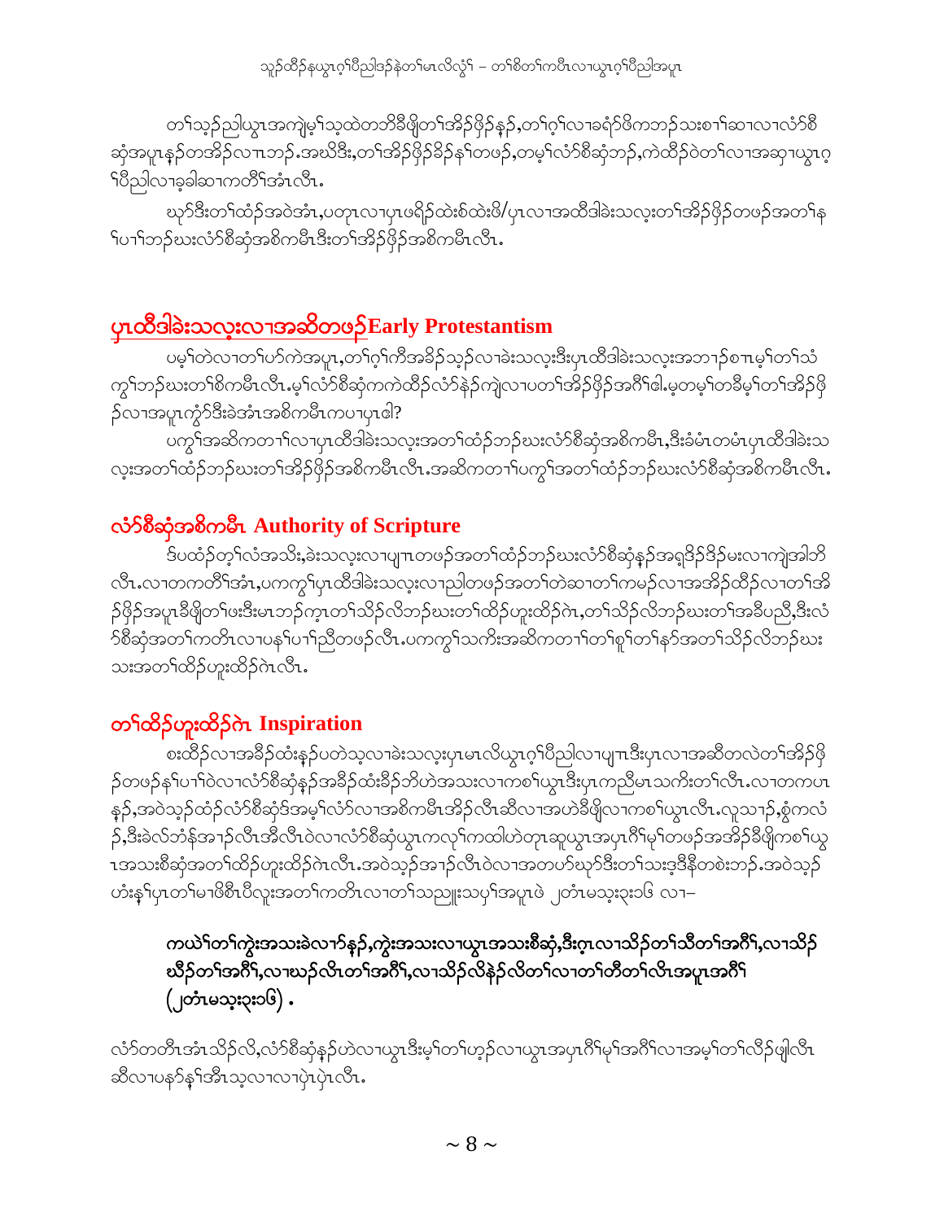တၢ်သ့ဉ်ညါယွၤအကျဲမ့ၢ်သ့ထဲတဘိနီဖဲ့တၢ်အိဉ်ဖှိဉ်နှဉ်,တၢ်ဂ့ၢ်လၢခရံာ်ဖိကဘဉ်သးစၢ်ဆၢလၢလံာ်စီဆှံအပူၤနှဉ်တအိဉ်လၢၤဘဉ်.အဃိဒီး,တၢ်အိဉ်ဖှိဉ်ခိဉ်နၢ်တဖဉ်,တမ့ၢ်လံာ်စီဆှံဘဉ်,ကဲထိဉ်ဝဲတၢ်လၢအဆုၢယွၤဂ့ၢ်ပီညါလၢခ့ခါဆၢကတီၢ်အံၤလီၤ.

ဃုာ်ဒီးတၢ်ထံဉ်အဝဲအံၤ,ပတုၤလၢပှၤဖရိဉ်ထဲးစ်ထဲးဖိ/ပှၤလၢအထီဒါခဲးသလ့းတၢ်အိဉ်ဖှိဉ်တဖဉ်အတၢ်နၢ်ပၢၢ်ဘဉ်ဃးလံာ်စီဆှံအစိကမီၤဒီးတၢ်အိဉ်ဖှိဉ်အစိကမီၤလီၤ.

## <u>ပှၤထီဒါခဲးသလ့းလၢအဆိတဖဉ်Early Protestantism</u>

ပမ့ၢ်တဲလၢတၢ်ပာ်ကဲအပူၤ,တၢ်ဂ့ၢ်ကီအခိဉ်သ့ဉ်လၢခဲးသလ့းဒီးပှၤထီဒါခဲးသလ့းအဘၢဉ်စၢၤမ့ၢ်တၢ်သံကွၢ်ဘဉ်ဃးတၢ်စိကမီၤလီၤ.မ့ၢ်လံာ်စီဆှံကကဲထိဉ်လံာ်နဲဉ်ကျဲလၢပတၢ်အိဉ်ဖှိဉ်အဂီၢ်ဧါ.မ့တမ့ၢ်တခီမ့ၢ်တၢ်အိဉ်ဖှိဉ်လၢအပူၤကွံာ်ဒီးခဲအံၤအစိကမီၤကပၢပှၤဧါ?

ပကွၢ်အဆိကတၢၢ်လၢပှၤထီဒါခဲးသလ့းအတၢ်ထံဉ်ဘဉ်ဃးလံာ်စီဆှံအစိကမီၤ,ဒီးခံမံၤတမံၤပှၤထီဒါခဲးသလ့းအတၢ်ထံဉ်ဘဉ်ဃးတၢ်အိဉ်ဖှိဉ်အစိကမီၤလီၤ.အဆိကတၢၢ်ပကွၢ်အတၢ်ထံဉ်ဘဉ်ဃးလံာ်စီဆှံအစိကမီၤလီၤ.

## လံာ်စီဆှံအစိကမီၤ Authority of Scripture

ဒ်ပထံဉ်တ့ၢ်လံအသိး,ခဲးသလ့းလၢပျၤတဖဉ်အတၢ်ထံဉ်ဘဉ်ဃးလံာ်စီဆှံနှဉ်အရှဒိဉ်ဒိဉ်မးလၢကျဲအါဘိလီၤ.လၢတကတီၢ်အံၤ,ပကကွၢ်ပှၤထီဒါခဲးသလ့းလၢညါတဖဉ်အတၢ်တဲဆၢတၢ်ကမဉ်လၢအအိဉ်ထိဉ်လၢတၢ်အိဉ်ဖှိဉ်အပူၤခီဖြိတၢ်ဖးဒီးမၤဘဉ်က့ၤတၢ်သိဉ်လိဘဉ်ဃးတၢ်ထိဉ်ဟူးထိဉ်ဂဲၤ,တၢ်သိဉ်လိဘဉ်ဃးတၢ်အခီပညီ,ဒီးလံာ်စီဆှံအတၢ်ကတိၤလၢပနၢ်ပၢၢ်ညီတဖဉ်လီၤ.ပကကွၢ်သကိးအဆိကတၢၢ်တၢ်စူၢ်တၢ်နာ်အတၢ်သိဉ်လိဘဉ်ဃးသးအတၢ်ထိဉ်ဟူးထိဉ်ဂဲၤလီၤ.

## တၢ်ထိဉ်ဟူးထိဉ်ဂဲၤ Inspiration

စးထိဉ်လၢအခီဉ်ထံးနှဉ်ပတဲသ့လၢခဲးသလ့းပှၤမၤလိယွၤဂ့ၢ်ပီညါလၢပျၤဒီးပှၤလၢအဆီတလဲတၢ်အိဉ်ဖှိဉ်တဖဉ်နၢ်ပၢၢ်ဝဲလၢလံာ်စီဆှံနှဉ်အခီဉ်ထံးခိဉ်ဘိဟဲအသးလၢကစၢ်ယွၤဒီးပှၤကညီမၤသကိးတၢ်လီၤ.လၢတကပၤနှဉ်,အဝဲသ့ဉ်ထံဉ်လံာ်စီဆှံဒ်အမ့ၢ်လံာ်လၢအစိကမီၤအိဉ်လီၤဆီလၢအဟဲခီဖြိလၢကစၢ်ယွၤလီၤ.လူသၢဉ်,စွံကလံဉ်,ဒီးခဲလ်ဘံန်အၢဉ်လီၤအီလီၤဝဲလၢလံာ်စီဆှံယွၤကလုၢ်ကထါဟဲတုၤဆူယွၤအပှၤဂီၢ်မုၢ်တဖဉ်အအိဉ်ခီဖြိကစၢ်ယွၤအသးစီဆှံအတၢ်ထိဉ်ဟူးထိဉ်ဂဲၤလီၤ.အဝဲသ့ဉ်အၢဉ်လီၤဝဲလၢအတဟ်ဃုာ်ဒီးတၢ်သးဒ့ဒီနီတစဲးဘဉ်.အဝဲသ့ဉ်ဟံးနၢ်ပှၤတၢ်မၢဖိစီၤပီလူးအတၢ်ကတိၤလၢတၢ်သညူးသပှၢ်အပူၤဖဲ ၂တံၤမသ့း၃း၁၆ လၢ–

> **ကယဲၢ်တၢ်ကွဲးအသးခဲလၢာ်နှဉ်,ကွဲးအသးလၢယွၤအသးစီဆှံ,ဒီးဂ့ၤလၢသိဉ်တၢ်သီတၢ်အဂီၢ်,လၢသိဉ်ဃီဉ်တၢ်အဂီၢ်,လၢဃဉ်လီၤတၢ်အဂီၢ်,လၢသိဉ်လိနဲဉ်လိတၢ်လၢတၢ်တီတၢ်လိၤအပူၤအဂီၢ်(၂တံၤမသ့း၃း၁၆).**

လံာ်တတီၤအံၤသိဉ်လိ,လံာ်စီဆှံနှဉ်ဟဲလၢယွၤဒီးမ့ၢ်တၢ်ဟ့ဉ်လၢယွၤအပှၤဂီၢ်မုၢ်အဂီၢ်လၢအမ့ၢ်တၢ်လီဉ်ဖျါလီၤဆီလၢပနာ်နၢ်အီၤသ့လၢလၢပှဲၤပှဲၤလီၤ.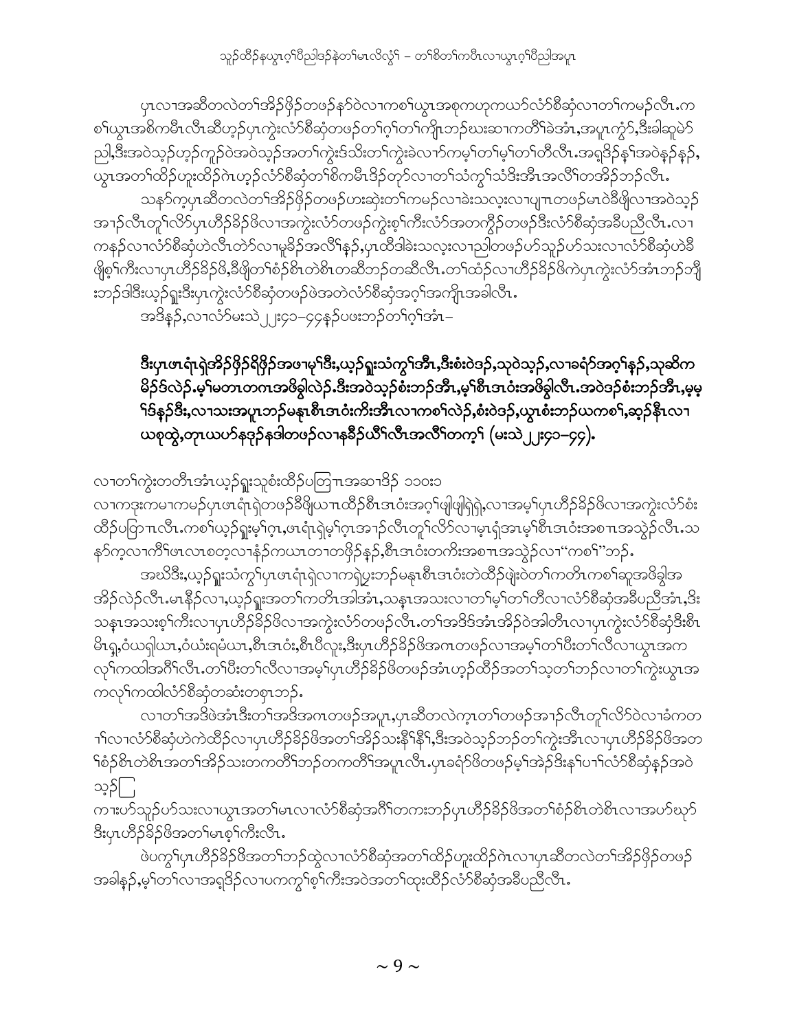ပှၤလၢအဆီတလဲတၢ်အိၣ်ဖိုၣ်တဖၣ်နာ်ဝဲလၢကစၢ်ယွၤအစုကဟုကယာ်လံာ်စီဆှံလၢတၢ်ကမၣ်လီၤ.ကစၢ်ယွၤအစိကမီၤလီၤဆီဟ့ၣ်ပှၤကွဲးလံာ်စီဆှံတဖၣ်တၢ်ဂ့ၢ်တၢ်ကျိၤဘၣ်ဃးဆၢကတီၢ်ခဲအံၤ,အပူၤကွံာ်,ဒီးခါဆူမဲာ်ညါ,ဒီးအဝဲသ့ၣ်ဟ့ၣ်ကူၣ်ဝဲအဝဲသ့ၣ်အတၢ်ကွဲးဒ်သိးတၢ်ကွဲးခဲလၢာ်ကမ့ၢ်တၢ်မ့ၢ်တၢ်တီလီၤ.အရှဒိၣ်နှၢ်အဝဲနှၣ်နှၣ်,ယွၤအတၢ်ထိၣ်ဟူးထိၣ်ဂဲၤဟ့ၣ်လံာ်စီဆှံတၢ်စိကမီၤဒိၣ်တုာ်လၢတၢ်သံကွၢ်သံဒိးအီၤအလိၢ်တအိၣ်ဘၣ်လီၤ.

သနာ်က့ပှၤဆီတလဲတၢ်အိၣ်ဖိုၣ်တဖၣ်ဟးဆှဲးတၢ်ကမၣ်လၢခဲးသလ့းလၢပျπတဖၣ်မၤဝဲခီဖျိလၢအဝဲသ့ၣ်အၢၣ်လီၤတူၢ်လိာ်ပှၤဟိၣ်ခိၣ်ဖိလၢအကွဲးလံာ်တဖၣ်ကွဲးစ့ၢ်ကီးလံာ်အတကွီၣ်တဖၣ်ဒီးလံာ်စီဆှံအခီပညီလီၤ.လၢကနဉ်လၢလံာ်စီဆှံဟဲလီၤတဲာ်လၢမူခိၣ်အလိၢ်နှၣ်,ပှၤထီဒါခဲးသလ့းလၢညါတဖၣ်ပာ်သူၣ်ပာ်သးလၢလံာ်စီဆှံဟဲခီဖျိစ့ၢ်ကီးလၢပှၤဟိၣ်ခိၣ်ဖိ,ခီဖျိတၢ်စံၣ်စိၤတဲစိၤတဆီဘၣ်တဆီလီၤ.တၢ်ထံၣ်လၢဟိၣ်ခိၣ်ဖိကဲပှၤကွဲးလံာ်အံၤဘၣ်ဘျိးဘၣ်ဒါဒီးယှၣ်ရှုးဒီးပှၤကွဲးလံာ်စီဆှံတဖၣ်ဖဲအတဲလံာ်စီဆှံအဂ့ၢ်အကျိၤအခါလီၤ.

အဒိနှၣ်,လၢလံာ်မးသဲ ၂၂:၄၁–၄၄နှၣ်ပဖးဘၣ်တၢ်ဂ့ၢ်အံၤ–

> **ဒီးပှၤဖၤရံၤရဲအိၣ်ဖိုၣ်ရိဖိုၣ်အဖၢမ့ၢ်ဒီး,ယှၣ်ရှုးသံကွၢ်အီၤ,ဒီးစံးဝဲဒၣ်,သုဝဲသ့ၣ်,လၢခရံာ်အဂ့ၢ်နှၣ်,သုဆိကမိၣ်ဒ်လဲၣ်.မ့ၢ်မတၤတဂၤအဖိခွါလဲၣ်.ဒီးအဝဲသ့ၣ်စံးဘၣ်အီၤ,မ့ၢ်စီၤဒၤဝံးအဖိခွါလီၤ.အဝဲဒၣ်စံးဘၣ်အီၤ,မ့မ့ၢ်ဒ်နှၣ်ဒီး,လၢသးအပူၤဘၣ်မနုၤစီၤဒၤဝံးကိးအီၤလၢကစၢ်လဲၣ်,စံးဝဲဒၣ်,ယွၤစံးဘၣ်ယကစၢ်,ဆ့ၣ်နီၤလၢယစုထွဲ,တုၤယပာ်နဒုၣ်နဒါတဖၣ်လၢနခီၣ်ယီၢ်လီၤအလိၢ်တက့ၢ် (မးသဲ ၂၂:၄၁–၄၄).**

လၢတၢ်ကွဲးတတီၤအံၤယှၣ်ရှုးသုစံးထိၣ်ပတြπအဆၢဒိၣ် ၁၁၀း၁

လၢကဒုးကမၢကမၣ်ပှၤဖၤရံၤရဲတဖၣ်ခီဖျိယπထိၣ်စီၤဒၤဝံးအဂ့ၢ်ဖျါဖျဲရှဲရှဲ,လၢအမ့ၢ်ပှၤဟိၣ်ခိၣ်ဖိလၢအကွဲးလံာ်စံးထိၣ်ပတြπလီၤ.ကစၢ်ယှၣ်ရှုးမ့ၢ်ဂ့ၤ,ဖၤရံၤရဲမ့ၢ်ဂ့ၤအၢၣ်လီၤတူၢ်လိာ်လၢမှၤရံအၤမ့ၢ်စီၤဒၤဝံးအစπအသွဲၣ်လီၤ.သနာ်က့လၢကိၢ်ဖၤလၤစတ့လၢနံၣ်ကယၤတၢတဖိုၣ်နှၣ်,စီၤဒၤဝံးတကိးအစπအသွဲၣ်လၢ"ကစၢ်"ဘၣ်.

အဃိဒီး,ယှၣ်ရှုးသံကွၢ်ပှၤဖၤရံၤရဲလၢကရဲပူးဘၣ်မနုၤစီၤဒၤဝံးတဲထိၣ်ဖျဲးဝဲတၢ်ကတီၤကစၢ်ဆူအဖိခွါအအိၣ်လဲၣ်လီၤ.မၤနိၣ်လၢ,ယှၣ်ရှုးအတၢ်ကတီၤအါအံၤ,သနၤအသးလၢတၢ်မ့ၢ်တၢ်တီလၢလံာ်စီဆှံအခီပညီအံၤ,ဒီးသနၤအသးစ့ၢ်ကီးလၢပှၤဟိၣ်ခိၣ်ဖိလၢအကွဲးလံာ်တဖၣ်လီၤ.တၢ်အဒိဒ်အံၤအိၣ်ဝဲအါတီၤလၢပှၤကွဲးလံာ်စီဆှံဒီးစီၤမိၤရှ,ဝံယရှါယၤ,ဝံယံးရမံယၤ,စီၤဒၤဝံး,စီၤပီလူး,ဒီးပှၤဟိၣ်ခိၣ်ဖိအဂၤတဖၣ်လၢအမ့ၢ်တၢ်ပီးတၢ်လီလၢယွၤအကလုၢ်ကထါအဂီၢ်လီၤ.တၢ်ပီးတၢ်လီလၢအမ့ၢ်ပှၤဟိၣ်ခိၣ်ဖိတဖၣ်အံၤဟ့ၣ်ထိၣ်အတၢ်သ့တၢ်ဘၣ်လၢတၢ်ကွဲးယွၤအကလုၢ်ကထါလံာ်စီဆှံတဆံးတစုၤဘၣ်.

လၢတၢ်အဒိဖဲအံၤဒီးတၢ်အဒိအဂၤတဖၣ်အပူၤ,ပှၤဆီတလဲက့ၤတၢ်တဖၣ်အၢၣ်လီၤတူၢ်လိာ်ဝဲလၢခံကတၢၢ်လၢလံာ်စီဆှံဟဲကဲထိၣ်လၢပှၤဟိၣ်ခိၣ်ဖိအတၢ်အိၣ်သးနီၢ်နီၢ်,ဒီးအဝဲသ့ၣ်ဘၣ်တၢ်ကွဲးအီၤလၢပှၤဟိၣ်ခိၣ်ဖိအတၢ်စံၣ်စိၤတဲစိၤအတၢ်အိၣ်သးတကတီၢ်ဘၣ်တကတီၢ်အပူၤလီၤ.ပှၤခရံာ်ဖိတဖၣ်မ့ၢ်အဲၣ်ဒိးနၢ်ပၢၢ်လံာ်စီဆှံနှၣ်အဝဲသ့ၣ်

ကၢးပာ်သူၣ်ပာ်သးလၢယွၤအတၢ်မၤလၢလံာ်စီဆှံအဂီၢ်တကးဘၣ်ပှၤဟိၣ်ခိၣ်ဖိအတၢ်စံၣ်စိၤတဲစိၤလၢအပာ်ဃုာ်ဒီးပှၤဟိၣ်ခိၣ်ဖိအတၢ်မၤစ့ၢ်ကီးလီၤ.

ဖဲပကွၢ်ပှၤဟိၣ်ခိၣ်ဖိအတၢ်ဘၣ်ထွဲလၢလံာ်စီဆှံအတၢ်ထိၣ်ဟူးထိၣ်ဂဲၤလၢပှၤဆီတလဲတၢ်အိၣ်ဖိုၣ်တဖၣ်အခါနှၣ်,မ့ၢ်တၢ်လၢအရှဒိၣ်လၢပကကွၢ်စ့ၢ်ကီးအဝဲအတၢ်ထုးထိၣ်လံာ်စီဆှံအခီပညီလီၤ.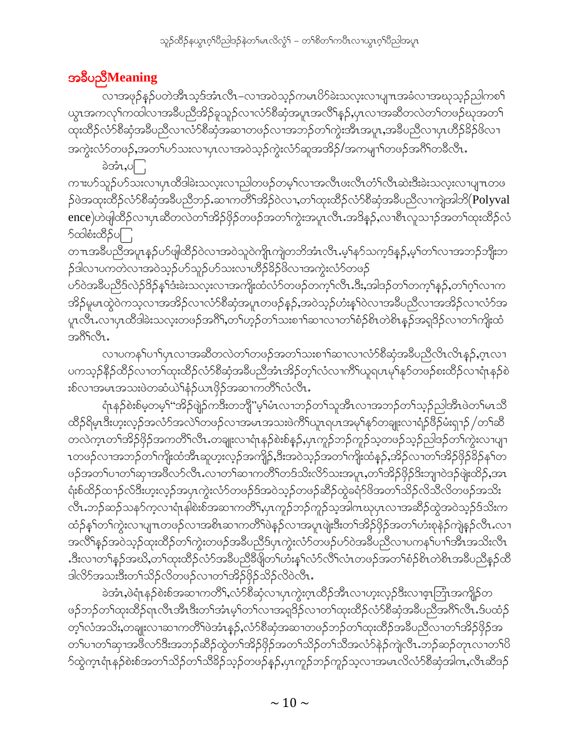## အခီပညီMeaning

လၢအဖုဉ်နဉ်ပတဲအီၤသ့ဒ်အံၤလီၤ–လၢအဝဲသ့ဉ်ကမၤပိာ်ခဲးသလ့းလၢပျπအခံလၢအဃုသ့ဉ်ညါကစၢ် ယွၤအကလုၢ်ကထါလၢအခီပညီအိဉ်ခူသူဉ်လၢလံာ်စီဆုံအပူၤအလိၢ်နဉ်,ပုၤလၢအဆီတလဲတၢ်တဖဉ်ဃုအတၢ် ထုးထိဉ်လံာ်စီဆုံအခီပညီလၢလံာ်စီဆုံအဆၢတဖဉ်လၢအဘဉ်တၢ်ကွဲးအီၤအပူၤ,အခီပညီလၢပုၤဟိဉ်ခိဉ်ဖိလၢ အကွဲးလံာ်တဖဉ်,အတၢ်ပာ်သးလၢပုၤလၢအဝဲသ့ဉ်ကွဲးလံာ်ဆူအအိဉ်/အကမျၢ်တဖဉ်အဂီၢ်တခီလီၤ.

ခဲအံၤ,ပ[ ]

ကၢးဟ်သူဉ်ဟ်သးလၢပုၤထီဒါခဲးသလ့းလၢညါတဖဉ်တမ့ၢ်လၢအလီၤဖးလီၤတံၢ်လီၤဆဲးဒီးခဲးသလ့းလၢပျπတဖ ဉ်ဖဲအထုးထိဉ်လံာ်စီဆုံအခီပညီဘဉ်.ဆၢကတီၢ်အိဉ်ဝဲလၢ,တၢ်ထုးထိဉ်လံာ်စီဆုံအခီပညီလၢကျဲအါဘိ(Polyvalence)ဟဲဖျါထိဉ်လၢပုၤဆီတလဲတၢ်အိဉ်ဖှိဉ်တဖဉ်အတၢ်ကွဲးအပူၤလီၤ.အဒိနဉ်,လၢစီၤလူသၢဉ်အတၢ်ထုးထိဉ်လံ ာ်ထါစံးထိဉ်ပ[ ]

တπအခီပညီအပူၤနဉ်ဟ်ဖျါထိဉ်ဝဲလၢအဝဲသ့ဝဲကျိၤကျဲတဘိအံၤလီၤ.မ့ၢ်နာ်သကွဲဒ်နဉ်,မ့ၢ်တၢ်လၢအဘဉ်ဘျီးဘ ဉ်ဒါလၢပကတဲလၢအဝဲသ့ဉ်ဟ်သူဉ်ဟ်သးလၢဟိဉ်ခိဉ်ဖိလၢအကွဲးလံာ်တဖဉ် ဟ်ဝဲအခီပညီဒ်လဲဉ်ဒိဉ်နှၢ်ဒံးခဲးသလ့းလၢအကျိးထံလံာ်တဖဉ်တကဲ့ၢ်လီၤ.ဒီး,အါဒဉ်တၢ်တကူ့ၢ်နဉ်,တၢ်ဂ့ၢ်လၢက အိဉ်မူမၤထွဲဝဲကသ့လၢအအိဉ်လၢလံာ်စီဆုံအပူၤတဖဉ်နဉ်,အဝဲသ့ဉ်ဟံးန့ၢ်ဝဲလၢအခီပညီလၢအအိဉ်လၢလံာ်အ ပူၤလီၤ.လၢပုၤထီဒါခဲးသလ့းတဖဉ်အဂီၢ်,တၢ်ဟ့ဉ်တၢ်သးစၢ်ဆၢလၢတၢ်စံဉ်စိၤတဲစိၤနဉ်အရှဒိဉ်လၢတၢ်ကျိးထံ အဂီၢ်လီၤ.

လၢပကနၢ်ပၢၢ်ပုၤလၢအဆီတလဲတၢ်တဖဉ်အတၢ်သးစၢ်ဆၢလၢလံာ်စီဆုံအခီပညီလီၤလီၤနဉ်,ဂ့ၤလၢ ပကသ့ဉ်နီဉ်ထိဉ်လၢတၢ်ထုးထိဉ်လံာ်စီဆုံအခီပညီအံၤအိဉ်တ့ၢ်လံလၢကီၢ်ယူရပၤမ့ၢ်နာ်တဖဉ်စးထိဉ်လၢရံၤနဉ်စဲ းစ်လၢအမၤအသးဖဲတဆံယဲၢ်နံဉ်ယπဖှိဉ်အဆၢကတီၢ်လံလီၤ.

ရံၤနဉ်စဲးစ်မ့တမ့ၢ်"အိဉ်ဖျဲဉ်ကဒီးတဘျီ"မ့ၢ်မ်ၤလၢဘဉ်တၢ်သူအီၤလၢအဘဉ်တၢ်သ့ဉ်ညါအီၤဖဲတၢ်မၤသိ ထိဉ်ဂိမ့ၤဒီးဟ့းလ့ဉ်အလံာ်အလဲၢ်တဖဉ်လၢအမၤအသးဖဲကီၢ်ယူၤရပၤအမ့ၢ်နာ်တချုးလၢရံဉ်မိဉ်မံးရှာဉ်/တၢ်ဆီ တလဲကဲ့ၤတၢ်အိဉ်ဖှိဉ်အကတိၢ်လီၤ.တချုးလၢရံၤနဉ်စဲးစ်နဉ်,ပုၤကူဉ်ဘဉ်ကူဉ်သ့တဖဉ်သ့ဉ်ညါဒဉ်တၢ်ကွဲးလၢပျ π တဖဉ်လၢအဘဉ်တၢ်ကျိးထံအီၤဆူဟ့းလ့ဉ်အကျိဉ်,ဒီးအဝဲသ့ဉ်အတၢ်ကျိးထံနဉ်,အိဉ်လၢတၢ်အိဉ်ဖှိဉ်ခိဉ်နၢ်တ ဖဉ်အတၢ်ပၢတၢ်ဆှၢအဖီလာ်လီၤ.လၢတၢ်ဆၢကတီၢ်တဒ်သိးလိာ်သးအပူၤ,တၢ်အိဉ်ဖှိဉ်ဒီးဘျၢဝဲဒဉ်ဖျဲးထိဉ်,အπ ရံးစ်ထိဉ်ထၢဉ်လ်ဒီးဟ့းလ့ဉ်အပုၤကွဲးလံာ်တဖဉ်ဒ်အဝဲသ့ဉ်တဖဉ်ဆိဉ်ထွဲခရံာ်ဖိအတၢ်သိဉ်လိသိလိတဖဉ်အသိး လီၤ.ဘဉ်ဆဉ်သနာ်က့လၢရံၤနါစဲးစ်အဆၢကတီၢ်,ပုၤကူဉ်ဘဉ်ကူဉ်သ့အါဂၤဃုပုၤလၢအဆိဉ်ထွဲအဝဲသ့ဉ်ဒ်သိးက ထံဉ်နှၢ်တၢ်ကွဲးလၢပျπတဖဉ်လၢအစိၤဆၢကတီၢ်ဖဲနဉ်လၢအပူၤဖျဲးဒီးတၢ်အိဉ်ဖှိဉ်အတၢ်ဟံးစုနဲဉ်ကျဲနဉ်လီၤ.လၢ အလိၢ်နဉ်အဝဲသ့ဉ်ထုးထိဉ်တၢ်ကွဲးတဖဉ်အခီပညီဒ်ပုၤကွဲးလံာ်တဖဉ်ဟ်ဝဲအခီပညီလၢပကနၢ်ပၢၢ်အီၤအသိးလီၤ .ဒီးလၢတၢ်နဉ်အဃိ,တၢ်ထုးထိဉ်လံာ်အခီပညီခီဖျိတၢ်ဟံးန့ၢ်လံာ်လီၢ်လံၤတဖဉ်အတၢ်စံဉ်စိၤတဲစိၤအခီပညီနဉ်ထီ ဒါလိာ်အသးဒီးတၢ်သိဉ်လိတဖဉ်လၢတၢ်အိဉ်ဖှိဉ်သိဉ်လိဝဲလီၤ.

ခဲအံၤ,ဖဲရံၤနဉ်စဲးစ်အဆၢကတီၢ်,လံာ်စီဆုံလၢပုၤကွဲးဂ့ၤထိဉ်အီၤလၢဟ့းလ့ဉ်ဒီးလၢဖ့ၤဘြံၤအကျိဉ်တ ဖဉ်ဘဉ်တၢ်ထုးထိဉ်ရၤလီၤအီၤဒီးတၢ်အံၤမ့ၢ်တၢ်လၢအရှဒိဉ်လၢတၢ်ထုးထိဉ်လံာ်စီဆုံအခီပညီအဂီၢ်လီၤ.ဒ်ပထံဉ် တ့ၢ်လံအသိး,တချုးလၢဆၢကတီၢ်ဖဲအံၤနဉ်,လံာ်စီဆုံအဆၢတဖဉ်ဘဉ်တၢ်ထုးထိဉ်အခီပညီလၢတၢ်အိဉ်ဖှိဉ်အ တၢ်ပၢတၢ်ဆှၢအဖီလာ်ဒီးအဘဉ်ဆိဉ်ထွဲတၢ်အိဉ်ဖှိဉ်အတၢ်သိဉ်တၢ်သီအလံာ်နဲဉ်ကျဲလီၤ.ဘဉ်ဆဉ်တုၤလၢတၢ်ပိ ာ်ထွဲကဲ့ၤရံၤနဉ်စဲးစ်အတၢ်သိဉ်တၢ်သီခိဉ်သ့ဉ်တဖဉ်နဉ်,ပုၤကူဉ်ဘဉ်ကူဉ်သ့လၢအမၤလိလံာ်စီဆုံအါဂၤ,လီၤဆီဒဉ်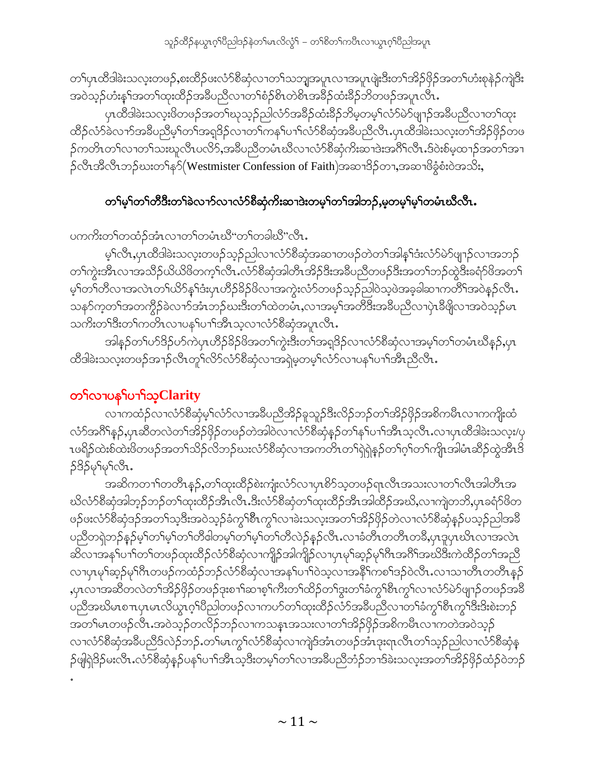တၢ်ပှၤထိဒါခဲးသလ့းတဖဉ်,စးထိဉ်ဖးလံာ်စီဆုံလၢတၢ်သဘျ့အပူၤလၢအပူၤဖျဲးဒီးတၢ်အိဉ်ဖှိဉ်အတၢ်ဟံးစုနဲဉ်ကျဲဒီး အဝဲသ့ဉ်ဟံးန့ၢ်အတၢ်ထုးထိဉ်အခီပညီလၢတၢ်စံဉ်စိၤတဲစိၤအခိဉ်ထံးခိဉ်ဘိတဖဉ်အပူၤလီၤ.

ပှၤထိဒါခဲးသလ့းဖိတဖဉ်အတၢ်ဃုသ့ဉ်ညါလံာ်အခိဉ်ထံးခိဉ်ဘိမ့တမ့ၢ်လံာ်မဲာ်ဖျၢဉ်အခီပညီလၢတၢ်ထုးထိဉ်လံာ်ခဲလၢာ်အခီပညီမ့ၢ်တၢ်အရှဒိဉ်လၢတၢ်ကနၢ်ပၢၢ်လံာ်စီဆုံအခီပညီလီၤ.ပှၤထိဒါခဲးသလ့းတၢ်အိဉ်ဖှိဉ်တဖဉ်ကတိၤတၢ်လၢတၢ်သးဃုလီၤပလိာ်,အခီပညီတမံၤဃီလၢလံာ်စီဆုံကီးဆၢဒဲးအဂီၢ်လီၤ.ဒ်ဝဲးစိမ့ထၢဉ်အတၢ်အၢဉ်လီၤအီလီၤဘဉ်ဃးတၢ်နာ်(Westmister Confession of Faith)အဆၢဒိဉ်တၢ,အဆၢဖိခွံစံးဝဲအသိး,

## တၢ်မ့ၢ်တၢ်တီဒီးတၢ်ခဲလၢာ်လၢလံာ်စီဆုံကီးဆၢဒဲးတမ့ၢ်တၢ်အါဘဉ်,မ့တမ့ၢ်မ့ၢ်တမံၤဃီလီၤ.

ပကကီးတၢ်တထံဉ်အံၤလၢတၢ်တမံၤဃီ"တၢ်တခါဃီ"လီၤ.

မ့ၢ်လီၤ,ပှၤထိဒါခဲးသလ့းတဖဉ်သ့ဉ်ညါလၢလံာ်စီဆုံအဆၢတဖဉ်တဲတၢ်အါန့ၢ်ဒံးလံာ်မဲာ်ဖျၢဉ်လၢအဘဉ်တၢ်ကွဲးအီၤလၢအသိဉ်ယိယိဖိတက့ၢ်လီၤ.လံာ်စီဆုံအါတီၤအိဉ်ဒီးအခီပညီတဖဉ်ဒီးအတၢ်ဘဉ်ထွဲဒီးခရံာ်ဖိအတၢ်မ့ၢ်တၢ်တီလၢအလဲၤတၢ်ယိာ်နၢ်ဒံးပှၤဟိဉ်ခိဉ်ဖိလၢအကွဲးလံာ်တဖဉ်သ့ဉ်ညါဝဲသ့ဖဲအခ့ခါဆၢကတီၢ်အဝဲနဉ်လီၤ.သနာ်က့တၢ်အတကွိဉ်ခဲလၢာ်အံၤဘဉ်ဃးဒီးတၢ်ထဲတမံၤ,လၢအမ့ၢ်အတိဒီးအခီပညီလၢပှဲၤခီဖျိလၢအဝဲသ့ဉ်မၤသကိးတၢ်ဒီးတၢ်ကတိၤလၢပနၢ်ပၢၢ်အီၤသ့လၢလံာ်စီဆုံအပူၤလီၤ.

အါနဉ်တၢ်ဟ်ဒိဉ်ဟ်ကဲပှၤဟိဉ်ခိဉ်ဖိအတၢ်ကွဲးဒီးတၢ်အရှဒိဉ်လၢလံာ်စီဆုံလၢအမ့ၢ်တၢ်တမံၤဃီနဉ်,ပှၤထိဒါခဲးသလ့းတဖဉ်အၢဉ်လီၤတူၢ်လိာ်လံာ်စီဆုံလၢအရှဲမ့တမ့ၢ်လံာ်လၢပနၢ်ပၢၢ်အီၤညီလီၤ.

## တၢ်လၢပနၢ်ပၢၢ်သ့Clarity

လၢကထံဉ်လၢလံာ်စီဆုံမ့ၢ်လံာ်လၢအခီပညီအိဉ်ခူသူဉ်ဒီးလိဉ်ဘဉ်တၢ်အိဉ်ဖှိဉ်အစိကမီၤလၢကကျိးထံလံာ်အဂီၢ်နဉ်,ပှၤဆီတလဲတၢ်အိဉ်ဖှိဉ်တဖဉ်တဲအါဝဲလၢလံာ်စီဆုံနဉ်တၢ်နၢ်ပၢၢ်အီၤသ့လီၤ.လၢပှၤထိဒါခဲးသလ့း/ပှၤဖရိဉ်ထဲးစ်ထဲးဖိတဖဉ်အတၢ်သိဉ်လိဘဉ်ဃးလံာ်စီဆုံလၢအကတိၤတၢ်ရှဲရှဲနဉ်တၢ်ဂ့ၢ်တၢ်ကျိၤအါမံၤဆီဉ်ထွဲအီၤဒိဉ်ဒိဉ်မု့ၢ်မု့ၢ်လီၤ.

အဆိကတၢၢ်တတီၤနဉ်,တၢ်ထုးထိဉ်စဲးကျုံးလံာ်လၢပှၤစိာ်သ့တဖဉ်ရၤလီၤအသးလၢတၢ်လီၤအါတီၤအဃိလံာ်စီဆုံအါဘှဉ်ဘဉ်တၢ်ထုးထိဉ်အီၤလီၤ.ဒီးလံာ်စီဆုံတၢ်ထုးထိဉ်အီၤအါထိဉ်အဃိ,လၢကျဲတဘိ,ပှၤခရံာ်ဖိတဖဉ်ဖးလံာ်စီဆုံဒဉ်အတၢ်သ့ဒီးအဝဲသ့ဉ်ခံကွၢ်စီၤကွၢ်လၢခဲးသလ့းအတၢ်အိဉ်ဖှိဉ်တဲလၢလံာ်စီဆုံနဉ်ပသ့ဉ်ညါအခီပညီတရုံဘဉ်နဉ်မ့ၢ်တၢ်မ့ၢ်တၢ်တီဖါတမ့ၢ်တၢ်မ့ၢ်တၢ်တီလဲဉ်နဉ်လီၤ.လၢခံတီၤတတီၤတခီ,ပှၤဒူပှၤဃီၤလၢအလဲၤဆိလၢအနၢ်ပၢၢ်တၢ်တဖဉ်ထုးထိဉ်လံာ်စီဆုံလၢကျိဉ်အါကျိဉ်လၢပှၤမုၢ်ဆ့ဉ်မုၢ်ဂီၤအဂီၢ်အဃိဒီးကဲထိဉ်တၢ်အညီလၢပှၤမုၢ်ဆ့ဉ်မုၢ်ဂီၤတဖဉ်ကထံဉ်ဘဉ်လံာ်စီဆုံလၢအနၢ်ပၢၢ်ဝဲသ့လၢအနီၢ်ကစၢ်ဒဉ်ဝဲလီၤ.လၢသၢတီၤတတီၤနဉ်,ပှၤလၢအဆီတလဲတၢ်အိဉ်ဖှိဉ်တဖဉ်ဒုးစၢၢ်ဆၢစ့ၢ်ကီးတၢ်ထိဉ်တၢ်ဒွးတၢ်ခံကွၢ်စီၤကွၢ်လၢလံာ်မဲာ်ဖျၢဉ်တဖဉ်အခီပညီအဃိမၤစၢၤပှၤမၤလိယွၤဂ့ၢ်ပီညါတဖဉ်လၢကဟ်တၢ်ထုးထိဉ်လံာ်အခီပညီလၢတၢ်ခံကွၢ်စီၤကွၢ်ဒီးဒီးစဲးဘဉ်အတၢ်မၤတဖဉ်လီၤ.အဝဲသ့ဉ်တလိဉ်ဘဉ်လၢကသနၢၤအသးလၢတၢ်အိဉ်ဖှိဉ်အစိကမီၤလၢကတဲအဝဲသ့ဉ်လၢလံာ်စီဆုံအခီပညီဒ်လဲဉ်ဘဉ်.တၢ်မၤကွၢ်လံာ်စီဆုံလၢကျဲဒ်အံၤတဖဉ်အံၤဒုးရၤလီၤတၢ်သ့ဉ်ညါလၢလံာ်စီဆုံနဉ်ဖျါရှဲဒိဉ်မးလီၤ.လံာ်စီဆုံနဉ်ပနၢ်ပၢၢ်အီၤသ့ဒီးတမ့ၢ်တၢ်လၢအခီပညီဘံဉ်တၢဒ်ခဲးသလ့းအတၢ်အိဉ်ဖှိဉ်ထံဉ်ဝဲဘဉ်.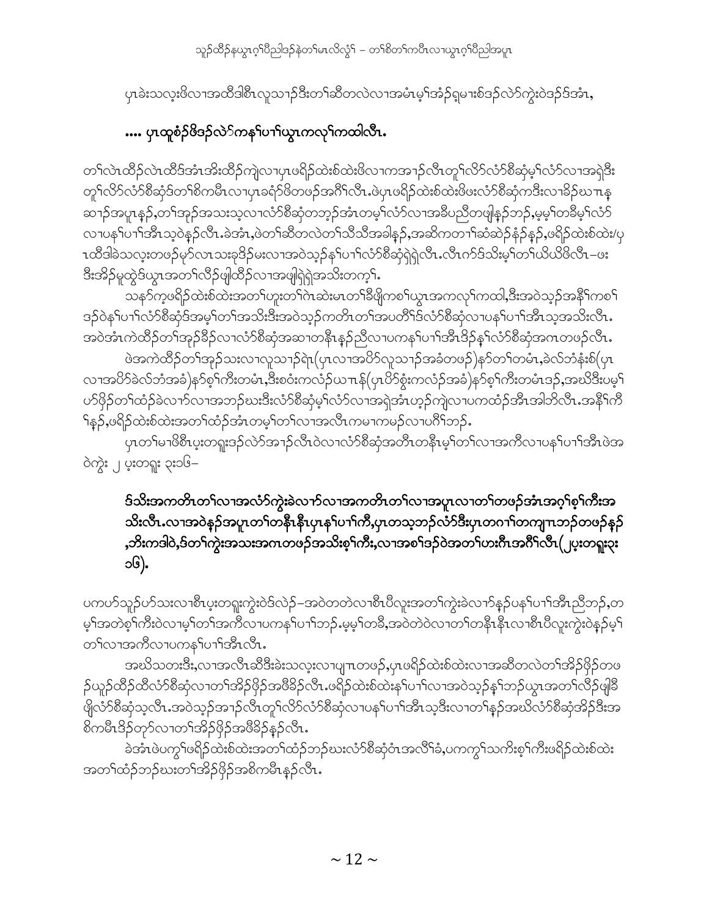ပှၤခဲးသလ့ၤဖိလၢအထီဒါစီၤလူသၢ်ဒီးတၢ်ဆီတလဲလၢအမံၤမ့ၢ်အံၣ်ရှမၢးစ်ဒၣ်လဲာ်ကွဲးဝဲဒၣ်ဒ်အံၤ,

## .... ပှၤထူစံၣ်ဖိဒၣ်လဲာ်ကန့ၢ်ပၢၢ်ယွၤကလုၢ်ကထါလီၤ.

တၢ်လဲၤထီၣ်လဲၤထီဒ်အံၤအီးထီၣ်ကျဲလၢပှၤဖရိၣ်ထဲးစ်ထဲးဖိလၢကအၢၣ်လီၤတူၢ်လိာ်လံာ်စီဆှံမ့ၢ်လံာ်လၢအရဲဒီး တူၢ်လိာ်လံာ်စီဆှံဒ်တၢ်စိကမီၤလၢပှၤခရံာ်ဖိတဖၣ်အဂီၢ်လီၤ.ဖဲပှၤဖရိၣ်ထဲးစ်ထဲးဖိဖးလံာ်စီဆှံကဒီးလၢခိၣ်ဃၢၤန ဆၢၣ်အပူၤန့ၣ်,တၢ်အုၣ်အသးသ့လၢလံာ်စီဆှံတဘ့ၣ်အံၤတမ့ၢ်လံာ်လၢအခီပညီတဖျါန့ၣ်ဘၣ်,မ့မ့ၢ်တခီမ့ၢ်လံာ် လၢပန့ၢ်ပၢၢ်အီၤသ့ဝဲန့ၣ်လီၤ.ခဲအံၤ,ဖဲတၢ်ဆီတလဲတၢ်သိသိအခါန့ၣ်,အဆိကတၢၢ်ဆံဆဲၣ်နံၣ်န့ၣ်,ဖရိၣ်ထဲးစ်ထဲး/ပှ ၤထီဒါခဲသလ့ၤတဖၣ်မၢ်လၢသးခုဒိၣ်မးလၢအဝဲသ့ၣ်န့ၢ်ပၢၢ်လံာ်စီဆှံရှဲရှဲလီၤ.လီၤက်ဒ်သိးမ့ၢ်တၢ်ယိယိဖိလီၤ–ဖး ဒီးအိၣ်မူထွဲဒ်ယွၤအတၢ်လိၣ်ဖျါထီၣ်လၢအဖျါရှဲရှဲအသိးတက့ၢ်.

သနာ်က့ဖရိၣ်ထဲးစ်ထဲးအတၢ်ဟူးတၢ်ဂဲၤဆဲးမၤတၢ်ခီဖျိကစၢ်ယွၤအကလုၢ်ကထါ,ဒီးအဝဲသ့ၣ်အနီၢ်ကစၢ် ဒၣ်ဝဲန့ၢ်ပၢၢ်လံာ်စီဆှံဒ်အမ့ၢ်တၢ်အသိးဒီးအဝဲသ့ၣ်ကတိၤတၢ်အပတီၢ်ဒ်လံာ်စီဆှံလၢပန့ၢ်ပၢၢ်အီၤသ့အသိးလီၤ. အဝဲအံၤကဲထီၣ်တၢ်အုၣ်ခိၣ်လၢလံာ်စီဆှံအဆၢတနီၤန့ၣ်ညီလၢပကန့ၢ်ပၢၢ်အီၤဒိၣ်န့ၢ်လံာ်စီဆှံအဂၤတဖၣ်လီၤ.

ဖဲအကဲထီၣ်တၢ်အုၣ်သးလၢလူသၢ်ရဲၤ(ပှၤလၢအပိာ်လူသၢ်အခံတဖၣ်)နာ်တၢ်တမံၤ,ခဲလ်ဘံန်းစ်(ပှၤ လၢအပိာ်ခဲလ်ဘံအခံ)နာ်စ့ၢ်ကီးတမံၤ,ဒီးစဝံးကလံၣ်ယၤန်(ပှၤပိာ်စွံးကလံၣ်အခံ)နာ်စ့ၢ်ကီးတမံၤဒၣ်,အဃိဒီးပမ့ၢ် ဟ်ဖိၣ်တၢ်ထံၣ်ခဲလၢာ်လၢအဘၣ်ဃးဒီးလံာ်စီဆှံမ့ၢ်လံာ်လၢအရှဲအံၤဟ့ၣ်ကျဲလၢပကထံၣ်အီၤအါဘိလီၤ.အနီၢ်ကီ ၢ်န့ၣ်,ဖရိၣ်ထဲးစ်ထဲးအတၢ်ထံၣ်အံၤတမ့ၢ်တၢ်လၢအလီၤကမၢကမဉ်လၢပဂီၢ်ဘၣ်.

ပှၤတၢ်မၢဖိစီၤပ့းတရူးဒၣ်လဲာ်အၢၣ်လီၤဝဲလၢလံာ်စီဆှံအတိၤတနီၤမ့ၢ်တၢ်လၢအကီလၢပန့ၢ်ပၢၢ်အီၤဖဲအ ဝဲကွဲး ၂ ပ့းတရူး ၃း၁၆–

**ဒ်သိးအကတိၤတၢ်လၢအလံာ်ကွဲးခဲလၢာ်လၢအကတိၤတၢ်လၢအပူၤလၢတၢ်တဖၣ်အံၤအဂ့ၢ်စ့ၢ်ကီးအ သိးလီၤ.လၢအဝဲန့ၣ်အပူၤတၢ်တနီၤနီၤပှၤန့ၢ်ပၢၢ်ကီ,ပှၤတသ့ဘၣ်လံာ်ဒီးပှၤတဂၢၢ်တကျπဘၣ်တဖၣ်န့ၣ် ,ဘီးကဒါဝဲ,ဒ်တၢ်ကွဲးအသးအဂၤတဖၣ်အသိးစ့ၢ်ကီး,လၢအစၢ်ဒၣ်ဝဲအတၢ်ဟးဂီၤအဂီၢ်လီၤ(၂ပ့းတရူး၃း ၁၆).**

ပကပာ်သူၣ်ပာ်သးလၢစီၤပ့းတရူးကွဲးဝဲဒ်လဲၣ်–အဝဲတတဲလၢစီၤပီလူးအတၢ်ကွဲးခဲလၢာ်န့ၣ်ပန့ၢ်ပၢၢ်အီၤညီဘၣ်,တ မ့ၢ်အတဲစ့ၢ်ကီးဝဲလၢမ့ၢ်တၢ်အကီလၢပကန့ၢ်ပၢၢ်ဘၣ်.မ့မ့ၢ်တခီ,အဝဲတဲဝဲလၢတၢ်တနီၤနီၤလၢစီၤပီလူးကွဲးဝဲန့ၣ်မ့ၢ် တၢ်လၢအကီလၢပကန့ၢ်ပၢၢ်အီၤလီၤ.

အဃိသတးဒီး,လၢအလီၤဆီဒီးခဲးသလ့ၤလၢပျπတဖၣ်,ပှၤဖရိၣ်ထဲးစ်ထဲးလၢအဆီတလဲတၢ်အိၣ်ဖှိၣ်တဖ ၣ်ယုၣ်ထီၣ်ထီလံာ်စီဆှံလၢတၢ်အိၣ်ဖှိၣ်အဖီခိၣ်လီၤ.ဖရိၣ်ထဲးစ်ထဲးန့ၢ်ပၢၢ်လၢအဝဲသ့ၣ်န့ၢ်ဘၣ်ယွၤအတၢ်လိၣ်ဖျါခီ ဖျိလံာ်စီဆှံသ့လီၤ.အဝဲသ့ၣ်အၢၣ်လီၤတူၢ်လိာ်လံာ်စီဆှံလၢပန့ၢ်ပၢၢ်အီၤသ့ဒီးလၢတၢ်န့ၣ်အဃိလံာ်စီဆှံအိၣ်ဒီးအ စိကမီၤဒိၣ်တုာ်လၢတၢ်အိၣ်ဖှိၣ်အဖီခိၣ်န့ၣ်လီၤ.

ခဲအံၤဖဲပကွၢ်ဖရိၣ်ထဲးစ်ထဲးအတၢ်ထံၣ်ဘၣ်ဃးလံာ်စီဆှံဝံၤအလီၢ်ခံ,ပကကွၢ်သကိးစ့ၢ်ကီးဖရိၣ်ထဲးစ်ထဲး အတၢ်ထံၣ်ဘၣ်ဃးတၢ်အိၣ်ဖှိၣ်အစိကမီၤန့ၣ်လီၤ.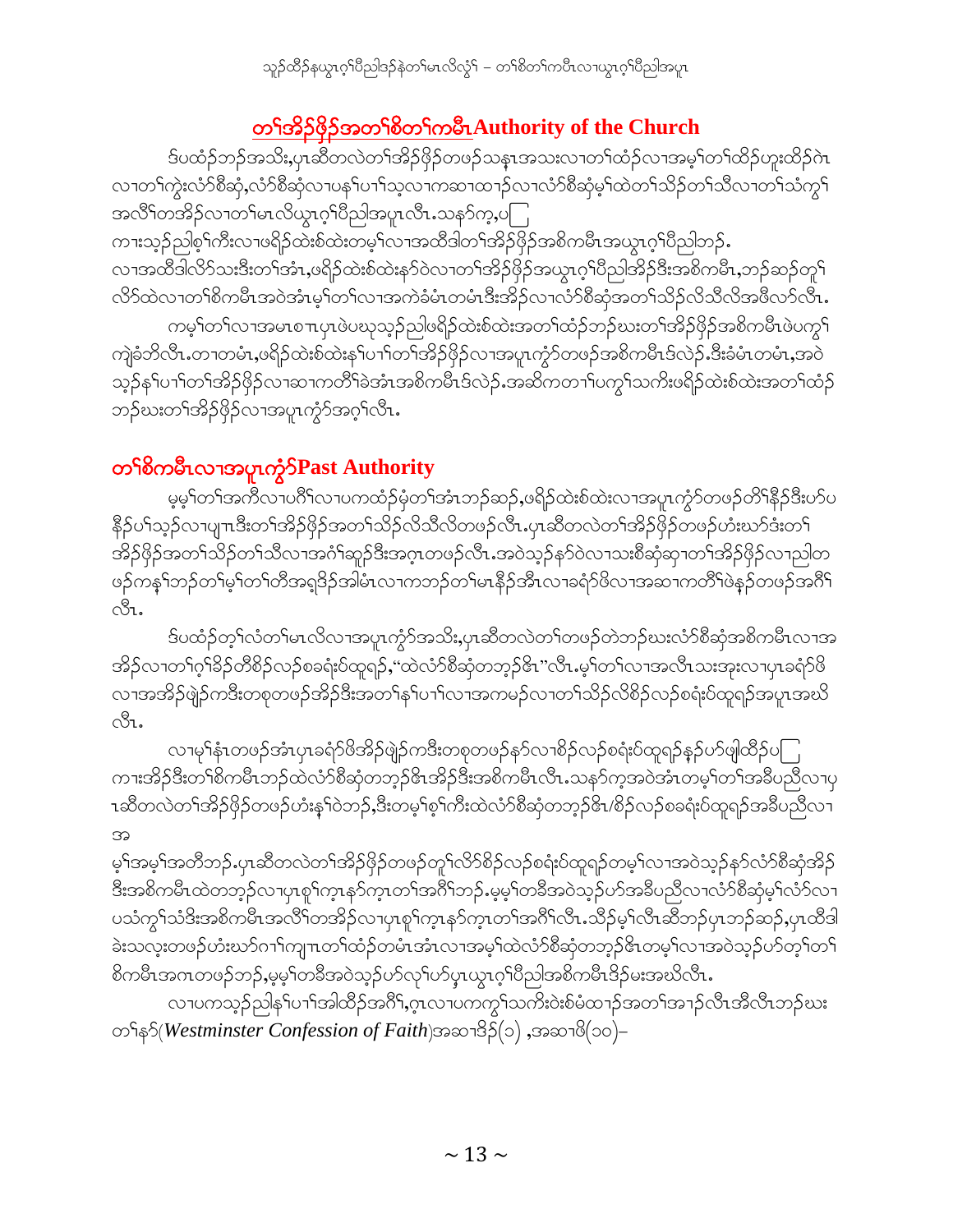## တၢ်အိၣ်ဖှိၣ်အတၢ်စိတၢ်ကမီၤAuthority of the Church

ဒ်ပထံၣ်ဘၣ်အသိး,ပှၤဆီတလဲတၢ်အိၣ်ဖှိၣ်တဖၣ်သန့ၤအသးလၢတၢ်ထံၣ်လၢအမ့ၢ်တၢ်ထိၣ်ဟူးထိၣ်ဂဲၤလၢတၢ်ကွဲးလံာ်စီဆှံ,လံာ်စီဆှံလၢပနၢ်ပၢၢ်သ့လၢကဆၢထၢၣ်လၢလံာ်စီဆှံမ့ၢ်ထဲတၢ်သိၣ်တၢ်သီလၢတၢ်သံကွၢ်အလီၢ်တအိၣ်လၢတၢ်မၤလိယွၤဂ့ၢ်ပီညါအပူၤလီၤ.သနာ်က့,ပကၢးသ့ၣ်ညါစ့ၢ်ကီးလၢဖရိၣ်ထဲးစ်ထဲးတမ့ၢ်လၢအထီဒါတၢ်အိၣ်ဖှိၣ်အစိကမီၤအယွၤဂ့ၢ်ပီညါဘၣ်.လၢအထီဒါလိာ်သးဒီးတၢ်အံၤ,ဖရိၣ်ထဲးစ်ထဲးနာ်ဝဲလၢတၢ်အိၣ်ဖှိၣ်အယွၤဂ့ၢ်ပီညါအိၣ်ဒီးအစိကမီၤ,ဘၣ်ဆၣ်တူၢ်လိာ်ထဲလၢတၢ်စိကမီၤအဝဲအံၤမ့ၢ်တၢ်လၢအကဲခံမံၤတမံၤဒီးအိၣ်လၢလံာ်စီဆှံအတၢ်သိၣ်လိသီလိအဖီလာ်လီၤ.

ကမ့ၢ်တၢ်လၢအမၤစၢၤပှၤဖဲပဃုသ့ၣ်ညါဖရိၣ်ထဲးစ်ထဲးအတၢ်ထံၣ်ဘၣ်ဃးတၢ်အိၣ်ဖှိၣ်အစိကမီၤဖဲပကွၢ်ကျဲခံဘိလီၤ.တၢတမံၤ,ဖရိၣ်ထဲးစ်ထဲးနၢ်ပၢၢ်တၢ်အိၣ်ဖှိၣ်လၢအပူၤကွံာ်တဖၣ်အစိကမီၤဒ်လဲၣ်.ဒီးခံမံၤတမံၤ,အဝဲသ့ၣ်နၢ်ပၢၢ်တၢ်အိၣ်ဖှိၣ်လၢဆၢကတီၢ်ခဲအံၤအစိကမီၤဒ်လဲၣ်.အဆိကတၢၢ်ပကွၢ်သကိးဖရိၣ်ထဲးစ်ထဲးအတၢ်ထံၣ်ဘၣ်ဃးတၢ်အိၣ်ဖှိၣ်လၢအပူၤကွံာ်အဂ့ၢ်လီၤ.

## တၢ်စိကမီၤလၢအပူၤကွံာ်Past Authority

မ့မ့ၢ်တၢ်အဂီလၢပဂီၢ်လၢပကထံၣ်မံတၢ်အံၤဘၣ်ဆၣ်,ဖရိၣ်ထဲးစ်ထဲးလၢအပူၤကွံာ်တဖၣ်တိၢ်နီၣ်ဒီးဟ်ပနီၣ်ပၢ်သ့ၣ်လၢပျ႑ဒီးတၢ်အိၣ်ဖှိၣ်အတၢ်သိၣ်လိသီလိတဖၣ်လီၤ.ပှၤဆီတလဲတၢ်အိၣ်ဖှိၣ်တဖၣ်ဟံးဃာ်ဒံးတၢ်အိၣ်ဖှိၣ်အတၢ်သိၣ်တၢ်သီလၢအဂံၢ်ဆူၣ်ဒီးအဂ့ၤတဖၣ်လီၤ.အဝဲသ့ၣ်နာ်ဝဲလၢသးစီဆှံဆှၢတၢ်အိၣ်ဖှိၣ်လၢညါတဖၣ်ကနၢ်ဘၣ်တၢ်မ့ၢ်တၢ်တီအရှ့ဒိၣ်အါမံၤလၢကဘၣ်တၢ်မၤနီၣ်အီၤလၢခရံာ်ဖိလၢအဆၢကတီၢ်ဖဲနၣ်တဖၣ်အဂီၢ်လီၤ.

ဒ်ပထံၣ်တ့ၢ်လံတၢ်မၤလိလၢအပူၤကွံာ်အသိး,ပှၤဆီတလဲတၢ်တဖၣ်တဲဘၣ်ဃးလံာ်စီဆှံအစိကမီၤလၢအအိၣ်လၢတၢ်ဂ့ၢ်ခိၣ်တီစိၣ်လၣ်စခရံးဝ်ထူရၣ်,"ထဲလံာ်စီဆှံတဘ့ၣ်ဧိၤ"လီၤ.မ့ၢ်တၢ်လၢအလီၤသးအုးလၢပှၤခရံာ်ဖိလၢအအိၣ်ဖျဲၣ်ကဒီးတစုတဖၣ်အိၣ်ဒီးအတၢ်နၢ်ပၢၢ်လၢအကမၣ်လၢတၢ်သိၣ်လိစိၣ်လၣ်စခရံးဝ်ထူရၣ်အပူၤအဃိလီၤ.

လၢမုၢ်နံၤတဖၣ်အံၤပှၤခရံာ်ဖိအိၣ်ဖျဲၣ်ကဒီးတစုတဖၣ်နာ်လၢစိၣ်လၣ်စခရံးဝ်ထူရၣ်န့ၣ်ဟ်ဖျါထိၣ်ပကၢးအိၣ်ဒီးတၢ်စိကမီၤဘၣ်ထဲလံာ်စီဆှံတဘ့ၣ်ဧိၤအိၣ်ဒီးအစိကမီၤလီၤ.သနာ်က့အဝဲအံၤတမ့ၢ်တၢ်အခီပညီလၢပှၤဆီတလဲတၢ်အိၣ်ဖှိၣ်တဖၣ်ဟံးန့ၢ်ဝဲဘၣ်,ဒီးတမ့ၢ်စ့ၢ်ကီးထဲလံာ်စီဆှံတဘ့ၣ်ဧိၤ/စိၣ်လၣ်စခရံးဝ်ထူရၣ်အခီပညီလၢအမ့ၢ်အမ့ၢ်အတီဘၣ်.ပှၤဆီတလဲတၢ်အိၣ်ဖှိၣ်တဖၣ်တူၢ်လိာ်စိၣ်လၣ်စရံးဝ်ထူရၣ်တမ့ၢ်လၢအဝဲသ့ၣ်နာ်လံာ်စီဆှံအိၣ်ဒီးအစိကမီၤထဲတဘ့ၣ်လၢပှၤစူၢ်က့ၤနာ်က့ၤတၢ်အဂီၢ်ဘၣ်.မ့မ့ၢ်တခီအဝဲသ့ၣ်ဟ်အခီပညီလၢလံာ်စီဆှံမ့ၢ်လံာ်လၢပသံကွၢ်သံဒီးအစိကမီၤအလီၢ်တအိၣ်လၢပှၤစူၢ်က့ၤနာ်က့ၤတၢ်အဂီၢ်လီၤ.သိၣ်မ့ၢ်လီၤဆီဘၣ်ပှၤဘၣ်ဆၣ်,ပှၤထီဒါခဲးသလ့းတဖၣ်ဟံးဃာ်ဂၢၢ်ကျ႑တၢ်ထံၣ်တမံၤအံၤလၢအမ့ၢ်ထဲလံာ်စီဆှံတဘ့ၣ်ဧိၤတမ့ၢ်လၢအဝဲသ့ၣ်ဟ်တ့ၢ်တၢ်စိကမီၤအဂၤတဖၣ်ဘၣ်,မ့မ့ၢ်တခီအဝဲသ့ၣ်ဟ်လုၢ်ဟ်ပှၤယွၤဂ့ၢ်ပီညါအစိကမီၤဒိၣ်မးအဃိလီၤ.

လၢပကသ့ၣ်ညါနၢ်ပၢၢ်အါထိၣ်အဂီၢ်,ဂ့ၤလၢပကကွၢ်သကိးဝဲးစ်မံထၢၣ်အတၢ်အာၣ်လီၤအီလီၤဘၣ်ဃးတၢ်နာ်(*Westminster Confession of Faith*)အဆၢဒိၣ်(၁) ,အဆၢဖိ(၁၀)–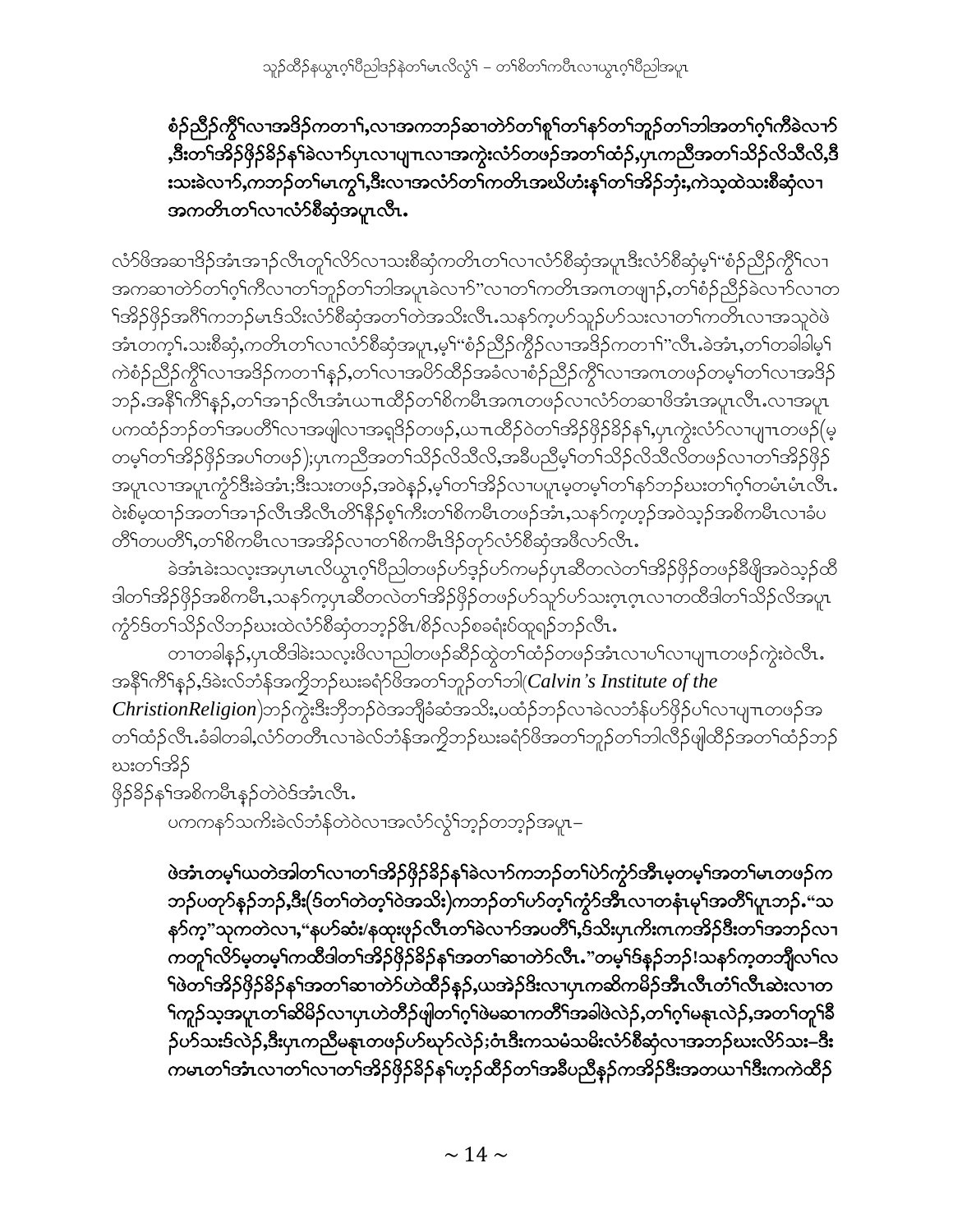**စံၣ်ညီၣ်ကွိၢ်လၢအဒိၣ်ကတၢၢ်,လၢအကဘၣ်ဆၢတဲာ်တၢ်စူၢ်တၢ်နာ်တၢ်ဘူၣ်တၢ်ဘါအတၢ်ဂ့ၢ်ကီခဲလၢာ် ,ဒီးတၢ်အိၣ်ဖှိၣ်ခိၣ်နၢ်ခဲလၢာ်ပှၤလၢပျπလၢအကွဲးလံာ်တဖၣ်အတၢ်ထံၣ်,ပှၤကညီအတၢ်သိၣ်လိသီလိ,ဒီ းသးခဲလၢာ်,ကဘၣ်တၢ်မၤကွၢ်,ဒီးလၢအလံာ်တၢ်ကတိၤအဃိဟံးနၢ်တၢ်အိၣ်ဘှံး,ကဲသ့ထဲသးစီဆုံလၢ အကတိၤတၢ်လၢလံာ်စီဆုံအပူၤလီၤ.**

လံာ်ဖိအဆၢဒိၣ်အံၤအၢၣ်လီၤတူၢ်လိာ်လၢသးစီဆုံကတိၤတၢ်လၢလံာ်စီဆုံအပူၤဒီးလံာ်စီဆုံမ့ၢ်"စံၣ်ညီၣ်ကွိၢ်လၢ အကဆၢတဲာ်တၢ်ဂ့ၢ်ကီလၢတၢ်ဘူၣ်တၢ်ဘါအပူၤခဲလၢာ်"လၢတၢ်ကတိၤအဂၤတဖျၢၣ်,တၢ်စံၣ်ညီၣ်ခဲလၢာ်လၢတ ၢ်အိၣ်ဖှိၣ်အဂိၢ်ကဘၣ်မၤဒ်သိးလံာ်စီဆုံအတၢ်တဲအသိးလီၤ.သနာ်က့ပာ်သူၣ်ပာ်သးလၢတၢ်ကတိၤလၢအသူဝဲဖဲ အံၤတက့ၢ်.သးစီဆုံ,ကတိၤတၢ်လၢလံာ်စီဆုံအပူၤ,မ့ၢ်"စံၣ်ညီၣ်ကွိၣ်လၢအဒိၣ်ကတၢၢ်"လီၤ.ခဲအံၤ,တၢ်တခါခါမ့ၢ် ကဲစံၣ်ညီၣ်ကွိၢ်လၢအဒိၣ်ကတၢၢ်နှၣ်,တၢ်လၢအပိာ်ထိၣ်အခံလၢစံၣ်ညီၣ်ကွိၢ်လၢအဂၤတဖၣ်တမ့ၢ်တၢ်လၢအဒိၣ် ဘၣ်.အနီၢ်ကီၢ်နှၣ်,တၢ်အၢၣ်လီၤအံၤယπထိၣ်တၢ်စိကမီၤအဂၤတဖၣ်လၢလံာ်တဆၢဖိအံၤအပူၤလီၤ.လၢအပူၤ ပကထံၣ်ဘၣ်တၢ်အပတိၢ်လၢအဖျါလၢအရှဒိၣ်တဖၣ်,ယπထိၣ်ဝဲတၢ်အိၣ်ဖှိၣ်ခိၣ်နၢ်,ပှၤကွဲးလံာ်လၢပျπတဖၣ်(မ့ တမ့ၢ်တၢ်အိၣ်ဖှိၣ်အပၢ်တဖၣ်);ပှၤကညီအတၢ်သိၣ်လိသီလိ,အခီပညီမ့ၢ်တၢ်သိၣ်လိသီလိတဖၣ်လၢတၢ်အိၣ်ဖှိၣ် အပူၤလၢအပူၤကွံာ်ဒီးခဲအံၤ;ဒီးသးတဖၣ်,အဝဲနှၣ်,မ့ၢ်တၢ်အိၣ်လၢပပူၤမ့တမ့ၢ်တၢ်နာ်ဘၣ်ဃးတၢ်ဂ့ၢ်တမံၤမံၤလီၤ. ဝဲးစ်မ့ထၢၣ်အတၢ်အၢၣ်လီၤအီလီၤတံၢ်နီၣ်စ့ၢ်ကီးတၢ်စိကမီၤတဖၣ်အံၤ,သနာ်က့ဟ့ၣ်အဝဲသ့ၣ်အစိကမီၤလၢခံပ တိၢ်တပတိၢ်,တၢ်စိကမီၤလၢအအိၣ်လၢတၢ်စိကမီၤဒိၣ်တုာ်လံာ်စီဆုံအဖီလာ်လီၤ.

ခဲအံၤခဲးသလ့းအပှၤမၤလိယွၤဂ့ၢ်ပီညါတဖၣ်ပာ်ဒ့ၣ်ပာ်ကမၣ်ပှၤဆီတလဲတၢ်အိၣ်ဖှိၣ်တဖၣ်ခီဖျိအဝဲသ့ၣ်ထိ ဒါတၢ်အိၣ်ဖှိၣ်အစိကမီၤ,သနာ်က့ပှၤဆီတလဲတၢ်အိၣ်ဖှိၣ်တဖၣ်ပာ်သူၣ်ပာ်သးဂ့ၤဂ့ၤလၢတထီဒါတၢ်သိၣ်လိအပူၤ ကွံာ်ဒ်တၢ်သိၣ်လိဘၣ်ဃးထဲလံာ်စီဆုံတဘ့ၣ်ဧိၤ/စိၣ်လၣ်စခရံးပ်ထူရၣ်ဘၣ်လီၤ.

တၢတခါနှၣ်,ပှၤထီဒါခဲးသလ့းဖိလၢညါတဖၣ်ဆီၣ်ထွဲတၢ်ထံၣ်တဖၣ်အံၤလၢပၢ်လၢပျπတဖၣ်ကွဲးဝဲလီၤ. အနီၢ်ကီၢ်နှၣ်,ဒ်ခဲးလ်ဘံန်အကွိဘၣ်ဃးခရံာ်ဖိအတၢ်ဘူၣ်တၢ်ဘါ(*Calvin's Institute of the ChristionReligion*)ဘၣ်ကွဲးဒီးဘိဘၣ်ဝဲအဘျီခံဆံအသိး,ပထံၣ်ဘၣ်လၢခဲလဘံန်ပာ်ဖှိၣ်ပၢ်လၢပျπတဖၣ်အ တၢ်ထံၣ်လီၤ.ခံခါတခါ,လံာ်တတိၤလၢခဲလ်ဘံန်အကွိဘၣ်ဃးခရံာ်ဖိအတၢ်ဘူၣ်တၢ်ဘါလိၣ်ဖျါထိၣ်အတၢ်ထံၣ်ဘၣ် ဃးတၢ်အိၣ်
ဖှိၣ်ခိၣ်နၢ်အစိကမီၤနှၣ်တဲဝဲဒ်အံၤလီၤ.

ပကကနာ်သကိးခဲလ်ဘံန်တဲဝဲလၢအလံာ်လွံၢ်ဘ့ၣ်တဘ့ၣ်အပူၤ–

**ဖဲအံၤတမ့ၢ်ယတဲအါတၢ်လၢတၢ်အိၣ်ဖှိၣ်ခိၣ်နၢ်ခဲလၢာ်ကဘၣ်တၢ်ပဲာ်ကွံာ်အီၤမ့တမ့ၢ်အတၢ်မၤတဖၣ်က ဘၣ်ပတုာ်နှၣ်ဘၣ်,ဒီး(ဒ်တၢ်တဲတ့ၢ်ဝဲအသိး)ကဘၣ်တၢ်ပာ်တ့ၢ်ကွံာ်အီၤလၢတနံၤမုၢ်အတိၢ်ပူၤဘၣ်."သ နာ်က့"သုကတဲလၢ,"နပာ်ဆံး/နထုးဖုၣ်လီၤတၢ်ခဲလၢာ်အပတိၢ်,ဒ်သိးပှၤကီးဂၤကအိၣ်ဒီးတၢ်အဘၣ်လၢ ကတူၢ်လိာ်မ့တမ့ၢ်ကထီဒါတၢ်အိၣ်ဖှိၣ်ခိၣ်နၢ်အတၢ်ဆၢတဲာ်လီၤ."တမ့ၢ်ဒ်နှၣ်ဘၣ်!သနာ်က့တဘျီလၢ်လ ၢ်ဖဲတၢ်အိၣ်ဖှိၣ်ခိၣ်နၢ်အတၢ်ဆၢတဲာ်ဟဲထီၣ်နှၣ်,ယအဲၣ်ဒိးလၢပှၤကဆိကမိၣ်အီၤလီၤတံၢ်လီၤဆဲးလၢတ ၢ်ကူၣ်သ့အပူၤတၢ်ဆိမိၣ်လၢပှၤဟဲတီၣ်ဖျါတၢ်ဂ့ၢ်ဖဲမဆၢကတိၢ်အခါဖဲလဲၣ်,တၢ်ဂ့ၢ်မနုၤလဲၣ်,အတၢ်တူၢ်ခီ ၣ်ပာ်သးဒ်လဲၣ်,ဒီးပှၤကညီမနုၤတဖၣ်ဟ်ဃုာ်လဲၣ်;ဝံၤဒီးကသမံသမိးလံာ်စီဆုံလၢအဘၣ်ဃးလိာ်သး–ဒီး ကမၤတၢ်အံၤလၢတၢ်လၢတၢ်အိၣ်ဖှိၣ်ခိၣ်နၢ်ဟ့ၣ်ထီၣ်တၢ်အခီပညီနှၣ်ကအိၣ်ဒီးအတယၢၢ်ဒီးကကဲထီၣ်**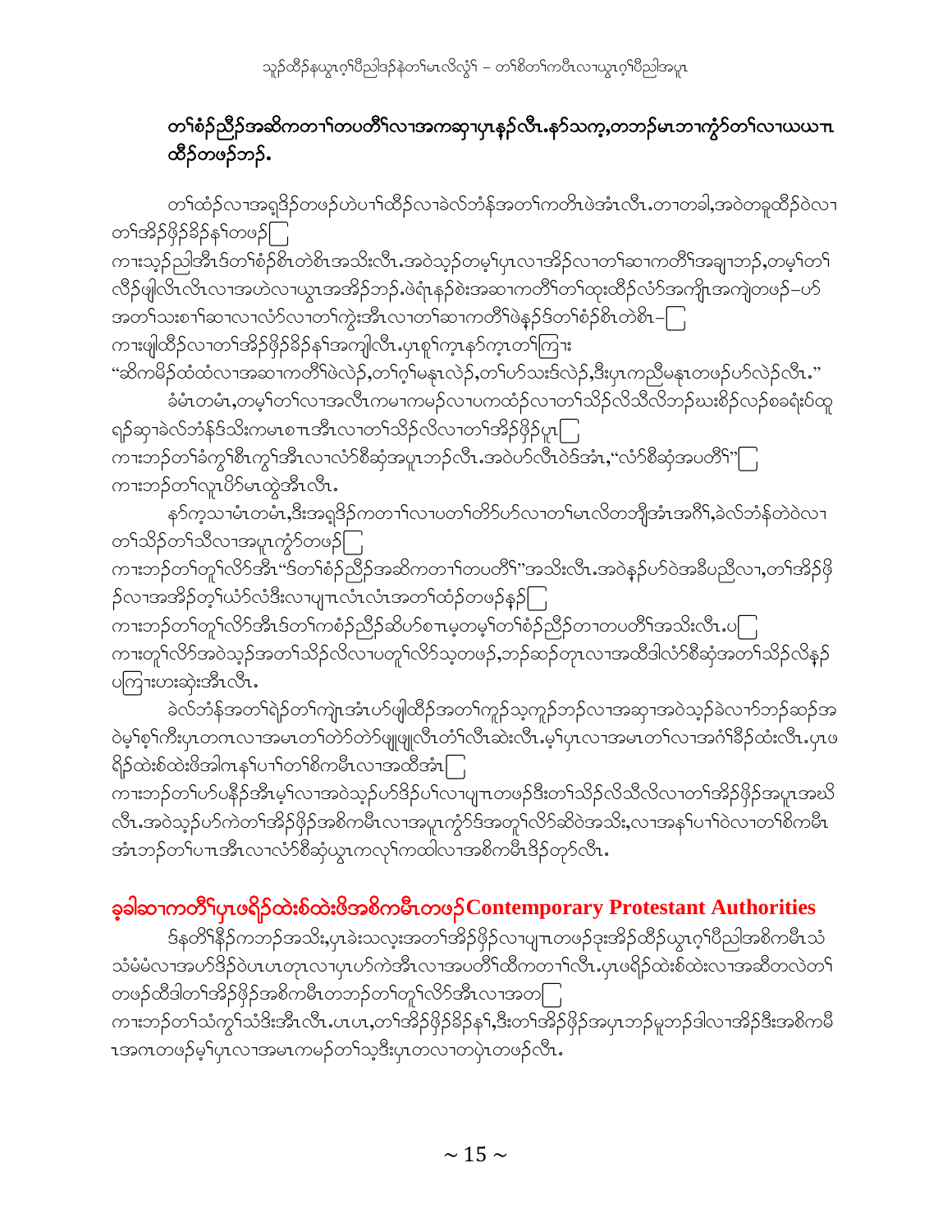## တၢ်စံၣ်ညီၣ်အဆိကတၢၢ်တပတီၢ်လၢအကဆှၢပှၤနၣ်လီၤ.နၥ်သကဲ့,တဘၣ်မၤဘၢကွံာ်တၢ်လၢယယπၤ ထိၣ်တဖၣ်ဘၣ်.

တၢ်ထံၣ်လၢအရှဒိၣ်တဖၣ်ဟဲပၢၢ်ထိၣ်လၢခဲလၥ်ဘံန်အတၢ်ကတိၤဖဲအံၤလီၤ.တၢတခါ,အဝဲတခူထိၣ်ဝဲလၢ တၢ်အိၣ်ဖှိၣ်ခိၣ်နၢ်တဖၣ်

ကၢးသ့ၣ်ညါအီၤဒ်တၢ်စံၣ်စိၤတဲစိၤအသိးလီၤ.အဝဲသ့ၣ်တမ့ၢ်ပှၤလၢအိၣ်လၢတၢ်ဆၢကတီၢ်အချၢဘၣ်,တမ့ၢ်တၢ် လိၣ်ဖျါလီၤလီၤလၢအဟဲလၢယွၤအအိၣ်ဘၣ်.ဖဲရံၤနၣ်စဲးအဆၢကတီၢ်တၢ်ထုးထိၣ်လံာ်အကျိၤအကျဲတဖၣ်–ဟ် အတၢ်သးစၢၢ်ဆၢလၢလံာ်လၢတၢ်ကွဲးအီၤလၢတၢ်ဆၢကတီၢ်ဖဲနၣ်ဒ်တၢ်စံၣ်စိၤတဲစိၤ–

ကၢးဖျါထိၣ်လၢတၢ်အိၣ်ဖှိၣ်ခိၣ်နၢ်အကျါလီၤ.ပှၤစူၢ်ကူၤနၥ်ကူၤတၢ်ကြၢး

"ဆိကမိၣ်ထံထံလၢအဆၢကတီၢ်ဖဲလဲၣ်,တၢ်ဂ့ၢ်မနုၤလဲၣ်,တၢ်ဟ်သးဒ်လဲၣ်,ဒီးပှၤကညီမနုၤတဖၣ်ဟ်လဲၣ်လီၤ."

ခံမံၤတမံၤ,တမ့ၢ်တၢ်လၢအလီၤကမၢကမၣ်လၢပကထံၣ်လၢတၢ်သိၣ်လိသီလိဘၣ်ဃးစိၣ်လၣ်စခရံးပ်ထူ ရၣ်ဆှၢခဲလ်ဘံန်ဒ်သိးကမၤစπၤအီၤလၢတၢ်သိၣ်လိလၢတၢ်အိၣ်ဖှိၣ်ပှၤ

ကၢးဘၣ်တၢ်ခံကွၢ်စိၤကွၢ်အီၤလၢလံာ်စီဆှံအပူၤဘၣ်လီၤ.အဝဲဟ်လီၤဝဲဒ်အံၤ,"လံာ်စီဆှံအပတီၢ်"

ကၢးဘၣ်တၢ်လူၤပိာ်မၤထွဲအီၤလီၤ.

နၥ်ကူသၢမံၤတမံၤ,ဒီးအရှဒိၣ်ကတၢၢ်လၢပတၢ်တိာ်ဟ်လၢတၢ်မၤလိတဘျီအံၤအဂီၢ်,ခဲလ်ဘံန်တဲဝဲလၢ တၢ်သိၣ်တၢ်သီလၢအပူၤကွံာ်တဖၣ်

ကၢးဘၣ်တၢ်တူၢ်လိာ်အီၤ"ဒ်တၢ်စံၣ်ညီၣ်အဆိကတၢၢ်တပတီၢ်"အသိးလီၤ.အဝဲနၣ်ဟ်ဝဲအခီပညီလၢ,တၢ်အိၣ်ဖှိ ၣ်လၢအအိၣ်တ့ၢ်ယံာ်လံဒီးလၢပျπၤလံၤလံၤအတၢ်ထံၣ်တဖၣ်နၣ်

ကၢးဘၣ်တၢ်တူၢ်လိာ်အီၤဒ်တၢ်ကစံၣ်ညီၣ်ဆိဟ်စπၤမ့တမ့ၢ်တၢ်စံၣ်ညီၣ်တၢတပတီၢ်အသိးလီၤ.ပ

ကၢးတူၢ်လိာ်အဝဲသ့ၣ်အတၢ်သိၣ်လိလၢပတူၢ်လိာ်သ့တဖၣ်,ဘၣ်ဆၣ်တုၤလၢအထီဒါလံာ်စီဆှံအတၢ်သိၣ်လိနၣ် ပကြၢးဟးဆှဲးအီၤလီၤ.

ခဲလ်ဘံန်အတၢ်ရဲၣ်တၢ်ကျဲၤအံၤပာ်ဖျါထိၣ်အတၢ်ကူၣ်သ့ကူၣ်ဘၣ်လၢအဆှၢအဝဲသ့ၣ်ခဲလၢာ်ဘၣ်ဆၣ်အ ဝဲမ့ၢ်စ့ၢ်ကီးပှၤတဂၤလၢအမၤတၢ်တဲာ်တဲာ်ဖျဲဖျဲလီၤတံၢ်လီၤဆဲးလီၤ.မ့ၢ်ပှၤလၢအမၤတၢ်လၢအဂံၢ်ခိၣ်ထံးလီၤ.ပှၤဖ ရိၣ်ထဲးစ်ထဲးဖိအါဂၤနၢ်ပၢၢ်တၢ်စိကမီၤလၢအထီအံၤ

ကၢးဘၣ်တၢ်ဟ်ပနီၣ်အီၤမ့ၢ်လၢအဝဲသ့ၣ်ဟ်ဒိၣ်ပၢ်လၢပျπၤတဖၣ်ဒီးတၢ်သိၣ်လိသီလိလၢတၢ်အိၣ်ဖှိၣ်အပူၤအဃိ လီၤ.အဝဲသ့ၣ်ဟ်ကဲတၢ်အိၣ်ဖှိၣ်အစိကမီၤလၢအပူၤကွံာ်ဒ်အတူၢ်လိာ်ဆိဝဲအသိး,လၢအနၢ်ပၢၢ်ဝဲလၢတၢ်စိကမီၤ အံၤဘၣ်တၢ်ပπၤအီၤလၢလံာ်စီဆှံယွၤကလုၢ်ကထါလၢအစိကမီၤဒိၣ်တုာ်လီၤ.

## ခဲခါဆၢကတီၢ်ပှၤဖရိၣ်ထဲးစ်ထဲးဖိအစိကမီၤတဖၣ်Contemporary Protestant Authorities

ဒ်နတိၢ်နီၣ်ကဘၣ်အသိး,ပှၤခဲးသလ့းအတၢ်အိၣ်ဖှိၣ်လၢပျπၤတဖၣ်ဒုးအိၣ်ထိၣ်ယွၤဂ့ၢ်ပီညါအစိကမီၤသံ သံမံမံလၢအဟ်ဒိၣ်ဝဲပπပπတုၤလၢပှၤဟ်ကဲအီၤလၢအပတီၢ်ထီကတၢၢ်လီၤ.ပှၤဖရိၣ်ထဲးစ်ထဲးလၢအဆီတလဲတၢ် တဖၣ်ထီဒါတၢ်အိၣ်ဖှိၣ်အစိကမီၤတဘၣ်တၢ်တူၢ်လိာ်အီၤလၢအတ

ကၢးဘၣ်တၢ်သံကွၢ်သံဒိးအီၤလီၤ.ပπပπ,တၢ်အိၣ်ဖှိၣ်ခိၣ်နၢ်,ဒီးတၢ်အိၣ်ဖှိၣ်အပှၤဘၣ်မူဘၣ်ဒါလၢအိၣ်ဒီးအစိကမီ ၤအဂၤတဖၣ်မ့ၢ်ပှၤလၢအမၤကမၣ်တၢ်သ့ဒီးပှၤတလၢတပုဲၤတဖၣ်လီၤ.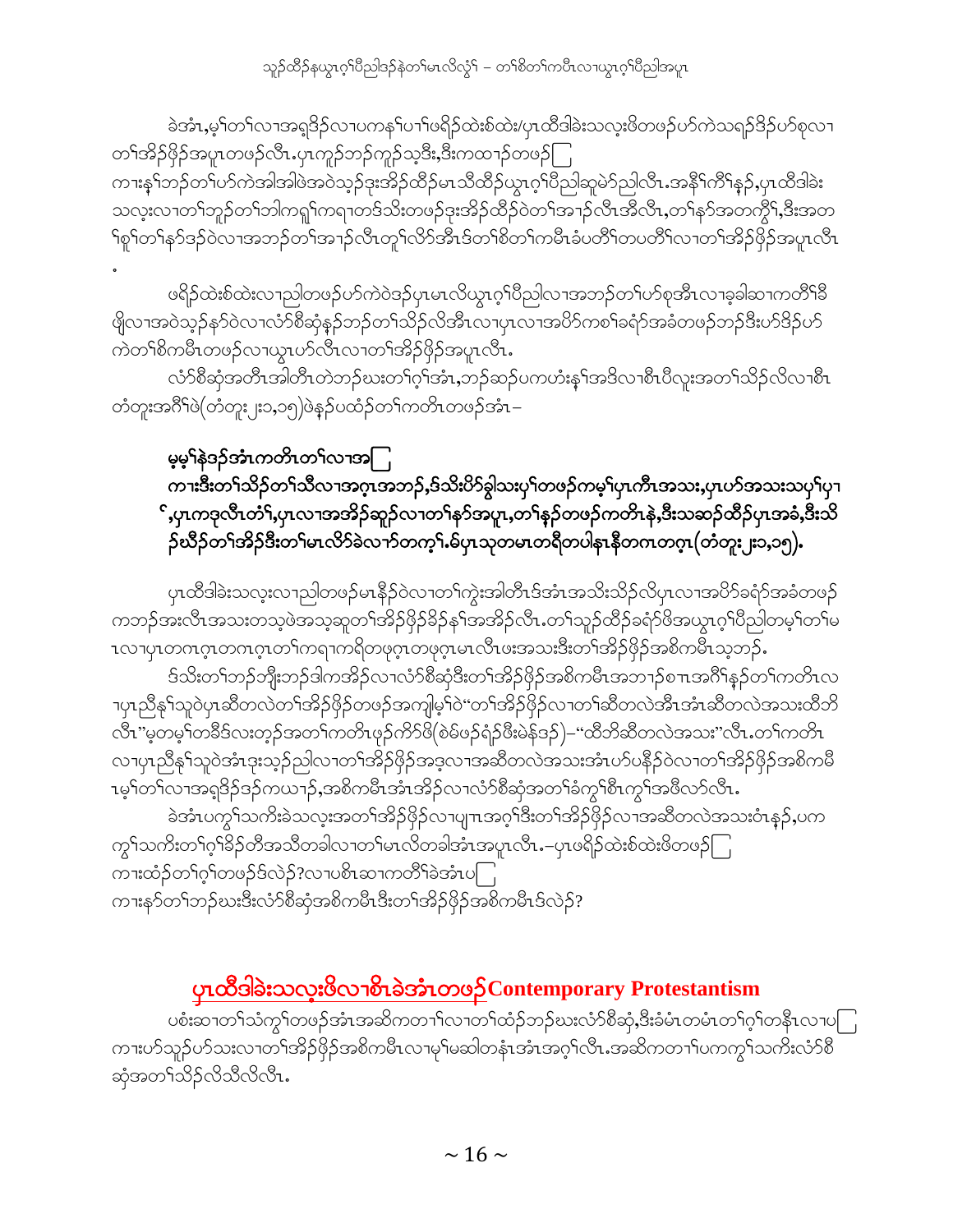ခဲအံၤ,မ့ၢ်တၢ်လၢအရှၤဒိဉ်လၢပကနၢ်ပၢၢ်ဖရိဉ်ထဲးစ်ထဲး/ပှၤထီဒါခဲးသလူးဖိတဖဉ်ဟ်ကဲသရဉ်ဒိဉ်ဟ်စုလၢတၢ်အိဉ်ဖှိဉ်အပူၤတဖဉ်လီၤ.ပှၤကူဉ်ဘဉ်ကူဉ်သ့ဒီး,ဒီးကထၢဉ်တဖဉ်ကၢးနၢ်ဘဉ်တၢ်ဟ်ကဲအါအါဖဲအဝဲသ့ဉ်ဒုးအိဉ်ထိဉ်မၤသီထီဉ်ယွၤဂ့ၢ်ပီညါဆူမဲာ်ညါလီၤ.အနီၢ်ကီၢ်နှဉ်,ပှၤထီဒါခဲးသလူးလၢတၢ်ဘူဉ်တၢ်ဘါကရူၢ်ကရၢတဒ်သိးတဖဉ်ဒုးအိဉ်ထိဉ်ဝဲတၢ်အၢဉ်လီၤအီလီၤ,တၢ်နာ်အတကွီၢ်,ဒီးအတၢ်စူၢ်တၢ်နာ်ဒဉ်ဝဲလၢအဘဉ်တၢ်အၢဉ်လီၤတူၢ်လိာ်အီၤဒ်တၢ်စိတၢ်ကမီၤခံပတိၢ်တပတိၢ်လၢတၢ်အိဉ်ဖှိဉ်အပူၤလီၤ.

ဖရိဉ်ထဲးစ်ထဲးလၢညါတဖဉ်ဟ်ကဲဝဲဒဉ်ပှၤမၤလိယွၤဂ့ၢ်ပီညါလၢအဘဉ်တၢ်ဟ်စုအီၤလၢခ့ခါဆၢကတိၢ်ခီဖျိလၢအဝဲသ့ဉ်နာ်ဝဲလၢလံာ်စီဆှံနှဉ်ဘဉ်တၢ်သိဉ်လိအီၤလၢပှၤလၢအပိာ်ကစၢ်ခရံာ်အခံတဖဉ်ဘဉ်ဒီးဟ်ဒိဉ်ဟ်ကဲတၢ်စိကမီၤတဖဉ်လၢယွၤဟ်လီၤလၢတၢ်အိဉ်ဖှိဉ်အပူၤလီၤ.

လံာ်စီဆှံအတီၤအါတီၤတဲဘဉ်ဃးတၢ်ဂ့ၢ်အံၤ,ဘဉ်ဆဉ်ပကဟံးနၢ်အဒိလၢစီၤပီလူးအတၢ်သိဉ်လိလၢစီၤတံတူးအဂီၢ်ဖဲ(တံတူး၂း၁,၁၅)ဖဲနှဉ်ပထံဉ်တၢ်ကတိၤတဖဉ်အံၤ–

**မ့မ့ၢ်နဲဒဉ်အံၤကတိၤတၢ်လၢအကၢးဒီးတၢ်သိဉ်တၢ်သီလၢအဂ့ၤအဘဉ်,ဒ်သိးပိာ်ခွါသးပှၢ်တဖဉ်ကမ့ၢ်ပှၤကီၤအသး,ပှၤဟ်အသးသပှၢ်ပှၢ်,ပှၤကဒုလီၤတံၢ်,ပှၤလၢအအိဉ်ဆူဉ်လၢတၢ်နာ်အပူၤ,တၢ်နှဉ်တဖဉ်ကတိၤနဲ,ဒီးသဆဉ်ထီဉ်ပှၤအခံ,ဒီးသိဉ်ဃီဉ်တၢ်အိဉ်ဒီးတၢ်မၤလိာ်ခဲလၢာ်တကဲ့ၢ်.မ်ပှၤသုတမၤတရီတပါနၤနီတဂၤတဂ့ၤ(တံတူး၂း၁,၁၅).**

ပှၤထီဒါခဲးသလူးလၢညါတဖဉ်မၤနီဉ်ဝဲလၢတၢ်ကွဲးအါတီၤဒ်အံၤအသိးသိဉ်လိပှၤလၢအပိာ်ခရံာ်အခံတဖဉ်ကဘဉ်အးလီၤအသးတသ့ဖဲအသ့ဆူတၢ်အိဉ်ဖှိဉ်ခိဉ်နၢ်အအိဉ်လီၤ.တၢ်သူဉ်ထိဉ်ခရံာ်ဖိအယွၤဂ့ၢ်ပီညါတမ့ၢ်တၢ်မၤလၢပှၤတဂၤဂ့ၤတဂၤဂ့ၤတၢ်ကရၢကရိတဖုဂ့ၤတဖုဂ့ၤမၤလီၤဖးအသးဒီးတၢ်အိဉ်ဖှိဉ်အစိကမီၤသ့ဘဉ်.

ဒ်သိးတၢ်ဘဉ်ဘျီးဘဉ်ဒါကအိဉ်လၢလံာ်စီဆှံဒီးတၢ်အိဉ်ဖှိဉ်အစိကမီၤအဘၢဉ်စπၤအဂီၢ်နှဉ်တၢ်ကတိၤလၢပှၤညီနုၢ်သူဝဲပှၤဆီတလဲတၢ်အိဉ်ဖှိဉ်တဖဉ်အကျါမ့ၢ်ဝဲ“တၢ်အိဉ်ဖှိဉ်လၢတၢ်ဆီတလဲအီၤအံၤဆီတလဲအသးထီဘိလီၤ”မ့တမ့ၢ်တခီဒ်လးတ့ဉ်အတၢ်ကတိၤဖုဉ်ကိာ်ဖိ(စဲမ်ဖဉ်ရံဉ်ဖီးမဲန်ဒဉ်)–“ထိဘိဆီတလဲအသး”လီၤ.တၢ်ကတိၤလၢပှၤညီနုၢ်သူဝဲအံၤဒုးသ့ဉ်ညါလၢတၢ်အိဉ်ဖှိဉ်အဒ့လၢအဆီတလဲအသးအံၤဟ်ပနီဉ်ဝဲလၢတၢ်အိဉ်ဖှိဉ်အစိကမီၤမ့ၢ်တၢ်လၢအရှၤဒိဉ်ဒဉ်ကယၢဉ်,အစိကမီၤအံၤအိဉ်လၢလံာ်စီဆှံအတၢ်ခံကွၢ်စီၤကွၢ်အဖီလာ်လီၤ.

ခဲအံၤပကွၢ်သကိးခဲသလူးအတၢ်အိဉ်ဖှိဉ်လၢပျπအဂ့ၢ်ဒီးတၢ်အိဉ်ဖှိဉ်လၢအဆီတလဲအသးဝံၤနှဉ်,ပကကွၢ်သကိးတၢ်ဂ့ၢ်ခိဉ်တီအသိတခါလၢတၢ်မၤလိတခါအံၤအပူၤလီၤ.–ပှၤဖရိဉ်ထဲးစ်ထဲးဖိတဖဉ်ကၢးထံဉ်တၢ်ဂ့ၢ်တဖဉ်ဒ်လဲဉ်?လၢပစီၤဆၢကတိၢ်ခဲအံၤပကၢးနာ်တၢ်ဘဉ်ဃးဒီးလံာ်စီဆှံအစိကမီၤဒီးတၢ်အိဉ်ဖှိဉ်အစိကမီၤဒ်လဲဉ်?

## ပှၤထီဒါခဲးသလူးဖိလၢစီၤခဲအံၤတဖဉ် Contemporary Protestantism

ပစံးဆၢတၢ်သံကွၢ်တဖဉ်အံၤအဆိကတၢၢ်လၢတၢ်ထံဉ်ဘဉ်ဃးလံာ်စီဆှံ,ဒီးခံမံၤတမံၤတၢ်ဂ့ၢ်တနီၤလၢပကၢးဟ်သူဉ်ဟ်သးလၢတၢ်အိဉ်ဖှိဉ်အစိကမီၤလၢမုၢ်မဆါတနံၤအံၤအဂ့ၢ်လီၤ.အဆိကတၢၢ်ပကကွၢ်သကိးလံာ်စီဆှံအတၢ်သိဉ်လိသီလိလီၤ.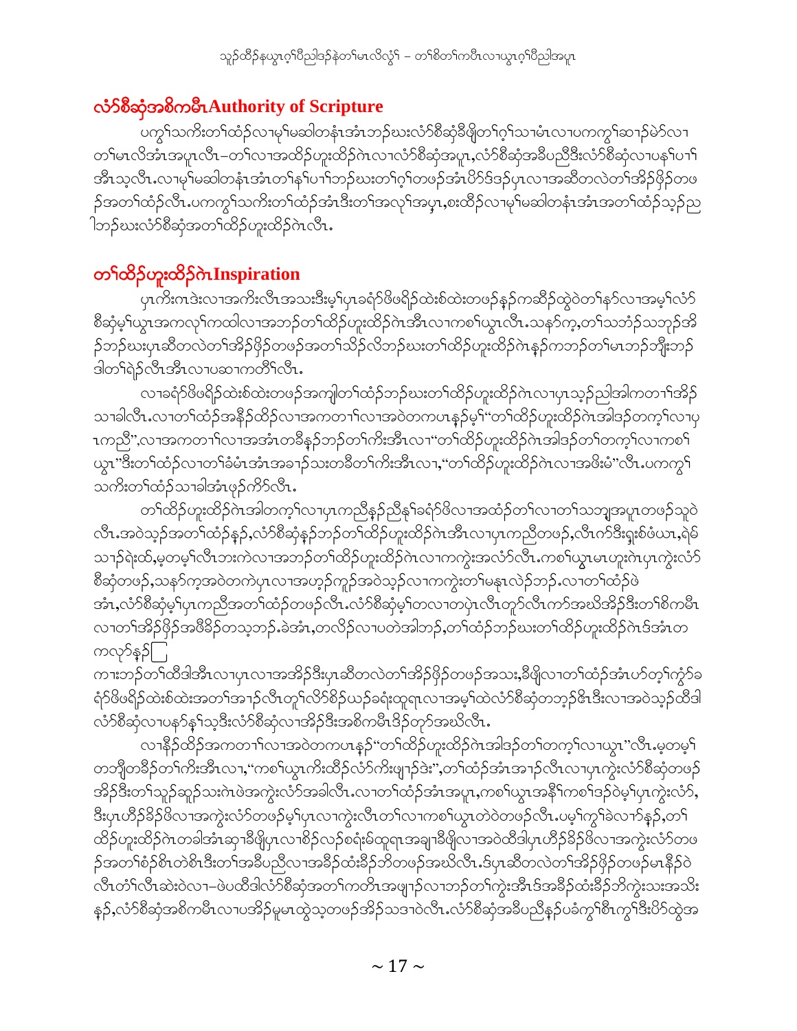## လံာ်စီဆှံအစိကမီၤAuthority of Scripture

ပကွၢ်သကိးတၢ်ထံဉ်လၢမ့ၢ်မဆါတနံၤအံၤဘဉ်ဃးလံာ်စီဆှံခီဖျိတၢ်ဂ့ၢ်သၢမံၤလၢပကကွၢ်ဆၢဉ်မဲာ်လၢတၢ်မၤလိအံၤအပူၤလီၤ–တၢ်လၢအထိဉ်ဟူးထိဉ်ဂဲၤလၢလံာ်စီဆှံအပူၤ,လံာ်စီဆှံအခီပညီဒီးလံာ်စီဆှံလၢပနၢ်ပၢၢ်အီၤသ့လီၤ.လၢမ့ၢ်မဆါတနံၤအံၤတၢ်နၢ်ပၢၢ်ဘဉ်ဃးတၢ်ဂ့ၢ်တဖဉ်အံၤပိာ်ဒ်ဒဉ်ပှၤလၢအဆီတလဲတၢ်အိဉ်ဖှိဉ်တဖဉ်အတၢ်ထံဉ်လီၤ.ပကကွၢ်သကိးတၢ်ထံဉ်အံၤဒီးတၢ်အလုၢ်အပှၤ,စးထိဉ်လၢမ့ၢ်မဆါတနံၤအံၤအတၢ်ထံဉ်သ့ဉ်ညါဘဉ်ဃးလံာ်စီဆှံအတၢ်ထိဉ်ဟူးထိဉ်ဂဲၤလီၤ.

## တၢ်ထိဉ်ဟူးထိဉ်ဂဲၤInspiration

ပှၤကိးကဒဲးလၢအကိးလီၤအသးဒီးမ့ၢ်ပှၤခရံာ်ဖိဖရိဉ်ထဲးစ်ထဲးတဖဉ်နဉ်ကဆိဉ်ထွဲဝဲတၢ်နာ်လၢအမ့ၢ်လံာ်စီဆှံမ့ၢ်ယွၤအကလုၢ်ကထါလၢအဘဉ်တၢ်ထိဉ်ဟူးထိဉ်ဂဲၤအီၤလၢကစၢ်ယွၤလီၤ.သနာ်က့,တၢ်သဘံဉ်သဘုဉ်အိဉ်ဘဉ်ဃးပှၤဆီတလဲတၢ်အိဉ်ဖှိဉ်တဖဉ်အတၢ်သိဉ်လိဘဉ်ဃးတၢ်ထိဉ်ဟူးထိဉ်ဂဲၤန့ဉ်ကဘဉ်တၢ်မၤဘဉ်ဘှီးဘဉ်ဒါတၢ်ရဲဉ်လီၤအီၤလၢပဆၢကတိၢ်လီၤ.

လၢခရံာ်ဖိဖရိဉ်ထဲးစ်ထဲးတဖဉ်အကျါတၢ်ထံဉ်ဘဉ်ဃးတၢ်ထိဉ်ဟူးထိဉ်ဂဲၤလၢပှၤသ့ဉ်ညါအါကတၢၢ်အိဉ်သၢခါလီၤ.လၢတၢ်ထံဉ်အနီၢ်ထိဉ်လၢအကတၢၢ်လၢအဝဲတကပၤန့ဉ်မ့ၢ်"တၢ်ထိဉ်ဟူးထိဉ်ဂဲၤအါဒဉ်တက့ၢ်လၢပှၤကညီ",လၢအကတၢၢ်လၢအအံၤတခီနဉ်ဘဉ်တၢ်ကိးအီၤလၢ"တၢ်ထိဉ်ဟူးထိဉ်ဂဲၤအါဒဉ်တၢ်တက့ၢ်လၢကစၢ်ယွၤ"ဒီးတၢ်ထံဉ်လၢတၢ်ခံမံၤအံၤအခၢဉ်သးတခီတၢ်ကိးအီၤလၢ,"တၢ်ထိဉ်ဟူးထိဉ်ဂဲၤလၢအဖိးမံ"လီၤ.ပကကွၢ်သကိးတၢ်ထံဉ်သၢခါအံၤဖှဉ်ကိာ်လီၤ.

တၢ်ထိဉ်ဟူးထိဉ်ဂဲၤအါတက့ၢ်လၢပှၤကညီနဉ်ညီနၢ်ခရံာ်ဖိလၢအထံဉ်တၢ်လၢတၢ်သဘျအပူၤတဖဉ်သူဝဲလီၤ.အဝဲသ့ဉ်အတၢ်ထံဉ်နဉ်,လံာ်စီဆှံနဉ်ဘဉ်တၢ်ထိဉ်ဟူးထိဉ်ဂဲၤအီၤလၢပှၤကညီတဖဉ်,လီၤက်ဒီးရှးစ်ဖံယၤ,ရဲမ်သၢဉ်ရဲးထ်,မ့တမ့ၢ်လီၤဘးကဲလၢအဘဉ်တၢ်ထိဉ်ဟူးထိဉ်ဂဲၤလၢကကွဲးအလံာ်လီၤ.ကစၢ်ယွၤမၤဟူးဂဲၤပှၤကွဲးလံာ်စီဆှံတဖဉ်,သနာ်က့အဝဲတကဲပှၤလၢအဟ့ဉ်ကူဉ်အဝဲသ့ဉ်လၢကကွဲးတၢ်မနုၤလဲဉ်ဘဉ်.လၢတၢ်ထံဉ်ဖဲအံၤ,လံာ်စီဆှံမ့ၢ်ပှၤကညီအတၢ်ထံဉ်တဖဉ်လီၤ.လံာ်စီဆှံမ့ၢ်တလၢတပှဲၤလီၤတူာ်လီၤကာ်အဃိအိဉ်ဒီးတၢ်စိကမီၤလၢတၢ်အိဉ်ဖှိဉ်အဖီခိဉ်တသ့ဘဉ်.ခဲအံၤ,တလိဉ်လၢပတဲအါဘဉ်,တၢ်ထံဉ်ဘဉ်ဃးတၢ်ထိဉ်ဟူးထိဉ်ဂဲၤဒ်အံၤတကလုာ်နဉ်[ ]

ကၢးဘဉ်တၢ်ထီဒါအီၤလၢပှၤလၢအအိဉ်ဒီးပှၤဆီတလဲတၢ်အိဉ်ဖှိဉ်တဖဉ်အသး,ခီဖျိလၢတၢ်ထံဉ်အံၤဟ်တ့ၢ်ကွံာ်ခရံာ်ဖိဖရိဉ်ထဲးစ်ထဲးအတၢ်အၢဉ်လီၤတူၢ်လိာ်စိဉ်ယဉ်ခရံးထူရၤလၢအမ့ၢ်ထဲလံာ်စီဆှံတဘ့ဉ်ဓိၤဒီးလၢအဝဲသ့ဉ်ထီဒါလံာ်စီဆှံလၢပနာ်နၢ်သ့ဒီးလံာ်စီဆှံလၢအိဉ်ဒီးအစိကမီၤဒိဉ်တုာ်အဃိလီၤ.

လၢနိဉ်ထိဉ်အကတၢၢ်လၢအဝဲတကပၤနဉ်"တၢ်ထိဉ်ဟူးထိဉ်ဂဲၤအါဒဉ်တၢ်တက့ၢ်လၢယွၤ"လီၤ.မ့တမ့ၢ်တဘျီတခီဉ်တၢ်ကိးအီၤလၢ,"ကစၢ်ယွၤကိးထိဉ်လံာ်ကိးဖျၢဉ်ဒဲး",တၢ်ထံဉ်အံၤအၢဉ်လီၤလၢပှၤကွဲးလံာ်စီဆှံတဖဉ်အိဉ်ဒီးတၢ်သူဉ်ဆူဉ်သးဂဲၤဖဲအကွဲးလံာ်အခါလီၤ.လၢတၢ်ထံဉ်အံၤအပူၤ,ကစၢ်ယွၤအနီၢ်ကစၢ်ဒဉ်ဝဲမ့ၢ်ပှၤကွဲးလံာ်,ဒီးပှၤဟီဉ်ခိဉ်ဖိလၢအကွဲးလံာ်တဖဉ်မ့ၢ်ပှၤလၢကွဲးလီၤတၢ်လၢကစၢ်ယွၤတဲဝဲတဖဉ်လီၤ.ပမ့ၢ်ကွၢ်ခဲလၢာ်နဉ်,တၢ်ထိဉ်ဟူးထိဉ်ဂဲၤတခါအံၤဆုၢခီဖျိပှၤလၢစိဉ်လဉ်စရံးမ်ထူရၤအချၢခီဖျိလၢအဝဲထီဒါပှၤဟီဉ်ခိဉ်ဖိလၢအကွဲးလံာ်တဖဉ်အတၢ်စံဉ်စိၤတဲစိၤဒီးတၢ်အခီပညီလၢအခိဉ်ထံးခိဉ်ဘိတဖဉ်အဃိလီၤ.ဒ်ပှၤဆီတလဲတၢ်အိဉ်ဖှိဉ်တဖဉ်မၤနိဉ်ဝဲလီၤတံၢ်လီၤဆဲးဝဲလၢ–ဖဲပထီဒါလံာ်စီဆှံအတၢ်ကတိၤအဖျၢဉ်လၢဘဉ်တၢ်ကွဲးအီၤဒ်အခိဉ်ထံးခိဉ်ဘိကွဲးသးအသိးနဉ်,လံာ်စီဆှံအစိကမီၤလၢပအိဉ်မူမၤထွဲသ့တဖဉ်အိဉ်သဒၢဝဲလီၤ.လံာ်စီဆှံအခီပညီနဉ်ပခံကွၢ်စိၤကွၢ်ဒီးပိာ်ထွဲအ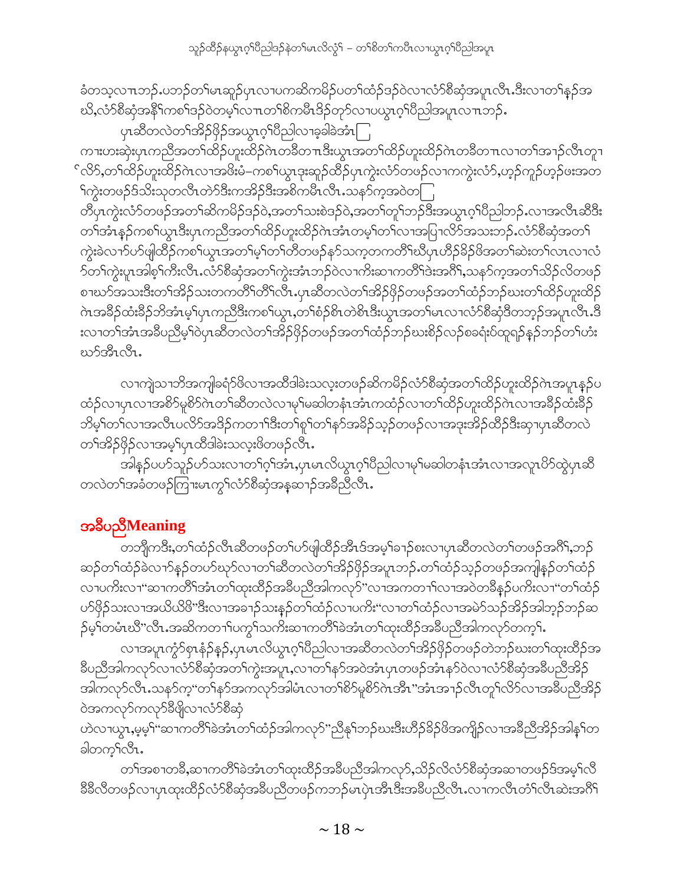ခံတသ့လၢပှၤဘၣ်.ပဘၣ်တၢ်မၤဆူၣ်ပှၤလၢပကဆိကမိၣ်ပတၢ်ထံၣ်ဒၣ်ဝဲလၢလံာ်စီဆှံအပူၤလီၤ.ဒီးလၢတၢ်နၣ်အဃိ,လံာ်စီဆှံအနီၢ်ကစၢ်ဒၣ်ဝဲတမ့ၢ်လၢၤတၢ်စံကမီၤဒိၣ်တုာ်လၢပယွၤဂ့ၢ်ပီညါအပူၤလၢၤဘၣ်.

ပှၤဆီတလဲတၢ်အိၣ်ဖှိၣ်အယွၤဂ့ၢ်ပီညါလၢခွဲခါခဲအံၤ

ကၢးဟးဆှံးပှၤကညီအတၢ်ထိၣ်ဟူးထိၣ်ဂဲၤတခီတၢၤဒီးယွၤအတၢ်ထိၣ်ဟူးထိၣ်ဂဲၤတခီတၢၤလၢတၢ်အၢၣ်လီၤတူၢ်လိာ်,တၢ်ထိၣ်ဟူးထိၣ်ဂဲၤလၢအဖိးမံ–ကစၢ်ယွၤဒုးဆူၣ်ထိၣ်ပှၤကွဲးလံာ်တဖၣ်လၢကကွဲးလံာ်,ဟ့ၣ်ကူၣ်ဟ့ၣ်ဖးအတၢ်ကွဲးတဖၣ်ဒ်သိးသ့တလီၤတဲာ်ဒီးကအိၣ်ဒီးအစိကမီၤလီၤ.သနာ်က့အဝဲတ

တီပှၤကွဲးလံာ်တဖၣ်အတၢ်ဆိကမိၣ်ဒၣ်ဝဲ,အတၢ်သးစဲဒၣ်ဝဲ,အတၢ်တူၢ်ဘၣ်ဒီးအယွၤဂ့ၢ်ပီညါဘၣ်.လၢအလီၤဆီဒီးတၢ်အံၤနၣ်ကစၢ်ယွၤဒီးပှၤကညီအတၢ်ထိၣ်ဟူးထိၣ်ဂဲၤအံၤတမ့ၢ်တၢ်လၢအပြၢလိာ်အသးဘၣ်.လံာ်စီဆှံအတၢ်ကွဲးခဲလၢာ်ပာ်ဖျါထိၣ်ကစၢ်ယွၤအတၢ်မ့ၢ်တၢ်တီတဖၣ်နာ်သက့တကတိၢ်ဃီပှၤဟီၣ်ခိၣ်ဖိအတၢ်ဆဲးတၢ်လၤလၢလံာ်တၢ်ကွဲးပူၤအါစ့ၢ်ကီးလီၤ.လံာ်စီဆှံအတၢ်ကွဲးအံၤဘၣ်ဝဲလၢကိးဆၢကတိၢ်ဒဲးအဂီၢ်,သနာ်က့အတၢ်သိၣ်လိတဖၣ်စၢဃာ်အသးဒီးတၢ်အိၣ်သးတကတိၢ်တီၢ်လီၤ.ပှၤဆီတလဲတၢ်အိၣ်ဖှိၣ်တဖၣ်အတၢ်ထံၣ်ဘၣ်ဃးတၢ်ထိၣ်ဟူးထိၣ်ဂဲၤအခီၣ်ထံးခိၣ်ဘိအံၤမ့ၢ်ပှၤကညီဒီးကစၢ်ယွၤ,တၢ်စံၣ်စိၤတဲစိၤဒီးယွၤအတၢ်မၤလၢလံာ်စီဆှံဒီတဘ့ၣ်အပူၤလီၤ.ဒီးလၢတၢ်အံၤအခီပညီမ့ၢ်ဝဲပှၤဆီတလဲတၢ်အိၣ်ဖှိၣ်တဖၣ်အတၢ်ထံၣ်ဘၣ်ဃးစိၣ်လၣ်စခရံးပ်ထူရၣ်နှၣ်ဘၣ်တၢ်ဟံးဃာ်အီၤလီၤ.

လၢကျဲသၢဘိအကျါခရံာ်ဖိလၢအထီဒါခဲးသလ့းတဖၣ်ဆိကမိၣ်လံာ်စီဆှံအတၢ်ထိၣ်ဟူးထိၣ်ဂဲၤအပူၤနၣ်ပထံၣ်လၢပှၤလၢအစိာ်မူစိာ်ဂဲၤတၢ်ဆီတလဲလၢမုၢ်မဆါတနံၤအံၤကထံၣ်လၢတၢ်ထိၣ်ဟူးထိၣ်ဂဲၤလၢအခီၣ်ထံးခိၣ်ဘိမ့ၢ်တၢ်လၢအလီၤပလိာ်အဒိၣ်ကတၢၢ်ဒီးတၢ်စူၢ်တၢ်နာ်အခိၣ်သ့ၣ်တဖၣ်လၢအဒုးအိၣ်ထိၣ်ဒီးဆ့ၢပှၤဆီတလဲတၢ်အိၣ်ဖှိၣ်လၢအမ့ၢ်ပှၤထီဒါခဲးသလ့းဖိတဖၣ်လီၤ.

အါနၣ်ပပာ်သူၣ်ပာ်သးလၢတၢ်ဂ့ၢ်အံၤ,ပှၤမၤလိယွၤဂ့ၢ်ပီညါလၢမုၢ်မဆါတနံၤအံၤလၢအလူၤပိာ်ထွဲပှၤဆီတလဲတၢ်အခံတဖၣ်ကြၢးမၤကွၢ်လံာ်စီဆှံအနဆၢၣ်အခီပညီလီၤ.

## အခီပညီMeaning

တဘျီကဒီး,တၢ်ထံၣ်လီၤဆီတဖၣ်တၢ်ပာ်ဖျါထိၣ်အီၤဒ်အမ့ၢ်ခၢၣ်စးလၢပှၤဆီတလဲတၢ်တဖၣ်အဂီၢ်,ဘၣ်ဆၣ်တၢ်ထံၣ်ခဲလၢာ်နၣ်တဟ်ဃုာ်လၢတၢ်ဆီတလဲတၢ်အိၣ်ဖှိၣ်အပူၤဘၣ်.တၢ်ထံၣ်သ့ၣ်တဖၣ်အကျါနၣ်တၢ်ထံၣ်လၢပကိးလၢ"ဆၢကတိၢ်အံၤတၢ်ထုးထိၣ်အခီပညီအါကလုာ်"လၢအကတၢၢ်လၢအဝဲတခီနၣ်ပကိးလၢ"တၢ်ထံၣ်ဟ်ဖှိၣ်သးလၢအယိယိဖိ"ဒီးလၢအခၢၣ်သးနၣ်တၢ်ထံၣ်လၢပကိး"လၢတၢ်ထံၣ်လၢအမဲာ်သၣ်အိၣ်အါဘ့ၣ်ဘၣ်ဆၣ်မ့ၢ်တမံၤဃီ"လီၤ.အဆိကတၢၢ်ပကွၢ်သကိးဆၢကတိၢ်ခဲအံၤတၢ်ထုးထိၣ်အခီပညီအါကလုာ်တက့ၢ်.

လၢအပူၤကွံာ်စှၤနံၣ်နၣ်,ပှၤမၤလိယွၤဂ့ၢ်ပီညါလၢအဆီတလဲတၢ်အိၣ်ဖှိၣ်တဖၣ်တဲဘၣ်ဃးတၢ်ထုးထိၣ်အခီပညီအါကလုာ်လၢလံာ်စီဆှံအတၢ်ကွဲးအပူၤ,လၢတၢ်နာ်အဝဲအံၤပှၤတဖၣ်အံၤနာ်ဝဲလၢလံာ်စီဆှံအခီပညီအိၣ်အါကလုာ်လီၤ.သနာ်က့"တၢ်နာ်အကလုာ်အါမံၤလၢတၢ်စိာ်မူစိာ်ဂဲၤအီၤ"အံၤအၢၣ်လီၤတူၢ်လိာ်လၢအခီပညီအိၣ်ဝဲအကလုာ်ကလုာ်ခီဖျိလၢလံာ်စီဆှံ

ဟဲလၢယွၤ,မ့မ့ၢ်"ဆၢကတိၢ်ခဲအံၤတၢ်ထံၣ်အါကလုာ်"ညီနုၢ်ဘၣ်ဃးဒီးဟီၣ်ခိၣ်ဖိအကျိၣ်လၢအခီညီအိၣ်အါနၢ်တခါတက့ၢ်လီၤ.

တၢ်အစၢတခီ,ဆၢကတိၢ်ခဲအံၤတၢ်ထုးထိၣ်အခီပညီအါကလုာ်,သိၣ်လိလံာ်စီဆှံအဆၢတဖၣ်ဒ်အမ့ၢ်လီခီခိလီတဖၣ်လၢပှၤထုးထိၣ်လံာ်စီဆှံအခီပညီတဖၣ်ကဘၣ်မၤပှဲၤအီၤဒီးအခီပညီလီၤ.လၢကလီၤတံၢ်လီၤဆဲးအဂီၢ်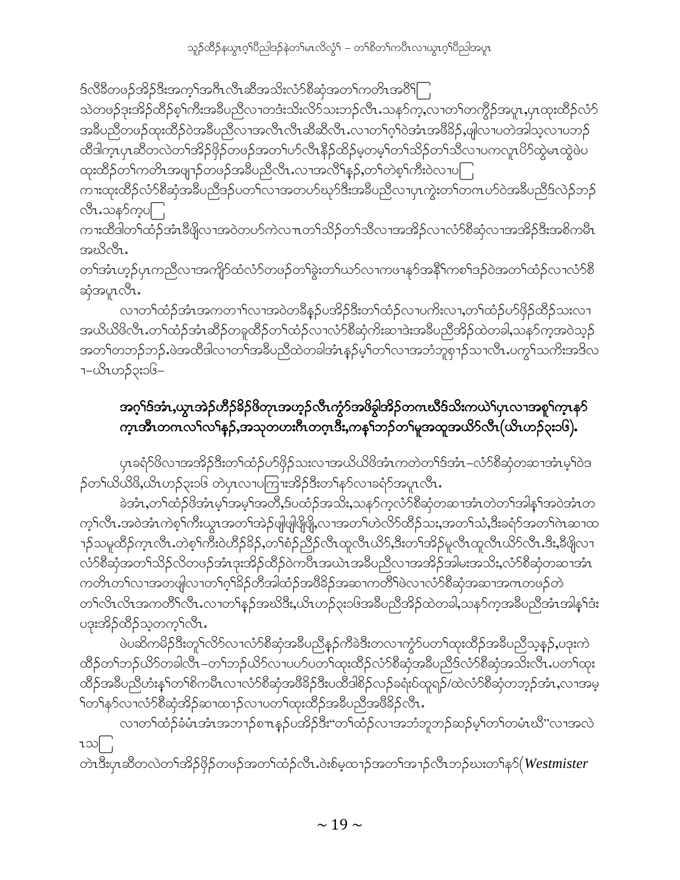ဒ်လီခီတဖဉ်အိဉ်ဒီးအက့ၢ်အဂီၤလီၤဆီအသိးလံာ်စီဆှံအတၢ်ကတိၤအဝီၢ်[ ]
သဲတဖဉ်ဒုးအိဉ်ထိဉ်စ့ၢ်ကီးအခီပညီလၢတဒံးသိးလိာ်သးဘဉ်လီၤ.သနာ်က့,လၢတၢ်တကွီၣ်အပူၤ,ပှၤထုးထိဉ်လံာ်အခီပညီတဖဉ်ထုးထိဉ်ဝဲအခီပညီလၢအလီၤလီၤဆီဆီလီၤ.လၢတၢ်ဂ့ၢ်ဝဲအံၤအဖီခိဉ်,ဖျါလၢပတဲအါသ့လၢပဘဉ်ထိဒါက့ၤပှၤဆီတလဲတၢ်အိဉ်ဖှိဉ်တဖဉ်အတၢ်ဟ်လီၤနီဉ်ထိဉ်မ့တမ့ၢ်တၢ်သိဉ်တၢ်သီလၢပကလူၤပိာ်ထွဲမၤထွဲဖဲပထုးထိဉ်တၢ်ကတိၤအဖျာဉ်တဖဉ်အခီပညီလီၤ.လၢအလိၢ်နှဉ်,တၢ်တဲစ့ၢ်ကီးဝဲလၢပ[ ]
ကၢးထုးထိဉ်လံာ်စီဆှံအခီပညီဒဉ်ပတၢ်လၢအတဟ်ဃုာ်ဒီးအခီပညီလၢပှၤကွဲးတၢ်တဂၤဟ်ဝဲအခီပညီဒ်လဲဉ်ဘဉ်လီၤ.သနာ်က့ပ[ ]
ကၢးထီဒါတၢ်ထံဉ်အံၤခီဖျိလၢအဝဲတဟ်ကဲလၢၤတၢ်သိဉ်တၢ်သီလၢအအိဉ်လၢလံာ်စီဆှံလၢအအိဉ်ဒီးအစိကမီၤအဃိလီၤ.
တၢ်အံၤဟ့ဉ်ပှၤကညီလၢအကျိာ်ထံလံာ်တဖဉ်တၢ်ခွဲးတၢ်ယာ်လၢကဖၢနုာ်အနီၢ်ကစၢ်ဒဉ်ဝဲအတၢ်ထံဉ်လၢလံာ်စီဆှံအပူၤလီၤ.

လၢတၢ်ထံဉ်အံၤအကတၢၢ်လၢအဝဲတခီနှဉ်ပအိဉ်ဒီးတၢ်ထံဉ်လၢပကီးလၢ,တၢ်ထံဉ်ပာ်ဖှိဉ်ထိဉ်သးလၢအယိယိဖိလီၤ.တၢ်ထံဉ်အံၤဆီဉ်တခူထိဉ်တၢ်ထံဉ်လၢလံာ်စီဆှံကီးဆၢဒံးအခီပညီအိဉ်ထဲတခါ,သနာ်က့အဝဲသ့ဉ်အတၢ်တဘဉ်ဘဉ်.ဖဲအထိဒါလၢတၢ်အခီပညီထဲတခါအံၤနှဉ်မ့ၢ်တၢ်လၢအဘံဘူစှၢဉ်သၢလီၤ.ပကွၢ်သကီးအဒိလၢ–ယိၤဟဉ်၃း၁၆–

## အဂ့ၢ်ဒ်အံၤ,ယွၤအဲဉ်ဟီဉ်ခိဉ်ဖိတုၤအဟ့ဉ်လီၤကွံာ်အဖိခွါအိဉ်တဂၤဃီဒ်သိးကယဲၢ်ပှၤလၢအစူၢ်က့ၤနာ်က့ၤအီၤတဂၤလၢ်လၢ်နှဉ်,အသုတဟးဂီၤတဂ့ၤဒီး,ကနၢ်ဘဉ်တၢ်မူအထူအယိာ်လီၤ(ယိၤဟဉ်၃း၁၆).

ပှၤခရံာ်ဖိလၢအအိဉ်ဒီးတၢ်ထံဉ်ပာ်ဖှိဉ်သးလၢအယိယိဖိအံၤကတဲတၢ်ဒ်အံၤ–လံာ်စီဆှံတဆၢအံၤမ့ၢ်ဝဲဒဉ်တၢ်ယိယိဖိ,ယိၤဟဉ်၃း၁၆ တဲပှၤလၢပကြၢးအိဉ်ဒီးတၢ်နာ်လၢခရံာ်အပူၤလီၤ.

ခဲအံၤ,တၢ်ထံဉ်ဖိအံၤမ့ၢ်အမ့ၢ်အတီ,ဒ်ပထံဉ်အသိး,သနာ်က့လံာ်စီဆှံတဆၢအံၤတဲတၢ်အါနၢ်အဝဲအံၤတက့ၢ်လီၤ.အဝဲအံၤကဲစ့ၢ်ကီးယွၤအတၢ်အဲဉ်ဖျါဖျါဖှိဖှိ,လၢအတၢ်ဟဲလိာ်ထိဉ်သး,အတၢ်သံ,ဒီးခရံာ်အတၢ်ဂဲၤဆၢထၢဉ်သမူထိဉ်က့ၤလီၤ.တဲစ့ၢ်ကီးဝဲဟီဉ်ခိဉ်,တၢ်စံဉ်ညီဉ်လီၤထူလီၤယိာ်,ဒီးတၢ်အိဉ်မူလီၤထူလီၤယိာ်လီၤ.ဒီး,ခီဖျိလၢလံာ်စီဆှံအတၢ်သိဉ်လိတဖဉ်အံၤဒုးအိဉ်ထိဉ်ဝဲကပီၤအယဲၤအခီပညီလၢအအိဉ်အါမးအသိး,လံာ်စီဆှံတဆၢအံၤကတိၤတၢ်လၢအတဖျါလၢတၢ်ဂ့ၢ်ခိဉ်တီအါထံဉ်အဖီခိဉ်အဆၢအကတိၢ်ဖဲလၢလံာ်စီဆှံအဆၢအဂၤတဖဉ်တဲတၢ်လီၤလီၤအကတိၢ်လီၤ.လၢတၢ်နှဉ်အဃိဒီး,ယိၤဟဉ်၃း၁၆အခီပညီအိဉ်ထဲတခါ,သနာ်က့အခီပညီအံၤအါနၢ်ဒံးပဒုးအိဉ်ထိဉ်သ့တက့ၢ်လီၤ.

ဖဲပဆိကမိဉ်ဒီးတူၢ်လိာ်လၢလံာ်စီဆှံအခီပညီနှဉ်ကီခဲဒီးတလၢကွံာ်ပတၢ်ထုးထိဉ်အခီပညီသ့နှဉ်,ပဒုးကဲထိဉ်တၢ်ဘဉ်ယိာ်တခါလီၤ–တၢ်ဘဉ်ယိာ်လၢပပာ်ပတၢ်ထုးထိဉ်လံာ်စီဆှံအခီပညီဒ်လံာ်စီဆှံအသိးလီၤ.ပတၢ်ထုးထိဉ်အခီပညီဟံးနၢ်တၢ်စိကမီၤလၢလံာ်စီဆှံအဖီခိဉ်ဒီးပထီဒါစိဉ်လဉ်ခရံးဝ်ထူရှဉ်/ထဲလံာ်စီဆှံတဘ့ဉ်အံၤ,လၢအမ့ၢ်တၢ်နာ်လၢလံာ်စီဆှံအိဉ်ဆၢထၢဉ်လၢပတၢ်ထုးထိဉ်အခီပညီအဖီခိဉ်လီၤ.

လၢတၢ်ထံဉ်ခံမံၤအံၤအဘၢဉ်စπၤနှဉ်ပအိဉ်ဒီး"တၢ်ထံဉ်လၢအဘံဘူဘဉ်ဆဉ်မ့ၢ်တၢ်တမံၤဃီ"လၢအလဲၤသ[ ]
တဲၤဒီးပှၤဆီတလဲတၢ်အိဉ်ဖှိဉ်တဖဉ်အတၢ်ထံဉ်လီၤ.ဝဲးစ်မ့ထၢဉ်အတၢ်အၢဉ်လီၤဘဉ်ဃးတၢ်နာ်(*Westmister*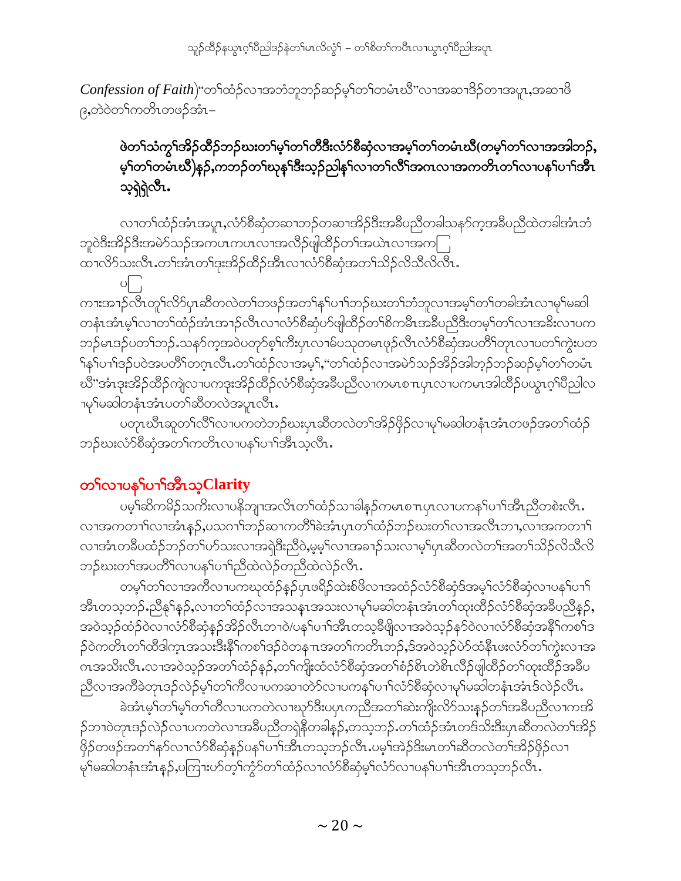*Confession of Faith*)"တၢ်ထံဉ်လၢအဘံဘူဘဉ်ဆဉ်မ့ၢ်တၢ်တမံၤဃိ"လၢအဆၢဒိဉ်တၢအပူၤ,အဆၢဖိ၉,တဲဝဲတၢ်ကတိၤတဖဉ်အံၤ–

**ဖဲတၢ်သံကွၢ်အိဉ်ထိဉ်ဘဉ်ဃးတၢ်မ့ၢ်တၢ်တီဒီးလံာ်စီဆှံလၢအမ့ၢ်တၢ်တမံၤဃိ(တမ့ၢ်တၢ်လၢအအါဘဉ်,မ့ၢ်တၢ်တမံၤဃိ)နဉ်,ကဘဉ်တၢ်ဃုန့ၢ်ဒီးသ့ဉ်ညါန့ၢ်လၢတၢ်လီၢ်အဂၤလၢအကတိၤတၢ်လၢပနၢ်ပၢၢ်အီၤသ့ရှဲရှဲလီၤ.**

လၢတၢ်ထံဉ်အံၤအပူၤ,လံာ်စီဆှံတဆၢဘဉ်တဆၢအိဉ်ဒီးအခီပညီတခါသနာ်ကှအခီပညီထဲတခါအံၤဘံဘူဝဲဒီးအိဉ်ဒီးအမဲာ်သဉ်အကပၤကပၤလၢအလီဉ်ဖျါထိဉ်တၢ်အယဲၤလၢအက[ ]ထၢလိာ်သးလီၤ.တၢ်အံၤတၢ်ဒုးအိဉ်ထိဉ်အီၤလၢလံာ်စီဆှံအတၢ်သိဉ်လိသိလိလီၤ.

ပ[ ]

ကၤးအၢဉ်လီၤတူၢ်လိာ်ပှၤဆီတလဲတၢ်တဖဉ်အတၢ်နၢ်ပၢၢ်ဘဉ်ဃးတၢ်ဘံဘူလၢအမ့ၢ်တၢ်တခါအံၤလၢမု္ၢ်မဆါတနံၤအံၤမ့ၢ်လၢတၢ်ထံဉ်အံၤအၢဉ်လီၤလၢလံာ်စီဆှံပာ်ဖျါထိဉ်တၢ်စိကမီၤအခီပညီဒီးတမ့ၢ်တၢ်လၢအခ်ဳးလၢပကဘဉ်မၤဒဉ်ပတၢ်ဘဉ်.သနာ်ကှအဝဲပတုာ်စ့ၢ်ကီးပှၤလၢမ်ပသုတမၤဖှဉ်လီၤလံာ်စီဆှံအပတိၢ်တုၤလၢပတၢ်ကွဲးပတၢ်နၢ်ပၢၢ်ဒဉ်ပဝဲအပတိၢ်တဂ့ၤလီၤ.တၢ်ထံဉ်လၢအမ့ၢ်,"တၢ်ထံဉ်လၢအမဲာ်သဉ်အိဉ်အါဘ့ဉ်ဘဉ်ဆဉ်မ့ၢ်တၢ်တမံၤဃိ"အံၤဒုးအိဉ်ထိဉ်ကျဲလၢပကဒုးအိဉ်ထိဉ်လံာ်စီဆှံအခီပညီလၢကမၤစπပှၤလၢပကမၤအါထိဉ်ပယွၤဂ့ၢ်ပီညါလၢမု္ၢ်မဆါတနံၤအံၤပတၢ်ဆီတလဲအပူၤလီၤ.

ပတုၤဃီၤဆူတၢ်လီၢ်လၢပကတဲဘဉ်ဃးပှၤဆီတလဲတၢ်အိဉ်ဖှိဉ်လၢမု္ၢ်မဆါတနံၤအံၤတဖဉ်အတၢ်ထံဉ်ဘဉ်ဃးလံာ်စီဆှံအတၢ်ကတိၤလၢပနၢ်ပၢၢ်အီၤသ့လီၤ.

## တၢ်လၢပနၢ်ပၢၢ်အီၤသ့Clarity

ပမ့ၢ်ဆိကမိဉ်သကိးလၢပနီဘျၢအလီၤတၢ်ထံဉ်သၢခါနဉ်ကမၤစπပှၤလၢပကနၢ်ပၢၢ်အီၤညီတစဲးလီၤ.လၢအကတၢၢ်လၢအံၤနဉ်,ပသဂၢၢ်ဘဉ်ဆၢကတိၢ်ခဲအံၤပှၤတၢ်ထံဉ်ဘဉ်ဃးတၢ်လၢအလီၤဘၢ,လၢအကတၢၢ်လၢအံၤတခီပထံဉ်ဘဉ်တၢ်ပာ်သးလၢအရှဲဒီးညီဝဲ,မ့မ့ၢ်လၢအခၢဉ်သးလၢမ့ၢ်ပှၤဆီတလဲတၢ်အတၢ်သိဉ်လိသိလိဘဉ်ဃးတၢ်အပတိၢ်လၢပနၢ်ပၢၢ်ညီထဲလဲဉ်တညီထဲလဲဉ်လီၤ.

တမ့ၢ်တၢ်လၢအကီလၢပကဃုထံဉ်နဉ်ပှၤဖရိဉ်ထဲးစ်ဖိလၢအထံဉ်လံာ်စီဆှံဒ်အမ့ၢ်လံာ်စီဆှံလၢပနၢ်ပၢၢ်အီၤတသ့ဘဉ်.ညီနု္ၢ်နဉ်,လၢတၢ်ထံဉ်လၢအသနၢအသးလၢမု္ၢ်မဆါတနံၤအံၤတၢ်ထုးထိဉ်လံာ်စီဆှံအခီပညီနဉ်,အဝဲသ့ဉ်ထံဉ်ဝဲလၢလံာ်စီဆှံနဉ်အိဉ်လီၤဘၢဝဲ/ပနၢ်ပၢၢ်အီၤတသ့ခီဖျိလၢအဝဲသ့ဉ်နာ်ဝဲလၢလံာ်စီဆှံအနီၢ်ကစၢ်ဒဉ်ဝဲကတိၤတၢ်ထိဒါက့ၤအသးဒီးနီၢ်ကစၢ်ဒဉ်ဝဲတနπအတၢ်ကတိၤဘဉ်,ဒ်အဝဲသ့ဉ်ပဲာ်ထံနီၤဖးလံာ်တၢ်ကွဲးလၢအဂၤအသိးလီၤ.လၢအဝဲသ့ဉ်အတၢ်ထံဉ်နဉ်,တၢ်ကျိးထံလံာ်စီဆှံအတၢ်စံဉ်စိၤတဲစိၤလီဉ်ဖျါထိဉ်တၢ်ထုးထိဉ်အခီပညီလၢအကီခဲတုၤဒဉ်လဲဉ်မ့ၢ်တၢ်ကီလၢပကဆၢတဲာ်လၢပကနၢ်ပၢၢ်လံာ်စီဆှံလၢမု္ၢ်မဆါတနံၤအံၤဒ်လဲဉ်လီၤ.

ခဲအံၤမ့ၢ်တၢ်မ့ၢ်တၢ်တီလၢပကတဲလၢဃုာ်ဒီးပှၤကညီအတၢ်ဆဲးကျိးလိာ်သးနဉ်တၢ်အခီပညီလၢကအိဉ်ဘၢဝဲတုၤဒဉ်လဲဉ်လၢပကတဲလၢအခီပညီတရှဲနီတခါနဉ်,တသ့ဘဉ်.တၢ်ထံဉ်အံၤတဒ်သိးဒီးပှၤဆီတလဲတၢ်အိဉ်ဖှိဉ်တဖဉ်အတၢ်နာ်လၢလံာ်စီဆှံနဉ်ပနၢ်ပၢၢ်အီၤတသ့ဘဉ်လီၤ.ပမ့ၢ်အဲဉ်ဒိးမၤတၢ်ဆီတလဲတၢ်အိဉ်ဖှိဉ်လၢမု္ၢ်မဆါတနံၤအံၤနဉ်,ပကြၢးပာ်တ့ၢ်ကွံာ်တၢ်ထံဉ်လၢလံာ်စီဆှံမ့ၢ်လံာ်လၢပနၢ်ပၢၢ်အီၤတသ့ဘဉ်လီၤ.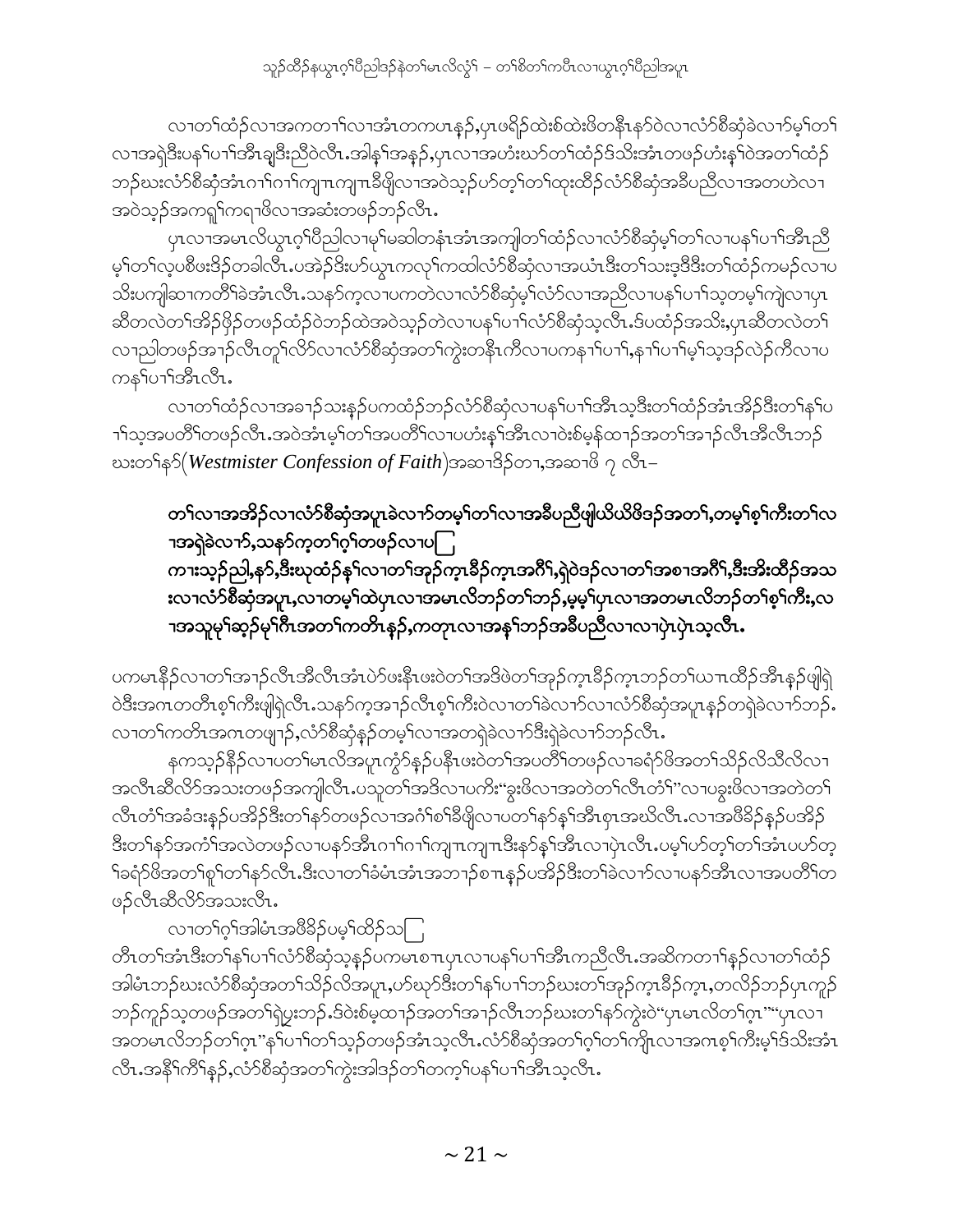လၢတၢ်ထံၣ်လၢအကတၢၢ်လၢအံၤတကပၤနၣ်,ပှၤဖရိၣ်ထဲးစ်ထဲးဖိတနီၤနၥ်ဝဲလၢလံာ်စီဆှံခဲလၢာ်မ့ၢ်တၢ် လၢအရှဲဒီးပန်ၢ်ပၢၢ်အီၤချဒီးညီဝဲလီၤ.အါန့ၢ်အနှၣ်,ပှၤလၢအဟံးဃာ်တၢ်ထံၣ်ဒ်သိးအံၤတဖၣ်ဟံးန့ၢ်ဝဲအတၢ်ထံၣ် ဘၣ်ဃးလံာ်စီဆှံအံၤဂၢၢ်ဂၢၢ်ကျၤကျၤခီဖျိလၢအဝဲသ့ၣ်ဟ်တ့ၢ်တၢ်ထုးထီၣ်လံာ်စီဆှံအခီပညီလၢအတဟဲလၢ အဝဲသ့ၣ်အကရူၢ်ကရၢဖိလၢအဆံးတဖၣ်ဘၣ်လီၤ.

ပှၤလၢအမၤလိယွၤဂ့ၢ်ပီညါလၢမုၢ်မဆါတနံၤအံၤအကျါတၢ်ထံၣ်လၢလံာ်စီဆှံမ့ၢ်တၢ်လၢပန်ၢ်ပၢၢ်အီၤညီ မ့ၢ်တၢ်လ့ပစီဖးဒိၣ်တခါလီၤ.ပအဲၣ်ဒိးဟ်ယွၤကလုၢ်ကထါလံာ်စီဆှံလၢအဃံၤဒီးတၢ်သးဒ့ဒီဒီးတၢ်ထံၣ်ကမၣ်လၢပ သိးပကျါဆၢကတီၢ်ခဲအံၤလီၤ.သနာ်က့လၢပကတဲလၢလံာ်စီဆှံမ့ၢ်လံာ်လၢအညီလၢပန်ၢ်ပၢၢ်သ့တမ့ၢ်ကျဲလၢပှၤ ဆီတလဲတၢ်အိၣ်ဖှိၣ်တဖၣ်ထံၣ်ဝဲဘၣ်ထဲအဝဲသ့ၣ်တဲလၢပန်ၢ်ပၢၢ်လံာ်စီဆှံသ့လီၤ.ဒ်ပထံၣ်အသိး,ပှၤဆီတလဲတၢ် လၢညါတဖၣ်အၢၣ်လီၤတူၢ်လိာ်လၢလံာ်စီဆှံအတၢ်ကွဲးတနီၤကီလၢပကနၢ်ပၢၢ်,နၢ်ပၢၢ်မ့ၢ်သ့ဒၣ်လဲၣ်ကီလၢပ ကနၢ်ပၢၢ်အီၤလီၤ.

လၢတၢ်ထံၣ်လၢအခၢၣ်သးနှၣ်ပကထံၣ်ဘၣ်လံာ်စီဆှံလၢပနၢ်ပၢၢ်အီၤသ့ဒီးတၢ်ထံၣ်အံၤအိၣ်ဒီးတၢ်နၢ်ပ ၢၢ်သ့အပတိၢ်တဖၣ်လီၤ.အဝဲအံၤမ့ၢ်တၢ်အပတိၢ်လၢပဟံးန့ၢ်အီၤလၢဝဲးစ်မ့န်ထၢၣ်အတၢ်အၢၣ်လီၤအီလီၤဘၣ် ဃးတၢ်နာ်(*Westmister Confession of Faith*)အဆၢဒိၣ်တၢ,အဆၢဖိ ၇ လီၤ–

**တၢ်လၢအအိၣ်လၢလံာ်စီဆှံအပူၤခဲလၢာ်တမ့ၢ်တၢ်လၢအခီပညီဖျါယိယိဖိဒၣ်အတၢ်,တမ့ၢ်စ့ၢ်ကီးတၢ်လ ၢအရှဲခဲလၢာ်,သနာ်က့တၢ်ဂ့ၢ်တဖၣ်လၢပ ကားသ့ၣ်ညါ,နာ်,ဒီးဃုထံၣ်န့ၢ်လၢတၢ်အှၣ်က့ၤခီၣ်က့ၤအဂီၢ်,ရဲဝဲဒၣ်လၢတၢ်အစၢအဂီၢ်,ဒီးအိးထီၣ်အသ းလၢလံာ်စီဆှံအပူၤ,လၢတမ့ၢ်ထဲပှၤလၢအမၤလိဘၣ်တၢ်ဘၣ်,မ့မ့ၢ်ပှၤလၢအတမၤလိဘၣ်တၢ်စ့ၢ်ကီး,လ ၢအသူမ့ၢ်ဆ့ၣ်မုၢ်ကီၤအတၢ်ကတိၤနၣ်,ကတုၤလၢအနၢ်ဘၣ်အခီပညီလၢလၢပှဲၤပှဲၤသ့လီၤ.**

ပကမၤနီၣ်လၢတၢ်အၢၣ်လီၤအီလီၤအံၤပဲာ်ဖးနီၤဖးဝဲတၢ်အဒိဖဲတၢ်အှၣ်က့ၤခီၣ်က့ၤဘၣ်တၢ်ယπထိၣ်အီၤနၣ်ဖျါရှဲ ဝဲဒီးအဂၤတတီၤစ့ၢ်ကီးဖျါရှဲလီၤ.သနာ်က့အၢၣ်လီၤစ့ၢ်ကီးဝဲလၢတၢ်ခဲလၢာ်လၢလံာ်စီဆှံအပူၤနၣ်တရှဲခဲလၢာ်ဘၣ်. လၢတၢ်ကတိၤအဂၤတဖျၢၣ်,လံာ်စီဆှံနၣ်တမ့ၢ်လၢအတရှဲခဲလၢာ်ဒီးရှဲခဲလၢာ်ဘၣ်လီၤ.

နကသ့ၣ်နီၣ်လၢပတၢ်မၤလိအပူၤကွံာ်နၣ်ပနီၤဖးဝဲတၢ်အပတိၢ်တဖၣ်လၢခရံာ်ဖိအတၢ်သိၣ်လိသိလိလၢ အလီၤဆီလိာ်အသးတဖၣ်အကျါလီၤ.ပသူတၢ်အဒိလၢပကိး"ခွးဖိလၢအတဲတၢ်လီၤတံၢ်"လၢပခွးဖိလၢအတဲတၢ် လီၤတံၢ်အခံဒးနၣ်ပအဲၣ်ဒီးတၢ်နာ်တဖၣ်လၢအဂံၢ်စၢ်ခီဖျိလၢပတၢ်နာ်နၢ်အီၤစှၤအဃိလီၤ.လၢအဖိခိၣ်နၣ်ပအိၣ် ဒီးတၢ်နာ်အကံၢ်အလဲတဖၣ်လၢပနာ်အီၤဂၢၢ်ဂၢၢ်ကျၤကျၤဒီးနာ်န့ၢ်အီၤလၢပှဲၤလီၤ.ပမ့ၢ်ဟ်တ့ၢ်တၢ်အံၤပဟ်တ့ ၢ်ခရံာ်ဖိအတၢ်စူၢ်တၢ်နာ်လီၤ.ဒီးလၢတၢ်ခံမံၤအံၤအဘၢၣ်စπနၣ်ပအိၣ်ဒီးတၢ်ခဲလၢာ်လၢပနာ်အီၤလၢအပတိၢ်တ ဖၣ်လီၤဆီလိာ်အသးလီၤ.

လၢတၢ်ဂ့ၢ်အါမံၤအဖီခိၣ်ပမ့ၢ်ထိၣ်သ တီၤတၢ်အံၤဒီးတၢ်နၢ်ပၢၢ်လံာ်စီဆှံသ့နၣ်ပကမၤစπပှၤလၢပနၢ်ပၢၢ်အီၤကညီလီၤ.အဆိကတၢၢ်နၣ်လၢတၢ်ထံၣ် အါမံၤဘၣ်ဃးလံာ်စီဆှံအတၢ်သိၣ်လိအပူၤ,ဟ်ဃုာ်ဒီးတၢ်နၢ်ပၢၢ်ဘၣ်ဃးတၢ်အှၣ်က့ၤခီၣ်က့ၤ,တလိၣ်ဘၣ်ပှၤကူၣ် ဘၣ်ကူၣ်သ့တဖၣ်အတၢ်ရှဲပူးဘၣ်.ဒ်ဝဲးစ်မ့ထၢၣ်အတၢ်အၢၣ်လီၤဘၣ်ဃးတၢ်နာ်ကွဲးဝဲ"ပှၤမၤလိတၢ်ဂ့ၤ""ပှၤလၢ အတမၤလိဘၣ်တၢ်ဂ့ၤ"နၢ်ပၢၢ်တၢ်သ့ၣ်တဖၣ်အံၤသ့လီၤ.လံာ်စီဆှံအတၢ်ဂ့ၢ်တၢ်ကျိၤလၢအဂၤစ့ၢ်ကီးမ့ၢ်ဒ်သိးအံၤ လီၤ.အနီၢ်ကီၢ်နၣ်,လံာ်စီဆှံအတၢ်ကွဲးအါဒၣ်တၢ်တက့ၢ်ပနၢ်ပၢၢ်အီၤသ့လီၤ.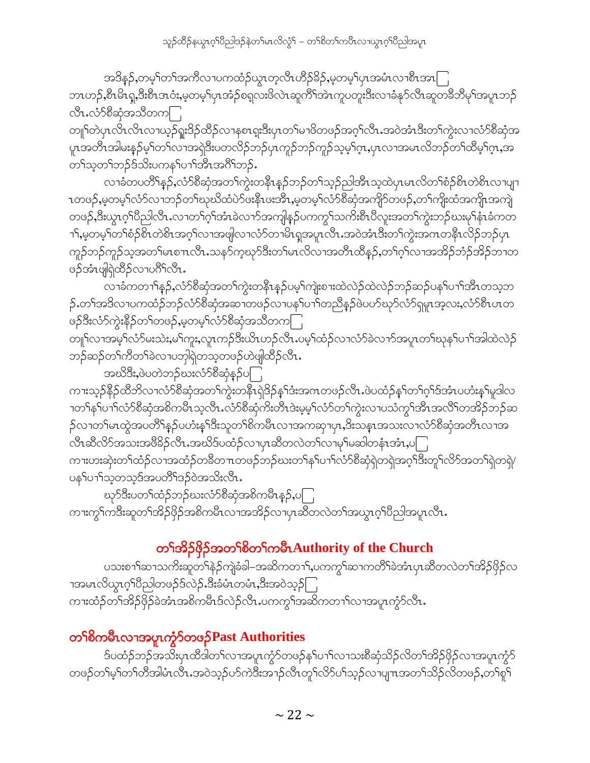အဒိန့ဉ်,တမ့ၢ်တၢ်အကီလၢပကထံဉ်ယွၤတ့လီၤဟီဉ်ခိဉ်,မ့တမ့ၢ်ပှၤအမံၤလၢစီၤအၤ□ ဘၤဟဉ်,စီၤမိၤရှ့,ဒီးစီၤအၤဝံး,မ့တမ့ၢ်ပှၤအံဉ်စရူလးဖိလဲၤဆူကိၢ်အဲၤကူပတူးဒီးလၢခံနုာ်လီၤဆူတခီဘီမုၢ်အပူၤဘဉ် လီၤ.လံာ်စီဆှံအသိတက□
တူၢ်တဲပှၤလီၤလီၤလၢယှဉ်ရှူးဒိဉ်ထိဉ်လၢနစၢရ့းဒီးပှၤတၢ်မၢဖိတဖဉ်အဂ့ၢ်လီၤ.အဝဲအံၤဒီးတၢ်ကွဲးလၢလံာ်စီဆှံအပူၤအတီၤအါမးနူဉ်မ့ၢ်တၢ်လၢအရှဲဒီးပတလိဉ်ဘဉ်ပှၤကူဉ်ဘဉ်ကူဉ်သ့မ့ၢ်ဂ့ၤ,ပှၤလၢအမၤလိဘဉ်တၢ်ထိမ့ၢ်ဂ့ၤ,အတၢ်သ့တၢ်ဘဉ်ဒ်သိးပကနၢ်ပၢၢ်အီၤအဂိၢ်ဘဉ်.

လၢခံတပတိၢ်နူဉ်,လံာ်စီဆှံအတၢ်ကွဲးတနီၤနူဉ်ဘဉ်တၢ်သ့ဉ်ညါအီၤသ့ထဲပှၤမၤလိတၢ်စံဉ်စိၤတဲစိၤလၢပျၢၤတဖဉ်,မ့တမ့ၢ်လံာ်လၢဘဉ်တၢ်ဃုဃိထံပဲာ်ဖးနီၤဖးအီၤ,မ့တမ့ၢ်လံာ်စီဆှံအကျိာ်တဖဉ်,တၢ်ကျိးထံအကျိၤအကျဲတဖဉ်,ဒီးယွၤဂ့ၢ်ပီညါလီၤ.လၢတၢ်ဂ့ၢ်အံၤခဲလၢာ်အကျါနူဉ်ပကကွၢ်သကိးစီၤပီလူးအတၢ်ကွဲးဘဉ်ဃးမုၢ်နံၤခံကတၢၢ်,မ့တမ့ၢ်တၢ်စံဉ်စိၤတဲစိၤအဂ့ၢ်လၢအဖျါလၢလံာ်တၢမိၤရှအပူၤလီၤ.အဝဲအံၤဒီးတၢ်ကွဲးအဂၤတနီၤလိဉ်ဘဉ်ပှၤကူဉ်ဘဉ်ကူဉ်သ့အတၢ်မၤစၢၤလီၤ.သနာ်က့ဃုာ်ဒီးတၢ်မၤလိလၢအတီၤထိနူဉ်,တၢ်ဂ့ၢ်လၢအအိဉ်ဘံဉ်အိဉ်ဘၢတဖဉ်အံၤဖျါရှဲထိဉ်လၢပဂိၢ်လီၤ.

လၢခံကတၢၢ်နူဉ်,လံာ်စီဆှံအတၢ်ကွဲးတနီၤနူဉ်ပမ့ၢ်ကျဲးစၢးထဲလဲဉ်ထဲလဲဉ်ဘဉ်ဆဉ်ပနၢ်ပၢၢ်အီၤတသ့ဘဉ်.တၢ်အဒိလၢပကထံဉ်ဘဉ်လံာ်စီဆှံအဆၢတဖဉ်လၢပနၢ်ပၢၢ်တညီနူဉ်ဖဲပဟ်ဃှာ်လံာ်ရှမူၤအ့လး,လံာ်စီၤဟၤတဖဉ်ဒီးလံာ်ကွဲးနိဉ်တၢ်တဖဉ်,မ့တမ့ၢ်လံာ်စီဆှံအသိတက□
တူၢ်လၢအမ့ၢ်လံာ်မးသဲး,မၢ်ကူး,လူၤကဉ်ဒီးယိၤဟဉ်လီၤ.ပမ့ၢ်ထံဉ်လၢလံာ်ခဲလၢာ်အပူၤတၢ်ဃုနၢ်ပၢၢ်အါထဲလဲဉ်ဘဉ်ဆဉ်တၢ်ကီတၢ်ခဲလၢပဘၢါရှဲတသ့တဖဉ်ဟဲဖျါထိဉ်လီၤ.

အဃိဒီး,ဖဲပတဲဘဉ်ဃးလံာ်စီဆှံနူဉ်ပ□
ကၢးသ့ဉ်နီဉ်ထီဘိလၢလံာ်စီဆှံအတၢ်ကွဲးတနီၤရှဲဒိဉ်နှၢ်ဒံးအဂၤတဖဉ်လီၤ.ဖဲပထံဉ်နှၢ်တၢ်ဂ့ၢ်ဒ်အံၤပဟံးနှၢ်မူဒါလၢတၢ်နၢ်ပၢၢ်လံာ်စီဆှံအစိကမီၤသ့လီၤ.လံာ်စီဆှံကိးတီၤဒဲးမ့မ့ၢ်လံာ်တၢ်ကွဲးလၢပသံကွၢ်အီၤအလိၢ်တအိဉ်ဘဉ်ဆဉ်လၢတၢ်မၤထွဲအပတိၢ်နူဉ်ပဟံးနှၢ်ဒီးသူတၢ်စိကမီၤလၢအကဆှၢပှၤ,ဒီးသနၢအသးလၢလံာ်စီဆှံအတီၤလၢအလီၤဆီလိာ်အသးအဖိခိဉ်လီၤ.အဃိဒ်ပထံဉ်လၢပှၤဆီတလဲတၢ်လၢမုၢ်မဆါတနံၤအံၤ,ပ□
ကၢးဟးဆုံးတၢ်ထံဉ်လၢအထံဉ်တခီတၢၤတဖဉ်ဘဉ်ဃးတၢ်နၢ်ပၢၢ်လံာ်စီဆှံရှဲတရှဲအဂ့ၢ်ဒီးတူၢ်လိာ်အတၢ်ရှဲတရှဲ/ပနၢ်ပၢၢ်သ့တသ့ဒ်အပတိၢ်ဒဉ်ဝဲအသိးလီၤ.

ဃုာ်ဒီးပတၢ်ထံဉ်ဘဉ်ဃးလံာ်စီဆှံအစိကမီၤနူဉ်,ပ□
ကၢးကွၢ်ကဒီးဆူတၢ်အိဉ်ဖှိဉ်အစိကမီၤလၢအအိဉ်လၢပှၤဆီတလဲတၢ်အယွၤဂ့ၢ်ပီညါအပူၤလီၤ.

## တၢ်အိဉ်ဖှိဉ်အတၢ်စိတၢ်ကမီၤAuthority of the Church

ပသးစၢ်ဆၢသကိးဆူတၢ်နဲဉ်ကျဲခံခါ–အဆိကတၢၢ်,ပကကွၢ်ဆၢကတိၢ်ခဲအံၤပှၤဆီတလဲတၢ်အိဉ်ဖှိဉ်လၢအမၤလိယွၤဂ့ၢ်ပီညါတဖဉ်ဒ်လဲဉ်.ဒီးခံမံၤတမံၤ,ဒီးအဝဲသ့ဉ်□
ကၢးထံဉ်တၢ်အိဉ်ဖှိဉ်ခဲအံၤအစိကမီၤဒ်လဲဉ်လီၤ.ပကကွၢ်အဆိကတၢၢ်လၢအပူၤကွံာ်လီၤ.

## တၢ်စိကမီၤလၢအပူၤကွံာ်တဖဉ်Past Authorities

ဒ်ပထံဉ်ဘဉ်အသိးပှၤထီဒါတၢ်လၢအပူၤကွံာ်တဖဉ်နၢ်ပၢၢ်လၢသးစီဆှံသိဉ်လိတၢ်အိဉ်ဖှိဉ်လၢအပူၤကွံာ်တဖဉ်တၢ်မ့ၢ်တၢ်တီအါမံၤလီၤ.အဝဲသ့ဉ်ဟ်ကဲဒီးအၢဉ်လီၤတူၢ်လိာ်ပၢ်သ့ဉ်လၢပျၢၤအတၢ်သိဉ်လိတဖဉ်,တၢ်စူၢ်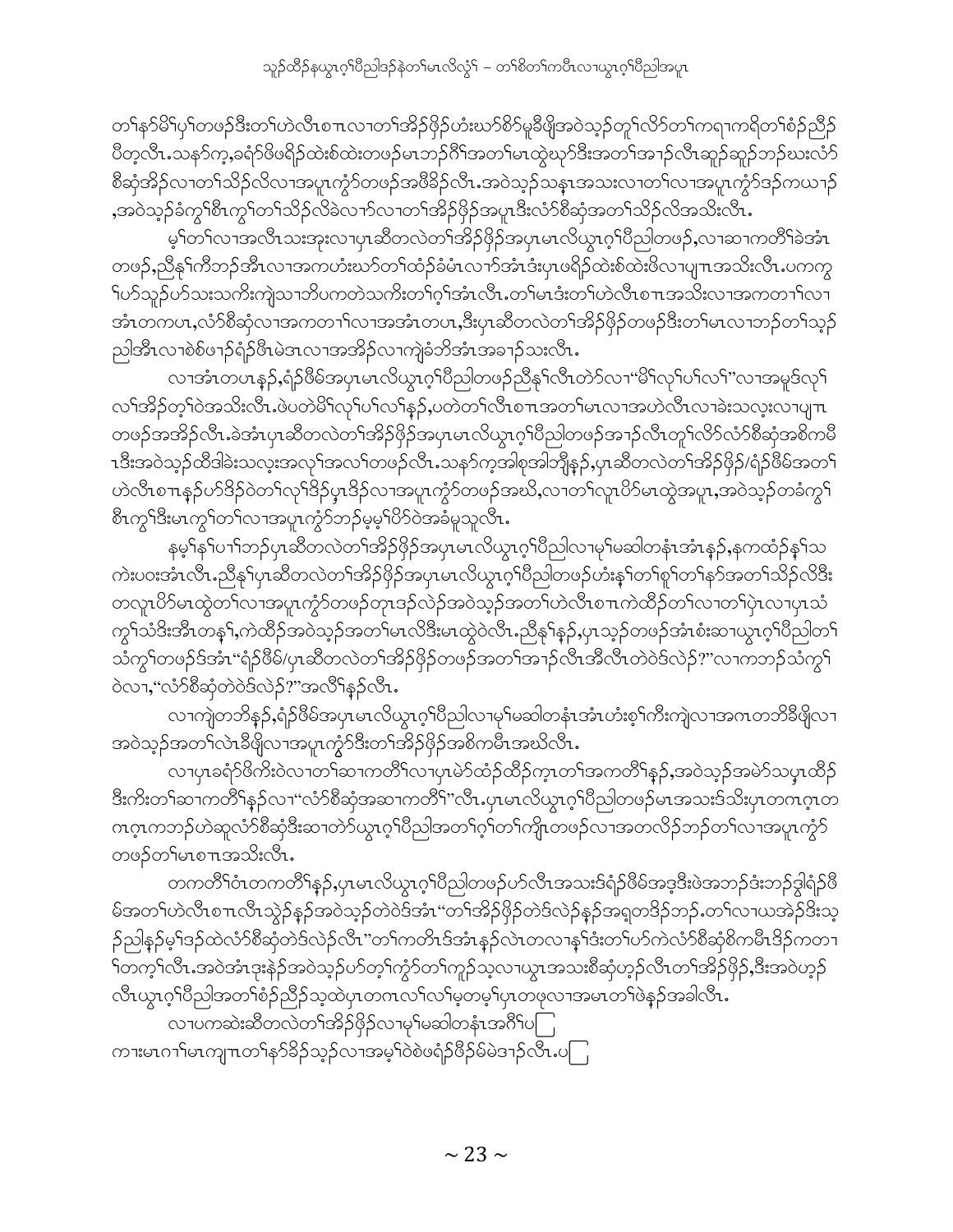တၢ်နာ်မိၢ်ပၢ်တဖၣ်ဒီးတၢ်ဟဲလီၤစၢၤလၢတၢ်အိၣ်ဖှိၣ်ဟံးဃာ်စိာ်မူဒီဖျိအဝဲသ့ၣ်တူၢ်လိာ်တၢ်ကရၢကရိတၢ်စံၣ်ညီၣ်ပီတ့လီၤ.သနာ်က့,ခရံာ်ဖိဖရိၣ်ထဲးစ်ထဲးတဖၣ်မၤဘၣ်ဂီၢ်အတၢ်မၤထွဲဃုာ်ဒီးအတၢ်အၢၣ်လီၤဆူၣ်ဆူၣ်ဘၣ်ဃးလံာ်စီဆှံအိၣ်လၢတၢ်သိၣ်လိလၢအပူၤကွံာ်တဖၣ်အဖီခိၣ်လီၤ.အဝဲသ့ၣ်သနၢၤအသးလၢတၢ်လၢအပူၤကွံာ်ဒၣ်ကယၢၣ်,အဝဲသ့ၣ်ခံကွၢ်စီၤကွၢ်တၢ်သိၣ်လိခဲလၢာ်လၢတၢ်အိၣ်ဖှိၣ်အပူၤဒီးလံာ်စီဆှံအတၢ်သိၣ်လိအသိးလီၤ.

မ့ၢ်တၢ်လၢအလီၤသးအုးလၢပှၤဆီတလဲတၢ်အိၣ်ဖှိၣ်အပှၤမၤလိယွၤဂ့ၢ်ပီညါတဖၣ်,လၢဆၢကတီၢ်ခဲအံၤတဖၣ်,ညီနၢ်ကီဘၣ်အီၤလၢအကဟံးဃာ်တၢ်ထံၣ်ခံမံၤလၢာ်အံၤဒံးပှၤဖရိၣ်ထဲးစ်ထဲးဖိလၢပျ့ၤအသိးလီၤ.ပကကွၢ်ဟ်သူၣ်ဟ်သးသကိးကျဲသၢဘိပကတဲသကိးတၢ်ဂ့ၢ်အံၤလီၤ.တၢ်မၤဒံးတၢ်ဟဲလီၤစၢၤအသိးလၢအကတၢၢ်လၢအံၤတကပၤ,လံာ်စီဆှံလၢအကတၢၢ်လၢအအံၤတပၤ,ဒီးပှၤဆီတလဲတၢ်အိၣ်ဖှိၣ်တဖၣ်ဒီးတၢ်မၤလၢဘၣ်တၢ်သ့ၣ်ညါအီၤလၢစစ်ဖၢၣ်ရံၣ်ဖိၤမဲဒၢလၢအအိၣ်လၢကျဲခံဘိအံၤအခၢၣ်သးလီၤ.

လၢအံၤတပၤန့ၣ်,ရံၣ်ဖိမ်အပှၤမၤလိယွၤဂ့ၢ်ပီညါတဖၣ်ညီနၢ်လီၤတဲာ်လၢ"မိၢ်လုၢ်ပၢ်လၢ်"လၢအမူဒ်လုၢ်လၢ်အိၣ်တ့ၢ်ဝဲအသိးလီၤ.ဖဲပတဲမိၢ်လုၢ်ပၢ်လၢ်န့ၣ်,ပတဲတၢ်လီၤစၢၤအတၢ်မၤလၢအဟဲလီၤလၢခဲးသလ့းလၢပျ့ၤတဖၣ်အအိၣ်လီၤ.ခဲအံၤပှၤဆီတလဲတၢ်အိၣ်ဖှိၣ်အပှၤမၤလိယွၤဂ့ၢ်ပီညါတဖၣ်အၢၣ်လီၤတူၢ်လိာ်လံာ်စီဆှံအစိကမီၤဒီးအဝဲသ့ၣ်ထီဒါခဲးသလ့းအလုၢ်အလၢ်တဖၣ်လီၤ.သနာ်က့အါစုအါဘျီန့ၣ်,ပှၤဆီတလဲတၢ်အိၣ်ဖှိၣ်/ရံၣ်ဖိမ်အတၢ်ဟဲလီၤစၢၤန့ၣ်ဟ်ဒိၣ်ဝဲတၢ်လုၢ်ဒိၣ်ပှၤဒိၣ်လၢအပူၤကွံာ်တဖၣ်အဃိ,လၢတၢ်လူၤပိာ်မၤထွဲအပူၤ,အဝဲသ့ၣ်တခံကွၢ်စီၤကွၢ်ဒီးမၤကွၢ်တၢ်လၢအပူၤကွံာ်ဘၣ်မ့မ့ၢ်ပိာ်ဝဲအခံမူသူလီၤ.

နမ့ၢ်နၢ်ပၢၢ်ဘၣ်ပှၤဆီတလဲတၢ်အိၣ်ဖှိၣ်အပှၤမၤလိယွၤဂ့ၢ်ပီညါလၢမုၢ်မဆါတနံၤအံၤန့ၣ်,နကထံၣ်နၢ်သကဲးပဝးအံၤလီၤ.ညီနၢ်ပှၤဆီတလဲတၢ်အိၣ်ဖှိၣ်အပှၤမၤလိယွၤဂ့ၢ်ပီညါတဖၣ်ဟံးနၢ်တၢ်စူၢ်တၢ်နာ်အတၢ်သိၣ်လိဒီးတလူၤပိာ်မၤထွဲတၢ်လၢအပူၤကွံာ်တဖၣ်တုၤဒၣ်လဲၣ်အဝဲသ့ၣ်အတၢ်ဟဲလီၤစၢၤကဲထီၣ်တၢ်လၢတၢ်ပှဲၤလၢပှၤသံကွၢ်သံဒိးအီၤတနၢ်,ကဲထီၣ်အဝဲသ့ၣ်အတၢ်မၤလိဒီးမၤထွဲဝဲလီၤ.ညီနၢ်န့ၣ်,ပှၤသ့ၣ်တဖၣ်အံၤစံးဆၢယွၤဂ့ၢ်ပီညါတၢ်သံကွၢ်တဖၣ်ဒ်အံၤ"ရံၣ်ဖိမ်/ပှၤဆီတလဲတၢ်အိၣ်ဖှိၣ်တဖၣ်အတၢ်အၢၣ်လီၤအီၤလီၤတဲဝဲဒ်လဲၣ်?"လၢကဘၣ်သံကွၢ်ဝဲလၢ,"လံာ်စီဆှံတဲဝဲဒ်လဲၣ်?"အလီၢ်န့ၣ်လီၤ.

လၢကျဲတဘိန့ၣ်,ရံၣ်ဖိမ်အပှၤမၤလိယွၤဂ့ၢ်ပီညါလၢမုၢ်မဆါတနံၤအံၤဟံးစ့ၢ်ကီးကျဲလၢအဂၤတဘိခီဖျိလၢအဝဲသ့ၣ်အတၢ်လဲၤခီဖျိလၢအပူၤကွံာ်ဒီးတၢ်အိၣ်ဖှိၣ်အစိကမီၤအဃိလီၤ.

လၢပှၤခရံာ်ဖိကိးဝဲလၢတၢ်ဆၢကတီၢ်လၢပှၤမဲာ်ထံၣ်ထိၣ်က့ၤတၢ်အကတီၢ်န့ၣ်,အဝဲသ့ၣ်အမဲာ်သပှၤထိၣ်ဒီးကိးတၢ်ဆၢကတီၢ်န့ၣ်လၢ"လံာ်စီဆှံအဆၢကတီၢ်"လီၤ.ပှၤမၤလိယွၤဂ့ၢ်ပီညါတဖၣ်မၤအသးဒ်သိးပှၤတဂၤဂ့ၤတဂၤဂ့ၤကဘၣ်ဟဲဆူလံာ်စီဆှံဒီးဆၢတဲာ်ယွၤဂ့ၢ်ပီညါအတၢ်ဂ့ၢ်တၢ်ကျိၤတဖၣ်လၢအတလိၣ်ဘၣ်တၢ်လၢအပူၤကွံာ်တဖၣ်တၢ်မၤစၢၤအသိးလီၤ.

တကတီၢ်ဝံၤတကတီၢ်န့ၣ်,ပှၤမၤလိယွၤဂ့ၢ်ပီညါတဖၣ်ဟ်လီၤအသးဒ်ရံၣ်ဖိမ်အဒ့ဒီးဖဲအဘၣ်ဒံးဘၣ်ဒွါရံၣ်ဖိမ်အတၢ်ဟဲလီၤစၢၤလီၤသွဲၣ်န့ၣ်အဝဲသ့ၣ်တဲဝဲဒ်အံၤ"တၢ်အိၣ်ဖှိၣ်တဲဒ်လဲၣ်န့ၣ်အရ့တဒိၣ်ဘၣ်.တၢ်လၢယအဲၣ်ဒိးသ့ၣ်ညါန့ၣ်မ့ၢ်ဒၣ်ထဲလံာ်စီဆှံတဲဒ်လဲၣ်လီၤ"တၢ်ကတိၤဒ်အံၤန့ၣ်လဲၤတလၢန့ၢ်ဒံးတၢ်ဟ်လဲလံာ်စီဆှံစိကမီၤဒိၣ်ကတၢၢ်တကူ့ၢ်လီၤ.အဝဲအံၤဒုးနဲၣ်အဝဲသ့ၣ်ဟ်တ့ၢ်ကွံာ်တၢ်ကူၣ်သ့လၢယွၤအသးစီဆှံဟ့ၣ်လီၤတၢ်အိၣ်ဖှိၣ်,ဒီးအဝဲဟ့ၣ်လီၤယွၤဂ့ၢ်ပီညါအတၢ်စံၣ်ညီၣ်သ့ထဲပှၤတဂၤလၢ်လၢ်မ့တမ့ၢ်ပှၤတဖုလၢအမၤတၢ်ဖဲန့ၣ်အခါလီၤ.

လၢပကဆဲးဆီတလဲတၢ်အိၣ်ဖှိၣ်လၢမုၢ်မဆါတနံၤအဂီၢ်ပ□
ကၢးမၤဂၢၢ်မၤကျၢၤတၢ်နာ်ခိၣ်သ့ၣ်လၢအမ့ၢ်ဝဲစဲဖရံၣ်ဖိၣ်မ်မဲဒၢၣ်လီၤ.ပ□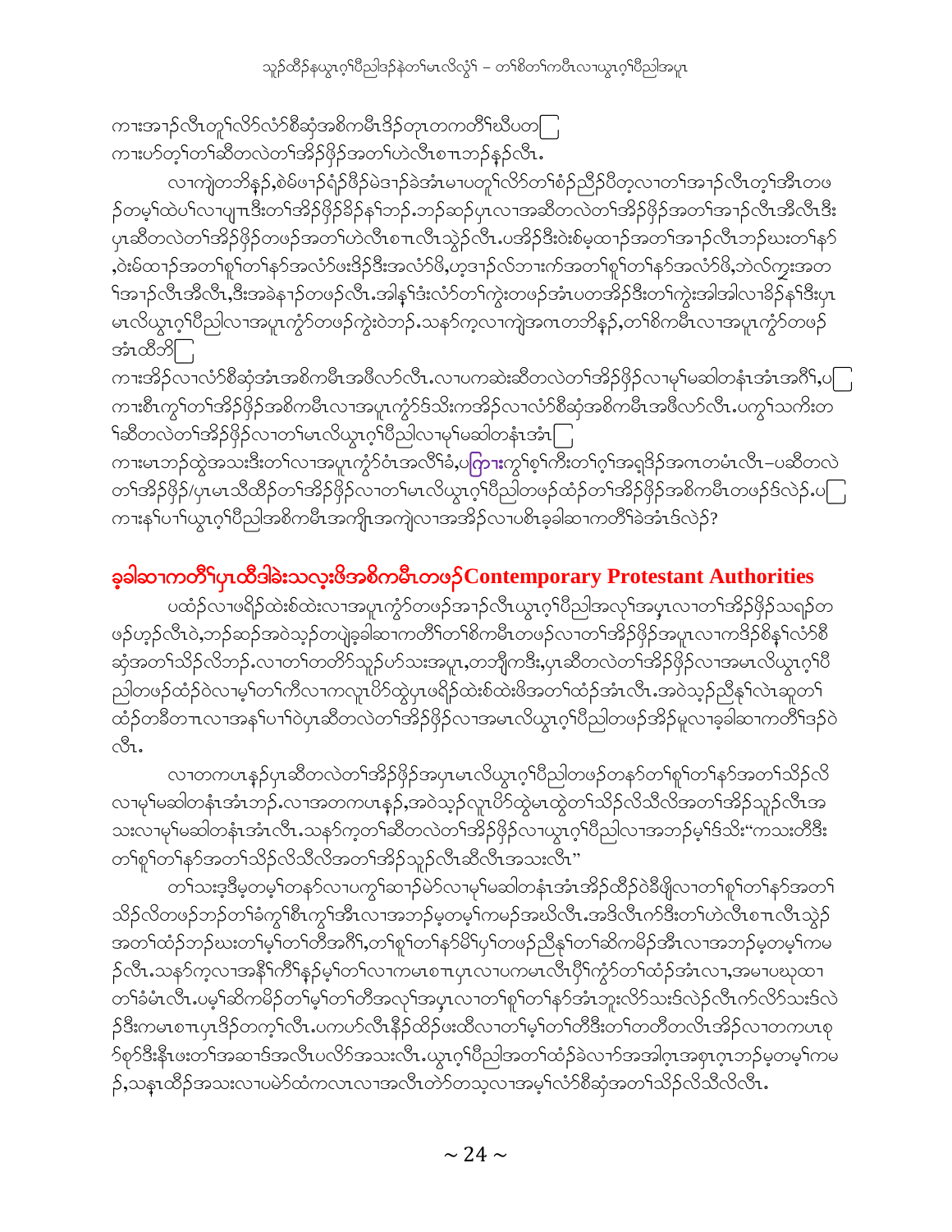ကားအၫဉ်လီၤတူၢ်လိာ်လံာ်စီဆှံအစိကမီၤဒိဉ်တုၤတကတိၢ်ဃီပတ[ ]
ကားပာ်တ့ၢ်တၢ်ဆီတလဲတၢ်အိဉ်ဖှိဉ်အတၢ်ဟဲလီၤစπၤဘဉ်နဉ်လီၤ.

လၢကျဲတဘိနဉ်,စဲမ်ဖၢဉ်ရံဉ်ဖိဉ်မဲဒၢဉ်ခဲအံၤမၤပတူၢ်လိာ်တၢ်စံဉ်ညီဉ်ပီတ့လၢတၢ်အၢဉ်လီၤတ့ၢ်အီၤတဖဉ်တမ့ၢ်ထဲပၢ်လၢပျπၤဒီးတၢ်အိဉ်ဖှိဉ်ခိဉ်နၢ်ဘဉ်.ဘဉ်ဆဉ်ပှၤလၢအဆီတလဲတၢ်အိဉ်ဖှိဉ်အတၢ်အၢဉ်လီၤအီလီၤဒီးပှၤဆီတလဲတၢ်အိဉ်ဖှိဉ်တဖဉ်အတၢ်ဟဲလီၤစπၤလီၤသွဲဉ်လီၤ.ပအိဉ်ဒီးဝဲးစိမ့ထၢဉ်အတၢ်အၢဉ်လီၤဘဉ်ဃးတၢ်နာ်,ဝဲးမ်ထၢဉ်အတၢ်စူၢ်တၢ်နာ်အလံာ်ဖးဒိဉ်ဒီးအလံာ်ဖိ,ဟ့ဒၢဉ်လ်ဘၢးက်အတၢ်စူၢ်တၢ်နာ်အလံာ်ဖိ,ဘဲလ်ကွးအတၢ်အၢဉ်လီၤအီလီၤ,ဒီးအခဲနၢဉ်တဖဉ်လီၤ.အါနၢ်ဒံးလံာ်တၢ်ကွဲးတဖဉ်အံၤပတအိဉ်ဒီးတၢ်ကွဲးအါအါလၢခိဉ်နၢ်ဒီးပှၤမၤလိယွၤဂ့ၢ်ပီညါလၢအပူၤကွံာ်တဖဉ်ကွဲးဝဲဘဉ်.သနာ်က့လၢကျဲအကၤတဘိနဉ်,တၢ်စိကမီၤလၢအပူၤကွံာ်တဖဉ်အံၤထီဘိ[ ]
ကားအိဉ်လၢလံာ်စီဆှံအံၤအစိကမီၤအဖီလာ်လီၤ.လၢပကဆဲးဆီတလဲတၢ်အိဉ်ဖှိဉ်လၢမုၢ်မဆါတနံၤအံၤအဂီၢ်,ပ[ ]
ကားစီၤကွၢ်တၢ်အိဉ်ဖှိဉ်အစိကမီၤလၢအပူၤကွံာ်ဒ်သိးကအိဉ်လၢလံာ်စီဆှံအစိကမီၤအဖီလာ်လီၤ.ပကွၢ်သကိးတၢ်ဆီတလဲတၢ်အိဉ်ဖှိဉ်လၢတၢ်မၤလိယွၤဂ့ၢ်ပီညါလၢမုၢ်မဆါတနံၤအံၤ[ ]
ကားမၤဘဉ်ထွဲအသးဒီးတၢ်လၢအပူၤကွံာ်ဝံၤအလီၢ်ခံ,ပကြπးကွၢ်စ့ၢ်ကီးတၢ်ဂ့ၢ်အရှဒိဉ်အကၤတမံၤလီၤ–ပဆီတလဲတၢ်အိဉ်ဖှိဉ်/ပှၤမၤသီထိဉ်တၢ်အိဉ်ဖှိဉ်လၢတၢ်မၤလိယွၤဂ့ၢ်ပီညါတဖဉ်ထံဉ်တၢ်အိဉ်ဖှိဉ်အစိကမီၤတဖဉ်ဒ်လဲဉ်.ပ[ ]
ကားနၢ်ပၢၢ်ယွၤဂ့ၢ်ပီညါအစိကမီၤအကျိၤအကျဲလၢအအိဉ်လၢပစိၤခ့ခါဆၢကတိၢ်ခဲအံၤဒ်လဲဉ်?

## ခ့ခါဆၢကတိၢ်ပှၤထီဒါခဲးသလူးဖိအစိကမီၤတဖဉ်Contemporary Protestant Authorities

ပထံဉ်လၢဖရိဉ်ထဲးစ်ထဲးလၢအပူၤကွံာ်တဖဉ်အၢဉ်လီၤယွၤဂ့ၢ်ပီညါအလှၢ်အပှၤလၢတၢ်အိဉ်ဖှိဉ်သရဉ်တဖဉ်ဟ့ဉ်လီၤဝဲ,ဘဉ်ဆဉ်အဝဲသ့ဉ်တပျဲခ့ခါဆၢကတိၢ်တၢ်စိကမီၤတဖဉ်လၢတၢ်အိဉ်ဖှိဉ်အပူၤလၢကဒိဉ်စိန့ၢ်လံာ်စီဆှံအတၢ်သိဉ်လိဘဉ်.လၢတၢ်တတိာ်သူဉ်ဟ်သးအပူၤ,တဘျီကဒီး,ပှၤဆီတလဲတၢ်အိဉ်ဖှိဉ်လၢအမၤလိယွၤဂ့ၢ်ပီညါတဖဉ်ထံဉ်ဝဲလၢမ့ၢ်တၢ်ကီလၢကလူၤပိာ်ထွဲပှၤဖရိဉ်ထဲးစ်ထဲးဖိအတၢ်ထံဉ်အံၤလီၤ.အဝဲသ့ဉ်ညီနုၢ်လဲၤဆူတၢ်ထံဉ်တခီတπၤလၢအနၢ်ပၢၢ်ဝဲပှၤဆီတလဲတၢ်အိဉ်ဖှိဉ်လၢအမၤလိယွၤဂ့ၢ်ပီညါတဖဉ်အိဉ်မူလၢခ့ခါဆၢကတိၢ်ဒဉ်ဝဲလီၤ.

လၢတကပၤနဉ်ပှၤဆီတလဲတၢ်အိဉ်ဖှိဉ်အပှၤမၤလိယွၤဂ့ၢ်ပီညါတဖဉ်တနာ်တၢ်စူၢ်တၢ်နာ်အတၢ်သိဉ်လိလၢမုၢ်မဆါတနံၤအံၤဘဉ်.လၢအတကပၤနဉ်,အဝဲသ့ဉ်လူၤပိာ်ထွဲမၤထွဲတၢ်သိဉ်လိသီလိအတၢ်အိဉ်သူဉ်လီၤအသးလၢမုၢ်မဆါတနံၤအံၤလီၤ.သနာ်က့တၢ်ဆီတလဲတၢ်အိဉ်ဖှိဉ်လၢယွၤဂ့ၢ်ပီညါလၢအဘဉ်မ့ၢ်ဒ်သိး"ကသးတီဒီးတၢ်စူၢ်တၢ်နာ်အတၢ်သိဉ်လိသီလိအတၢ်အိဉ်သူဉ်လီၤဆီလီၤအသးလီၤ"

တၢ်သးဒ့ဒီမ့တမ့ၢ်တနာ်လၢပကွၢ်ဆၢဉ်မဲာ်လၢမုၢ်မဆါတနံၤအံၤအိဉ်ထီဉ်ဝဲခီဖျိလၢတၢ်စူၢ်တၢ်နာ်အတၢ်သိဉ်လိတဖဉ်ဘဉ်တၢ်ခံကွၢ်စီၤကွၢ်အီၤလၢအဘဉ်မ့တမ့ၢ်ကမဉ်အဃိလီၤ.အဒိလီၤက်ဒီးတၢ်ဟဲလီၤစπၤလီၤသွဲဉ်အတၢ်ထံဉ်ဘဉ်ဃးတၢ်မ့ၢ်တၢ်တီအဂီၢ်,တၢ်စူၢ်တၢ်နာ်မိၢ်ပှၢ်တဖဉ်ညီနုၢ်တၢ်ဆိကမိဉ်အီၤလၢအဘဉ်မ့တမ့ၢ်ကမဉ်လီၤ.သနာ်က့လၢအနီၢ်ကီၢ်နဉ်မ့ၢ်တၢ်လၢကမၤစπၤပှၤလၢပကမၤလီၤပှီၢ်ကွံာ်တၢ်ထံဉ်အံၤလၢ,အမၢပဃုထၢတၢ်ခံမံၤလီၤ.ပမ့ၢ်ဆိကမိဉ်တၢ်မ့ၢ်တၢ်တီအလှၢ်အပှၤလၢတၢ်စူၢ်တၢ်နာ်အံၤဘူးလိာ်သးဒ်လဲဉ်လီၤက်လိာ်သးဒ်လဲဉ်ဒီးကမၤစπၤပှၤဒိဉ်တက့ၢ်လီၤ.ပကဟ်လီၤနီဉ်ထိဉ်ဖးထီလၢတၢ်မ့ၢ်တၢ်တီဒီးတၢ်တတီတလီၤအိဉ်လၢတကပၤစှာ်စှာ်ဒီးနီၤဖးတၢ်အဆၢဒ်အလီၤပလိာ်အသးလီၤ.ယွၤဂ့ၢ်ပီညါအတၢ်ထံဉ်ခဲလၢာ်အအါဂ့ၤအစှၤဂ့ၤဘဉ်မ့တမ့ၢ်ကမဉ်,သန့ၤထိဉ်အသးလၢပမဲာ်ထံကလၤလၢအလီၤတဲာ်တသ့လၢအမ့ၢ်လံာ်စီဆှံအတၢ်သိဉ်လိသီလိလီၤ.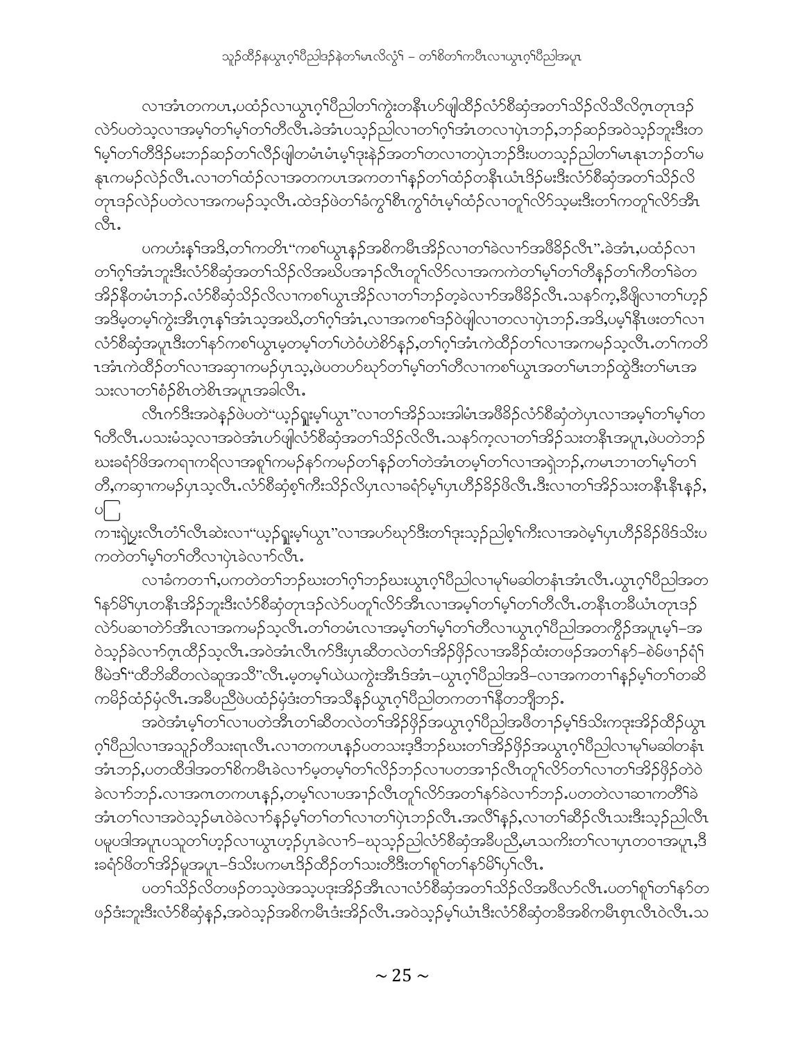လၢအံၤတကပၤ,ပထံဉ်လၢယွၤဂ့ၢ်ပီညါတၢ်ကွဲးတနီၤပာ်ဖျါထီဉ်လံာ်စီဆှံအတၢ်သိဉ်လိသီလိဂ့ၤတုၤဒဉ်လဲာ်ပတဲသ့လၢအမ့ၢ်တၢ်မ့ၢ်တၢ်တီလီၤ.ခဲအံၤပသ့ဉ်ညါလၢတၢ်ဂ့ၢ်အံၤတလၢပှဲၤဘဉ်,ဘဉ်ဆဉ်အဝဲသ့ဉ်ဘူးဒီးတၢ်မ့ၢ်တၢ်တီဒိဉ်မးဘဉ်ဆဉ်တၢ်လီဉ်ဖျါတမံၤမံၤမ့ၢ်ဒုးနဲဉ်အတၢ်တလၢတပှဲၤဘဉ်ဒီးပတသ့ဉ်ညါတၢ်မၤနၤဘဉ်တၢ်မနၤကမဉ်လဲဉ်လီၤ.လၢတၢ်ထံဉ်လၢအတကပၤအကတၢၢ်နှဉ်တၢ်ထံဉ်တနီၤယံၤဒိဉ်မးဒီးလံာ်စီဆှံအတၢ်သိဉ်လိတုၤဒဉ်လဲဉ်ပတဲလၢအကမဉ်သ့လီၤ.ထဲဒဉ်ဖဲတၢ်ခံကွၢ်စီၤကွၢ်ဝံၤမ့ၢ်ထံဉ်လၢတူၢ်လိာ်သ့မးဒီးတၢ်ကတူၢ်လိာ်အီၤလီၤ.

ပကဟံးနှၤ်အဒိ,တၢ်ကတိၤ"ကစၢ်ယွၤနှဉ်အစိကမီၤအိဉ်လၢတၢ်ခဲလၢာ်အဖီခိဉ်လီၤ".ခဲအံၤ,ပထံဉ်လၢတၢ်ဂ့ၢ်အံၤဘူးဒီးလံာ်စီဆှံအတၢ်သိဉ်လိအဃိပအၢဉ်လီၤတူၢ်လိာ်လၢအကကဲတၢ်မ့ၢ်တၢ်တီနှဉ်တၢ်ကီတၢ်ခဲတအိဉ်နီတမံၤဘဉ်.လံာ်စီဆှံသိဉ်လိလၢကစၢ်ယွၤအိဉ်လၢတၢ်ဘဉ်တ့ခဲလၢာ်အဖီခိဉ်လီၤ.သနာ်က့,ခီဖျိလၢတၢ်ဟ့ဉ်အဒိမ့တမ့ၢ်ကွဲးအီၤဂ့ၤနှၤ်အံၤသ့အဃိ,တၢ်ဂ့ၢ်အံၤ,လၢအကစၢ်ဒဉ်ဝဲဖျါလၢတလၢပှဲၤဘဉ်.အဒိ,ပမ့ၢ်နီၤဖးတၢ်လၢလံာ်စီဆှံအပူၤဒီးတၢ်နှာ်ကစၢ်ယွၤမ့တမ့ၢ်တၢ်ဟဲဝံဟဲစိာ်နှဉ်,တၢ်ဂ့ၢ်အံၤကဲထိဉ်တၢ်လၢအကမဉ်သ့လီၤ.တၢ်ကတိၤအံၤကဲထိဉ်တၢ်လၢအဆှၢကမဉ်ပှၤသ့,ဖဲပတပာ်ဃုာ်တၢ်မ့ၢ်တၢ်တီလၢကစၢ်ယွၤအတၢ်မၤဘဉ်ထွဲဒီးတၢ်မၤအသးလၢတၢ်စံဉ်စိၤတဲစိၤအပူၤအခါလီၤ.

လီၤက်ဒီးအဝဲနှဉ်ဖဲပတဲ"ယ့ဉ်ရှူးမ့ၢ်ယွၤ"လၢတၢ်အိဉ်သးအါမံၤအဖီခိဉ်လံာ်စီဆှံတဲပှၤလၢအမ့ၢ်တၢ်မ့ၢ်တၢ်တီလီၤ.ပသးမံသ့လၢအဝဲအံၤပာ်ဖျါလံာ်စီဆှံအတၢ်သိဉ်လိလီၤ.သနာ်က့လၢတၢ်အိဉ်သးတနီၤအပူၤ,ဖဲပတဲဘဉ်ဃးခရံာ်ဖိအကရၢကရိလၢအစူၢ်ကမဉ်နာ်ကမဉ်တၢ်နှဉ်တၢ်တဲအံၤတမ့ၢ်တၢ်လၢအရှဲဘဉ်,ကမၤဘၢတၢ်မ့ၢ်တၢ်တီ,ကဆှၢကမဉ်ပှၤသ့လီၤ.လံာ်စီဆှံစ့ၢ်ကီးသိဉ်လိပှၤလၢခရံာ်မ့ၢ်ပှၤဟီဉ်ခိဉ်ဖိလီၤ.ဒီးလၢတၢ်အိဉ်သးတနီၤနီၤနှဉ်,ပ[ ]

ကၢးရှဲပူးလီၤတံၢ်လီၤဆဲးလၢ"ယ့ဉ်ရှူးမ့ၢ်ယွၤ"လၢအပာ်ဃုာ်ဒီးတၢ်ဒုးသ့ဉ်ညါစ့ၢ်ကီးလၢအဝဲမ့ၢ်ပှၤဟီဉ်ခိဉ်ဖိဒ်သိးပကတဲတၢ်မ့ၢ်တၢ်တီလၢပှဲၤခဲလၢာ်လီၤ.

လၢခံကတၢၢ်,ပကတဲတၢ်ဘဉ်ဃးတၢ်ဂ့ၢ်ဘဉ်ဃးယွၤဂ့ၢ်ပီညါလၢမုၢ်မဆါတနံၤအံၤလီၤ.ယွၤဂ့ၢ်ပီညါအတၢ်နာ်မိၢ်ပှၤတနီၤအိဉ်ဘူးဒီးလံာ်စီဆှံတုၤဒဉ်လဲာ်ပတူၢ်လိာ်အီၤလၢအမ့ၢ်တၢ်မ့ၢ်တၢ်တီလီၤ.တနီၤတခီယံၤတုၤဒဉ်လဲာ်ပဆၢတဲာ်အီၤလၢအကမဉ်သ့လီၤ.တၢ်တမံၤလၢအမ့ၢ်တၢ်မ့ၢ်တၢ်တီလၢယွၤဂ့ၢ်ပီညါအတကွိဉ်အပူၤမ့ၢ်–အဝဲသ့ဉ်ခဲလၢာ်ဂ့ၤထိဉ်သ့လီၤ.အဝဲအံၤလီၤက်ဒီးပှၤဆီတလဲတၢ်အိဉ်ဖှိဉ်လၢအခိဉ်ထံးတဖဉ်အတၢ်နာ်–စဲမ်ဖၢဉ်ရံၢ်ဖီမဲဒၢ်"ထီဘိဆီတလဲဆူအသီ"လီၤ.မ့တမ့ၢ်ဃဲယကွဲးအီၤဒ်အံၤ–ယွၤဂ့ၢ်ပီညါအဒိ–လၢအကတၢၢ်နှဉ်မ့ၢ်တၢ်တဆီကမိဉ်ထံဉ်မုံလီၤ.အခီပညီဖဲပထံဉ်မုံဒံးတၢ်အသီနှဉ်ယွၤဂ့ၢ်ပီညါတကတၢၢ်နီတဘျီဘဉ်.

အဝဲအံၤမ့ၢ်တၢ်လၢပတဲအီၤတၢ်ဆီတလဲတၢ်အိဉ်ဖှိဉ်အယွၤဂ့ၢ်ပီညါအဖီတၢဉ်မ့ၢ်ဒ်သိးကဒုးအိဉ်ထိဉ်ယွၤဂ့ၢ်ပီညါလၢအသူဉ်တီသးရၤလီၤ.လၢတကပၤနှဉ်ပတသးဒ့ဒီဘဉ်ဃးတၢ်အိဉ်ဖှိဉ်အယွၤဂ့ၢ်ပီညါလၢမုၢ်မဆါတနံၤအံၤဘဉ်,ပတထီဒါအတၢ်စိကမီၤခဲလၢာ်မ့တမ့ၢ်တၢ်လိဉ်ဘဉ်လၢပတအၢဉ်လီၤတူၢ်လိာ်တၢ်လၢတၢ်အိဉ်ဖှိဉ်တဲဝဲခဲလၢာ်ဘဉ်.လၢအဂၤတကပၤနှဉ်,တမ့ၢ်လၢပအၢဉ်လီၤတူၢ်လိာ်အတၢ်နာ်ခဲလၢာ်ဘဉ်.ပတတဲလၢဆၢကတီၢ်ခဲအံၤတၢ်လၢအဝဲသ့ဉ်မၤဝဲခဲလၢာ်နှဉ်မ့ၢ်တၢ်တၢ်လၢတၢ်ပှဲၤဘဉ်လီၤ.အလီၢ်နှဉ်,လၢတၢ်ဆီဉ်လီၤသးဒီးသ့ဉ်ညါလီၤပမ့ပဒါအပူၤပသူတၢ်ဟ့ဉ်လၢယွၤဟ့ဉ်ပှၤခဲလၢာ်–ဃုသ့ဉ်ညါလံာ်စီဆှံအခီပညီ,မၤသကိးတၢ်လၢပှၤတဝၢအပူၤ,ဒီးခရံာ်ဖိတၢ်အိဉ်မူအပူၤ–ဒ်သိးပကမၤဒိဉ်ထိဉ်တၢ်သးတီဒီးတၢ်စူၢ်တၢ်နာ်မိၢ်ပှၢ်လီၤ.

ပတၢ်သိဉ်လိတဖဉ်တသ့ဖဲအသ့ပဒုးအိဉ်အီၤလၢလံာ်စီဆှံအတၢ်သိဉ်လိအဖီလာ်လီၤ.ပတၢ်စူၢ်တၢ်နာ်တဖဉ်ဒံးဘူးဒီးလံာ်စီဆှံနှဉ်,အဝဲသ့ဉ်အစိကမီၤဒံးအိဉ်လီၤ.အဝဲသ့ဉ်မ့ၢ်ယံၤဒီးလံာ်စီဆှံတခီအစိကမီၤစှၤလီၤဝဲလီၤ.သ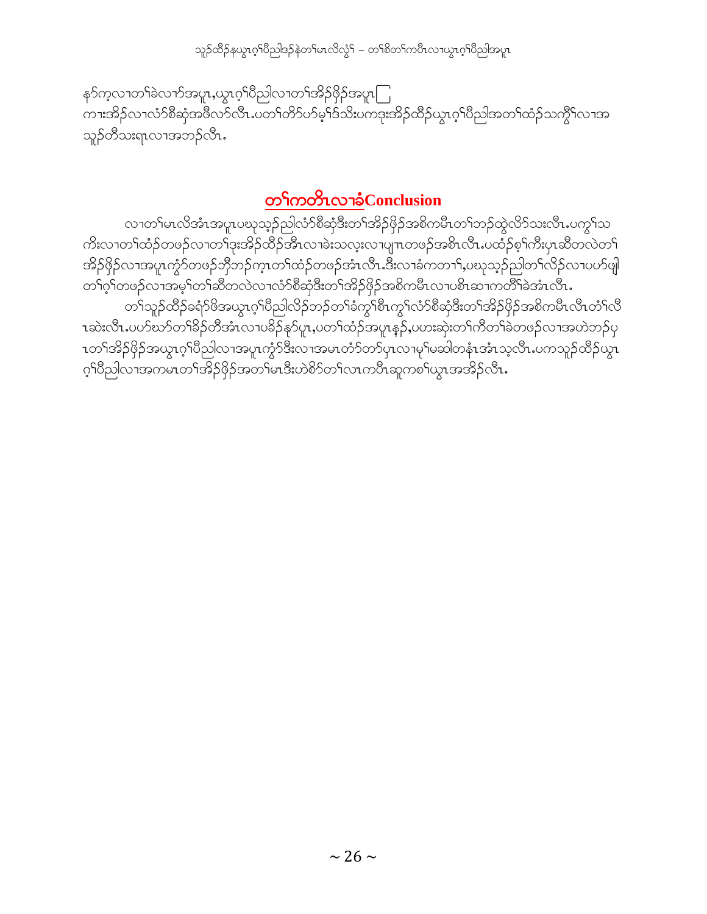နဉ်က့လၢတၢ်ခဲလၢာ်အပူၤ,ယွၤဂ့ၢ်ပီညါလၢတၢ်အိဉ်ဖှိဉ်အပူၤ
ကၢးအိဉ်လၢလံာ်စီဆှံအဖီလာ်လီၤ.ပတၢ်တိာ်ပာ်မ့ၢ်ဒ်သိးပကဒုးအိဉ်ထီဉ်ယွၤဂ့ၢ်ပီညါအတၢ်ထံဉ်သကွိၢ်လၢအ
သ့ဉ်တီသးရၤလၢအဘဉ်လီၤ.

## တၢ်ကတိၤလၢခံConclusion

လၢတၢ်မၤလိအံၤအပူၤပ�髒သ့ဉ်ညါလံာ်စီဆှံဒီးတၢ်အိဉ်ဖှိဉ်အစိကမီၤတၢ်ဘဉ်ထွဲလိာ်သးလီၤ.ပကွၢ်သ
ကိးလၢတၢ်ထံဉ်တဖဉ်လၢတၢ်ဒုးအိဉ်ထီဉ်အီၤလၢခဲးသလ့းလၢပျπတဖဉ်အစိၤလီၤ.ပထံဉ်စ့ၢ်ကီးပှၤဆီတလဲတၢ်
အိဉ်ဖှိဉ်လၢအပူၤကွံာ်တဖဉ်ဘှီဘဉ်က့ၤတၢ်ထံဉ်တဖဉ်အံၤလီၤ.ဒီးလၢခံကတၢၢ်,ပၢသ့ဉ်ညါတၢ်လိဉ်လၢပပာ်ဖျါ
တၢ်ဂ့ၢ်တဖဉ်လၢအမ့ၢ်တၢ်ဆီတလဲလၢလံာ်စီဆှံဒီးတၢ်အိဉ်ဖှိဉ်အစိကမီၤလၢပစိၤဆၢကတိၢ်ခဲအံၤလီၤ.

တၢ်သ့ဉ်ထီဉ်ခရံာ်ဖိအယွၤဂ့ၢ်ပီညါလိဉ်ဘဉ်တၢ်ခံကွၢ်စီၤကွၢ်လံာ်စီဆှံဒီးတၢ်အိဉ်ဖှိဉ်အစိကမီၤလီၤတံၢ်လီ
ၤဆဲးလီၤ.ပပာ်ဃာ်တၢ်ခိဉ်တီအံၤလၢပခိဉ်နှာ်ပူၤ,ပတၢ်ထံဉ်အပူၤနှဉ်,ပဟးဆှဲးတၢ်ကီတၢ်ခဲတဖဉ်လၢအဟဲဘဉ်ပှ
ၤတၢ်အိဉ်ဖှိဉ်အယွၤဂ့ၢ်ပီညါလၢအပူၤကွံာ်ဒီးလၢအမၤတံာ်တာ်ပှၤလၢမုၢ်မဆါတနံၤအံၤသ့လီၤ.ပကသ့ဉ်ထီဉ်ယွၤ
ဂ့ၢ်ပီညါလၢအကမၤတၢ်အိဉ်ဖှိဉ်အတၢ်မၤဒီးဟဲစိာ်တၢ်လၤကပီၤဆူကစၢ်ယွၤအအိဉ်လီၤ.